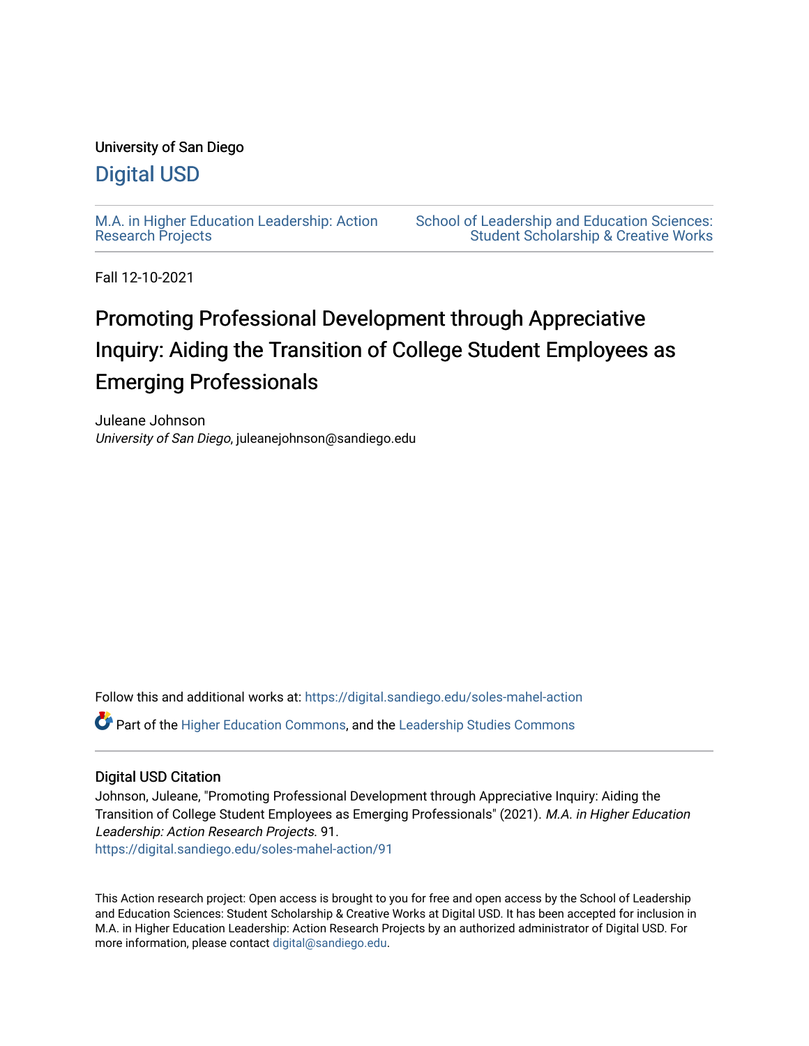University of San Diego

Digital USD

M.A. in Higher Education Leadership: Action Research Projects

School of Leadership and Education Sciences: Student Scholarship & Creative Works

Fall 12-10-2021

# Promoting Professional Development through Appreciative Inquiry: Aiding the Transition of College Student Employees as Emerging Professionals

Juleane Johnson
*University of San Diego*, juleanejohnson@sandiego.edu

Follow this and additional works at: https://digital.sandiego.edu/soles-mahel-action

Part of the Higher Education Commons, and the Leadership Studies Commons

## Digital USD Citation

Johnson, Juleane, "Promoting Professional Development through Appreciative Inquiry: Aiding the Transition of College Student Employees as Emerging Professionals" (2021). *M.A. in Higher Education Leadership: Action Research Projects*. 91.
https://digital.sandiego.edu/soles-mahel-action/91

This Action research project: Open access is brought to you for free and open access by the School of Leadership and Education Sciences: Student Scholarship & Creative Works at Digital USD. It has been accepted for inclusion in M.A. in Higher Education Leadership: Action Research Projects by an authorized administrator of Digital USD. For more information, please contact digital@sandiego.edu.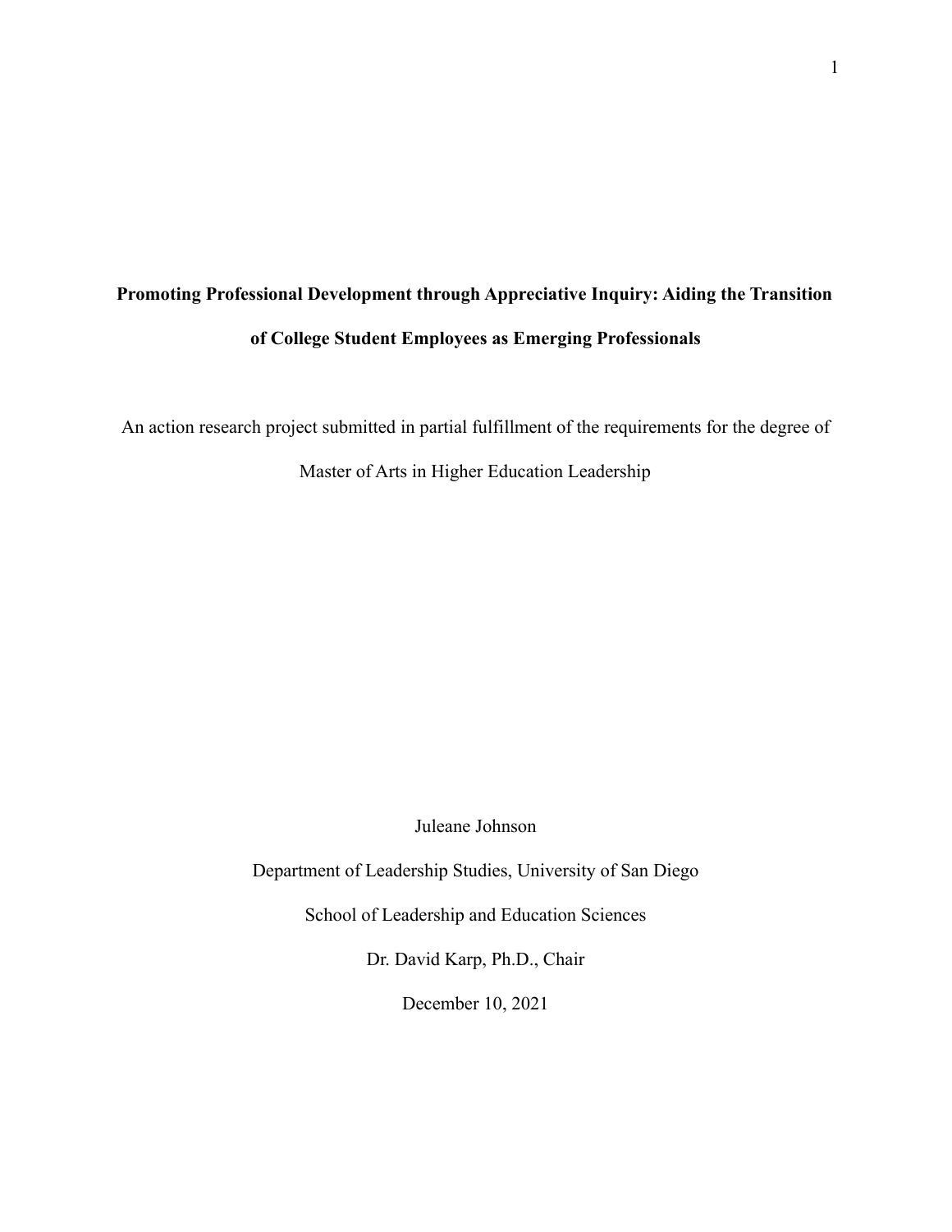**Promoting Professional Development through Appreciative Inquiry: Aiding the Transition of College Student Employees as Emerging Professionals**

An action research project submitted in partial fulfillment of the requirements for the degree of Master of Arts in Higher Education Leadership

Juleane Johnson

Department of Leadership Studies, University of San Diego

School of Leadership and Education Sciences

Dr. David Karp, Ph.D., Chair

December 10, 2021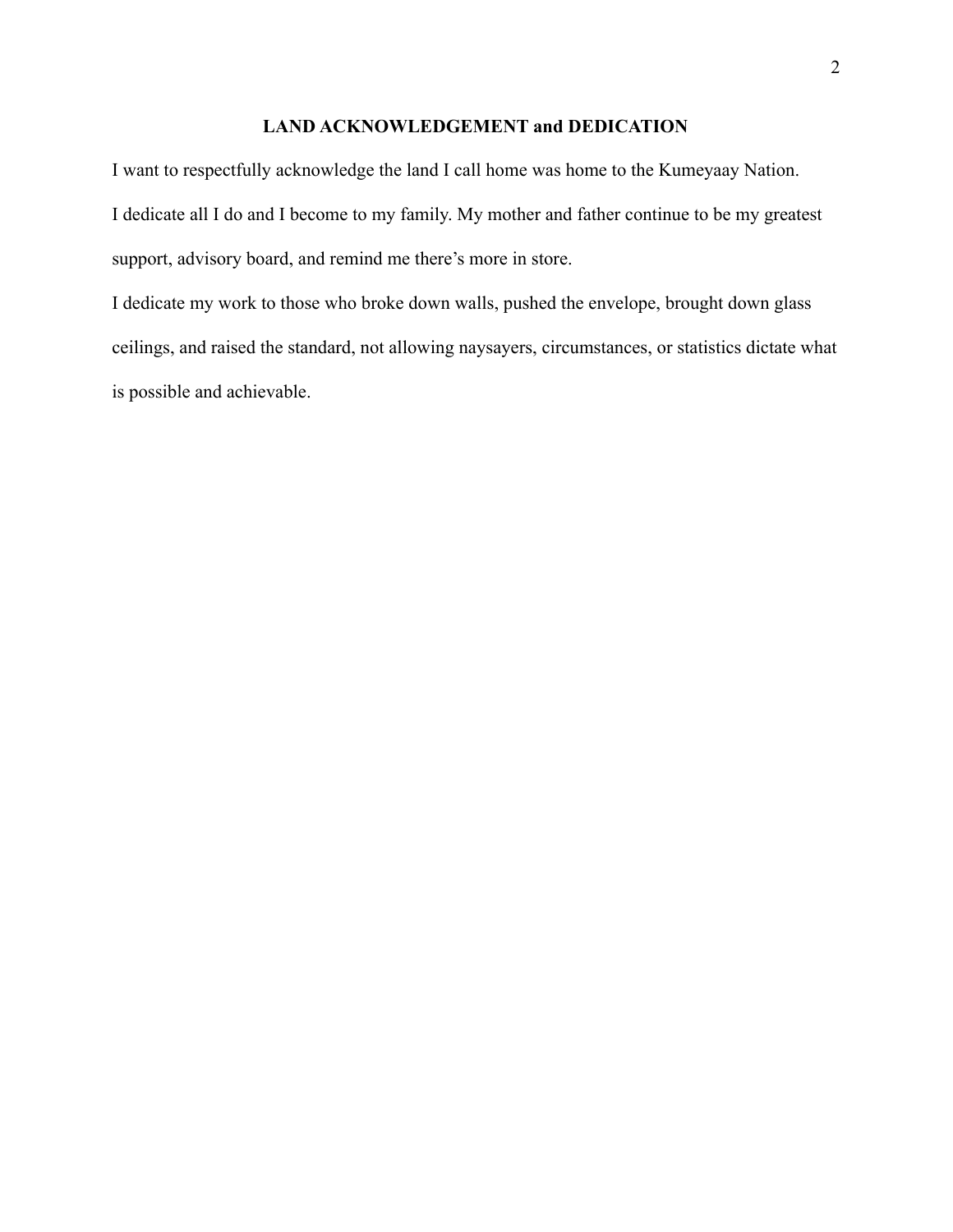## LAND ACKNOWLEDGEMENT and DEDICATION

I want to respectfully acknowledge the land I call home was home to the Kumeyaay Nation.

I dedicate all I do and I become to my family. My mother and father continue to be my greatest support, advisory board, and remind me there's more in store.

I dedicate my work to those who broke down walls, pushed the envelope, brought down glass ceilings, and raised the standard, not allowing naysayers, circumstances, or statistics dictate what is possible and achievable.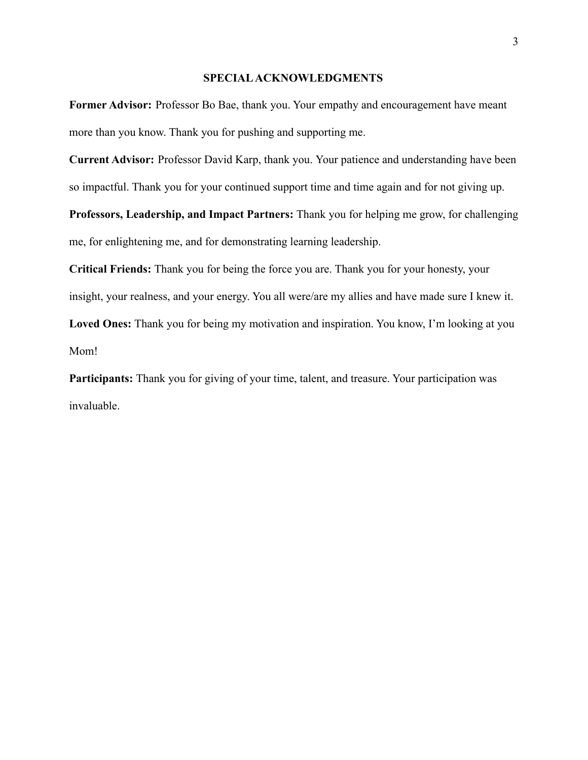# SPECIAL ACKNOWLEDGMENTS

**Former Advisor:** Professor Bo Bae, thank you. Your empathy and encouragement have meant more than you know. Thank you for pushing and supporting me.

**Current Advisor:** Professor David Karp, thank you. Your patience and understanding have been so impactful. Thank you for your continued support time and time again and for not giving up.

**Professors, Leadership, and Impact Partners:** Thank you for helping me grow, for challenging me, for enlightening me, and for demonstrating learning leadership.

**Critical Friends:** Thank you for being the force you are. Thank you for your honesty, your insight, your realness, and your energy. You all were/are my allies and have made sure I knew it.

**Loved Ones:** Thank you for being my motivation and inspiration. You know, I'm looking at you Mom!

**Participants:** Thank you for giving of your time, talent, and treasure. Your participation was invaluable.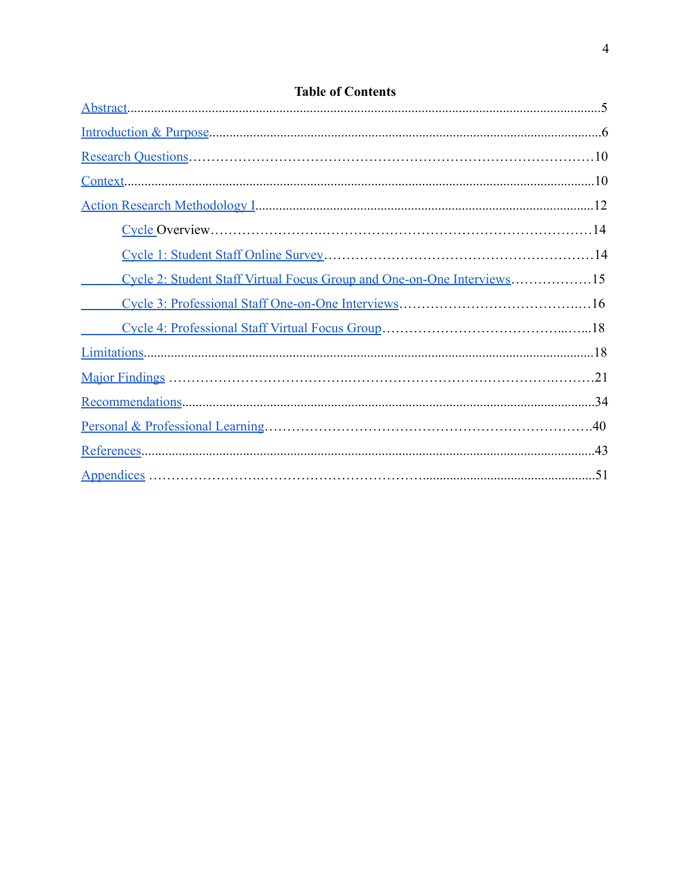## Table of Contents

Abstract........................................................................................................................................5

Introduction & Purpose.................................................................................................................6

Research Questions……………………………………………………………………………10

Context........................................................................................................................................10

Action Research Methodology I.................................................................................................12

  Cycle Overview………………………………………………………………………14

  Cycle 1: Student Staff Online Survey…………………………………………………14

  Cycle 2: Student Staff Virtual Focus Group and One-on-One Interviews………………15

  Cycle 3: Professional Staff One-on-One Interviews…………………………………..…16

  Cycle 4: Professional Staff Virtual Focus Group………………………………...…...18

Limitations..................................................................................................................................18

Major Findings ……………………………..…………………………………….………21

Recommendations......................................................................................................................34

Personal & Professional Learning……………………………………………………………….40

References...................................................................................................................................43

Appendices ……………………..……………………………....................................................51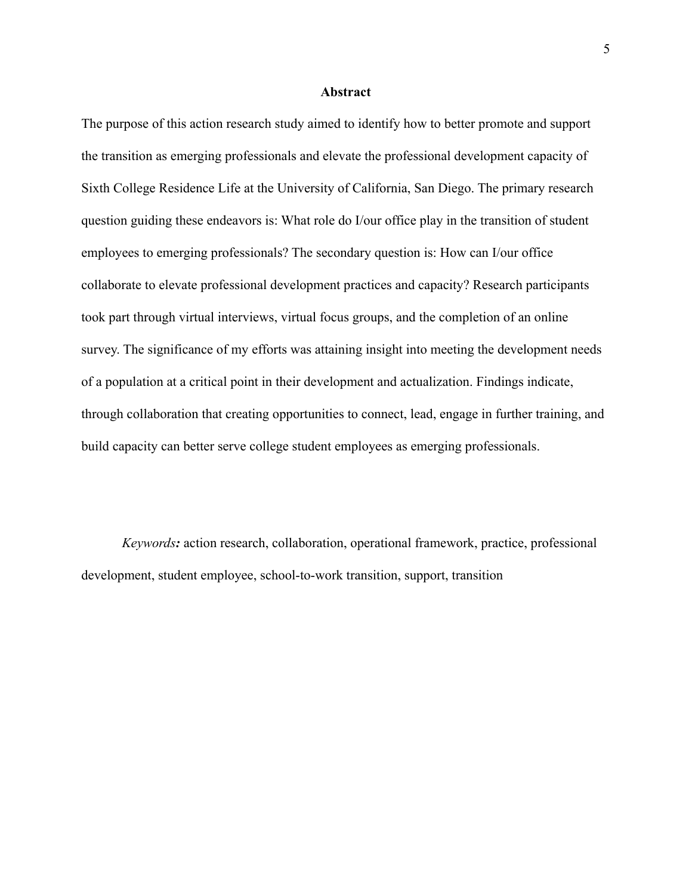## Abstract

The purpose of this action research study aimed to identify how to better promote and support the transition as emerging professionals and elevate the professional development capacity of Sixth College Residence Life at the University of California, San Diego. The primary research question guiding these endeavors is: What role do I/our office play in the transition of student employees to emerging professionals? The secondary question is: How can I/our office collaborate to elevate professional development practices and capacity? Research participants took part through virtual interviews, virtual focus groups, and the completion of an online survey. The significance of my efforts was attaining insight into meeting the development needs of a population at a critical point in their development and actualization. Findings indicate, through collaboration that creating opportunities to connect, lead, engage in further training, and build capacity can better serve college student employees as emerging professionals.

*Keywords:* action research, collaboration, operational framework, practice, professional development, student employee, school-to-work transition, support, transition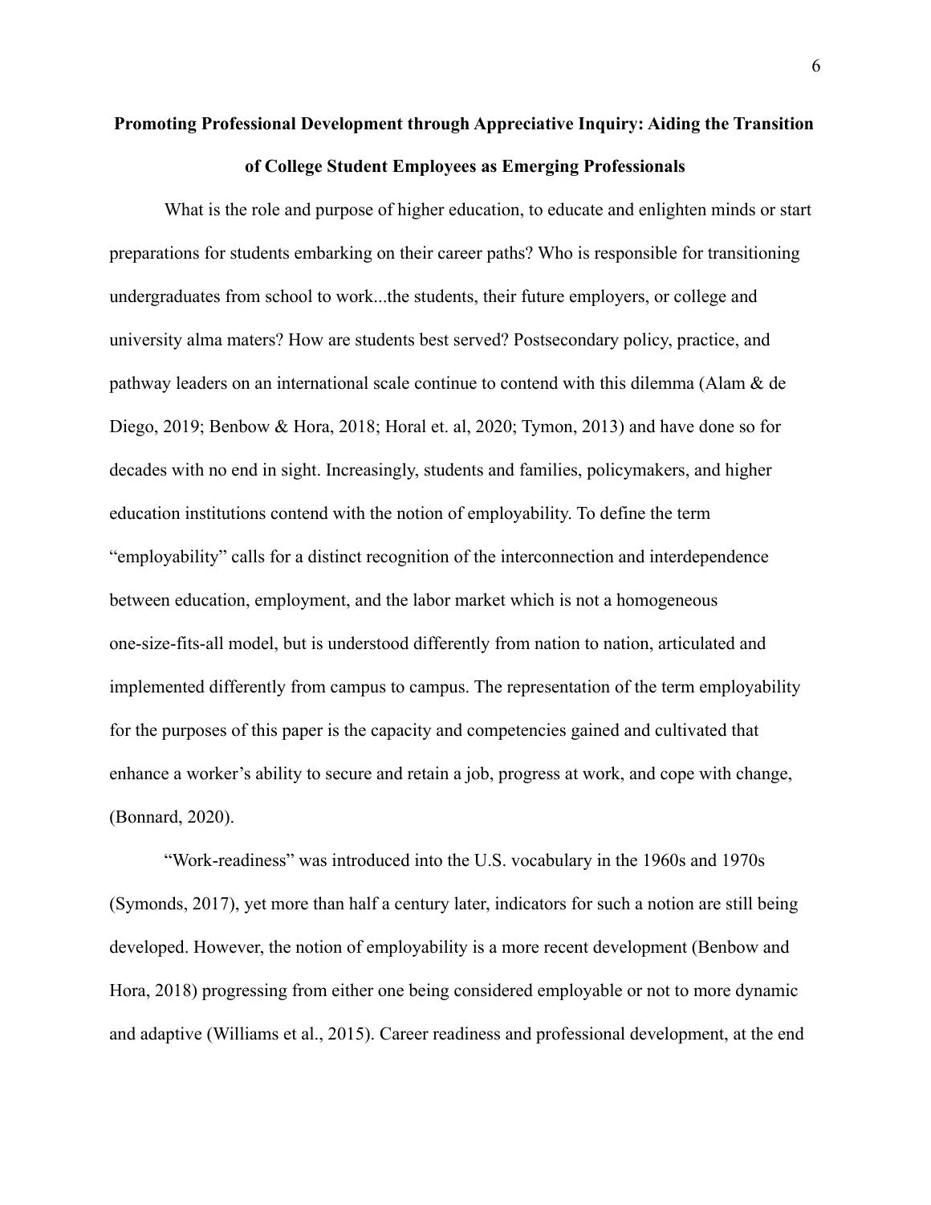**Promoting Professional Development through Appreciative Inquiry: Aiding the Transition of College Student Employees as Emerging Professionals**

What is the role and purpose of higher education, to educate and enlighten minds or start preparations for students embarking on their career paths? Who is responsible for transitioning undergraduates from school to work...the students, their future employers, or college and university alma maters? How are students best served? Postsecondary policy, practice, and pathway leaders on an international scale continue to contend with this dilemma (Alam & de Diego, 2019; Benbow & Hora, 2018; Horal et. al, 2020; Tymon, 2013) and have done so for decades with no end in sight. Increasingly, students and families, policymakers, and higher education institutions contend with the notion of employability. To define the term "employability" calls for a distinct recognition of the interconnection and interdependence between education, employment, and the labor market which is not a homogeneous one-size-fits-all model, but is understood differently from nation to nation, articulated and implemented differently from campus to campus. The representation of the term employability for the purposes of this paper is the capacity and competencies gained and cultivated that enhance a worker's ability to secure and retain a job, progress at work, and cope with change, (Bonnard, 2020).

"Work-readiness" was introduced into the U.S. vocabulary in the 1960s and 1970s (Symonds, 2017), yet more than half a century later, indicators for such a notion are still being developed. However, the notion of employability is a more recent development (Benbow and Hora, 2018) progressing from either one being considered employable or not to more dynamic and adaptive (Williams et al., 2015). Career readiness and professional development, at the end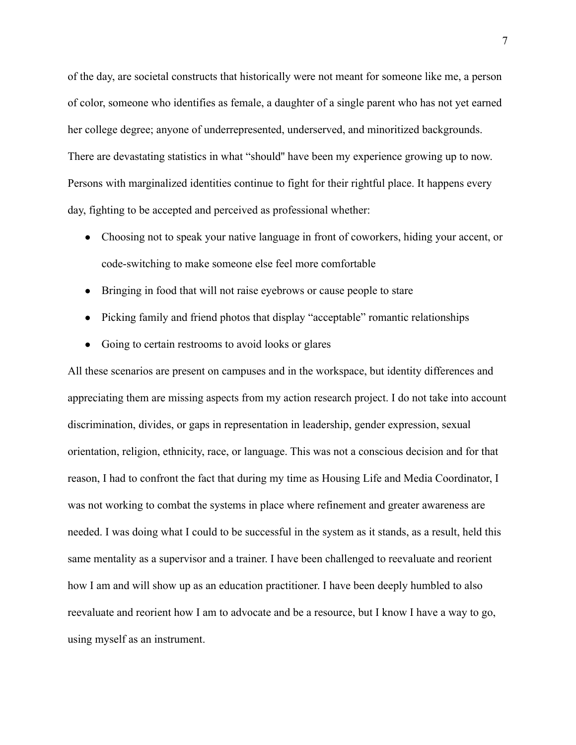of the day, are societal constructs that historically were not meant for someone like me, a person of color, someone who identifies as female, a daughter of a single parent who has not yet earned her college degree; anyone of underrepresented, underserved, and minoritized backgrounds. There are devastating statistics in what "should" have been my experience growing up to now. Persons with marginalized identities continue to fight for their rightful place. It happens every day, fighting to be accepted and perceived as professional whether:

- Choosing not to speak your native language in front of coworkers, hiding your accent, or code-switching to make someone else feel more comfortable
- Bringing in food that will not raise eyebrows or cause people to stare
- Picking family and friend photos that display "acceptable" romantic relationships
- Going to certain restrooms to avoid looks or glares

All these scenarios are present on campuses and in the workspace, but identity differences and appreciating them are missing aspects from my action research project. I do not take into account discrimination, divides, or gaps in representation in leadership, gender expression, sexual orientation, religion, ethnicity, race, or language. This was not a conscious decision and for that reason, I had to confront the fact that during my time as Housing Life and Media Coordinator, I was not working to combat the systems in place where refinement and greater awareness are needed. I was doing what I could to be successful in the system as it stands, as a result, held this same mentality as a supervisor and a trainer. I have been challenged to reevaluate and reorient how I am and will show up as an education practitioner. I have been deeply humbled to also reevaluate and reorient how I am to advocate and be a resource, but I know I have a way to go, using myself as an instrument.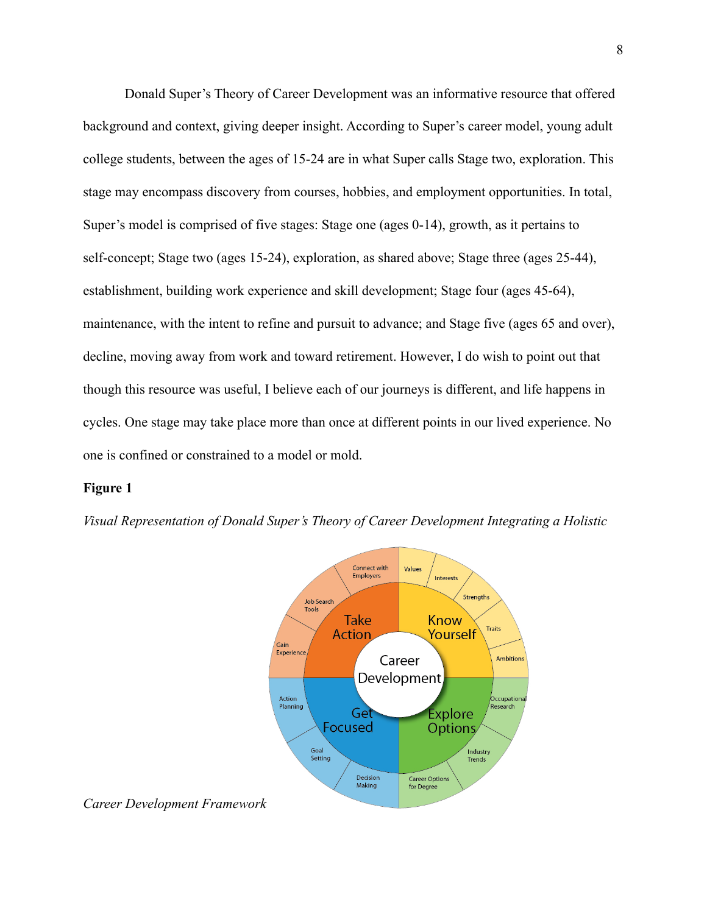Donald Super's Theory of Career Development was an informative resource that offered background and context, giving deeper insight. According to Super's career model, young adult college students, between the ages of 15-24 are in what Super calls Stage two, exploration. This stage may encompass discovery from courses, hobbies, and employment opportunities. In total, Super's model is comprised of five stages: Stage one (ages 0-14), growth, as it pertains to self-concept; Stage two (ages 15-24), exploration, as shared above; Stage three (ages 25-44), establishment, building work experience and skill development; Stage four (ages 45-64), maintenance, with the intent to refine and pursuit to advance; and Stage five (ages 65 and over), decline, moving away from work and toward retirement. However, I do wish to point out that though this resource was useful, I believe each of our journeys is different, and life happens in cycles. One stage may take place more than once at different points in our lived experience. No one is confined or constrained to a model or mold.

**Figure 1**

*Visual Representation of Donald Super's Theory of Career Development Integrating a Holistic Career Development Framework*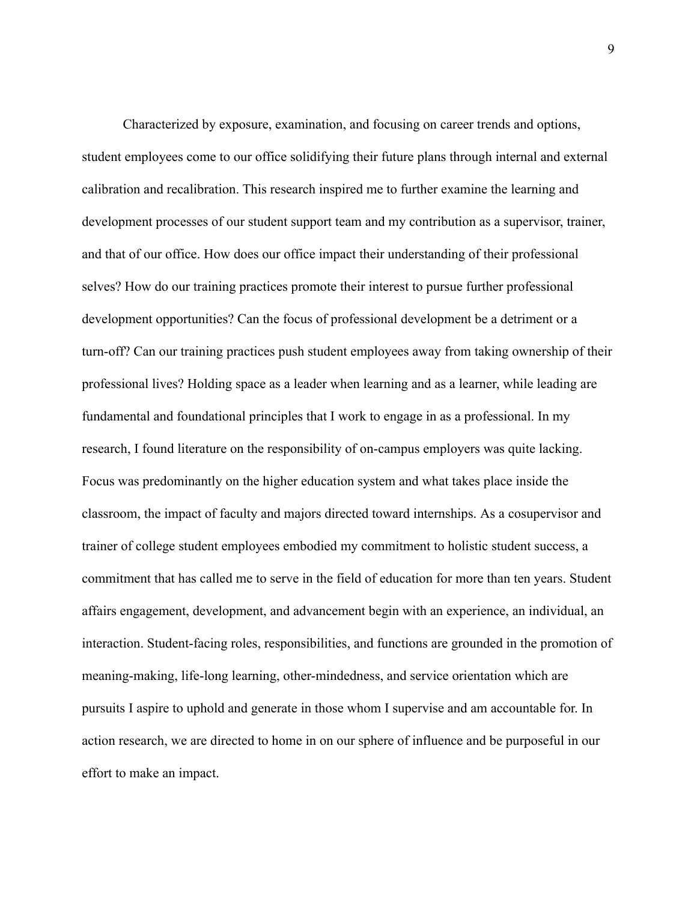Characterized by exposure, examination, and focusing on career trends and options, student employees come to our office solidifying their future plans through internal and external calibration and recalibration. This research inspired me to further examine the learning and development processes of our student support team and my contribution as a supervisor, trainer, and that of our office. How does our office impact their understanding of their professional selves? How do our training practices promote their interest to pursue further professional development opportunities? Can the focus of professional development be a detriment or a turn-off? Can our training practices push student employees away from taking ownership of their professional lives? Holding space as a leader when learning and as a learner, while leading are fundamental and foundational principles that I work to engage in as a professional. In my research, I found literature on the responsibility of on-campus employers was quite lacking. Focus was predominantly on the higher education system and what takes place inside the classroom, the impact of faculty and majors directed toward internships. As a cosupervisor and trainer of college student employees embodied my commitment to holistic student success, a commitment that has called me to serve in the field of education for more than ten years. Student affairs engagement, development, and advancement begin with an experience, an individual, an interaction. Student-facing roles, responsibilities, and functions are grounded in the promotion of meaning-making, life-long learning, other-mindedness, and service orientation which are pursuits I aspire to uphold and generate in those whom I supervise and am accountable for. In action research, we are directed to home in on our sphere of influence and be purposeful in our effort to make an impact.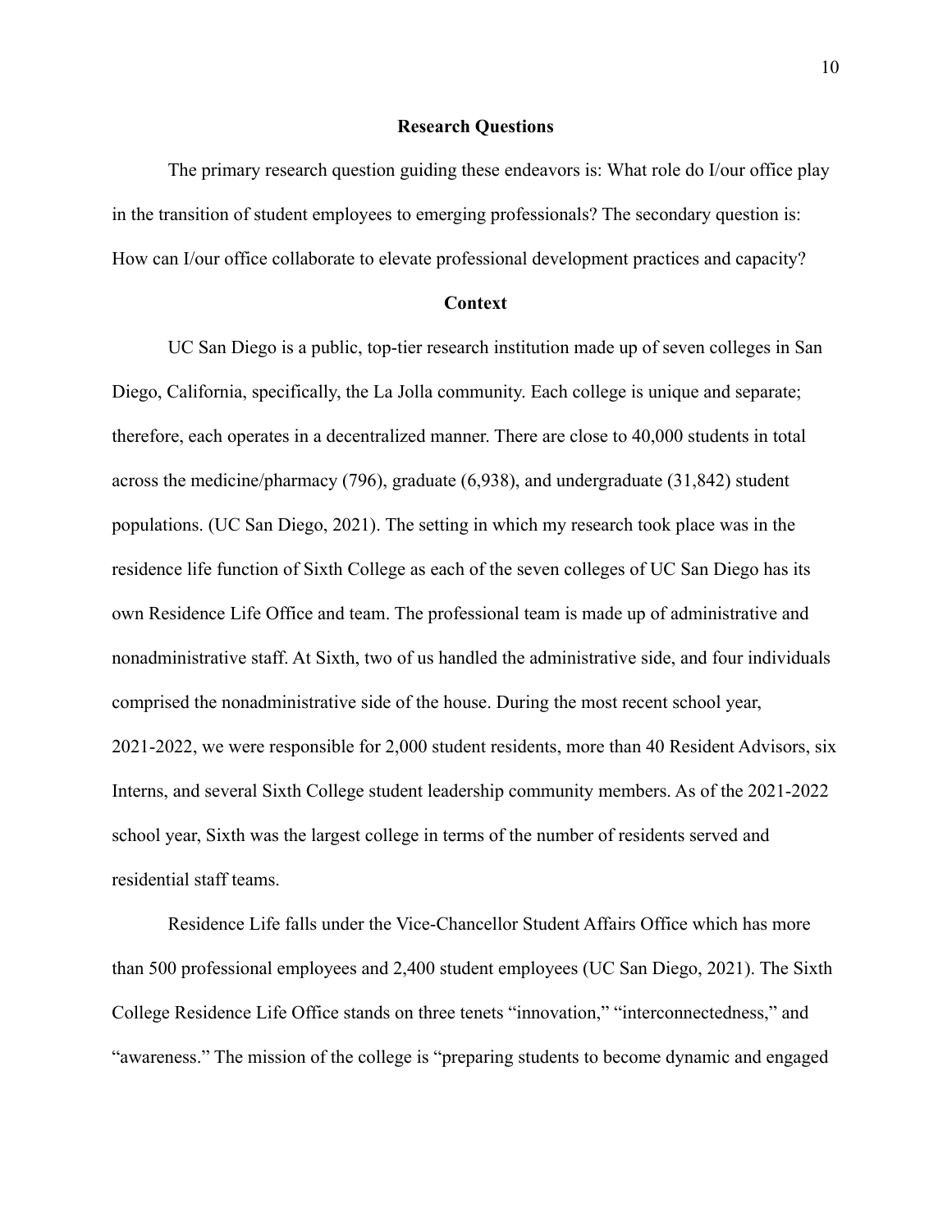## Research Questions

The primary research question guiding these endeavors is: What role do I/our office play in the transition of student employees to emerging professionals? The secondary question is: How can I/our office collaborate to elevate professional development practices and capacity?

## Context

UC San Diego is a public, top-tier research institution made up of seven colleges in San Diego, California, specifically, the La Jolla community. Each college is unique and separate; therefore, each operates in a decentralized manner. There are close to 40,000 students in total across the medicine/pharmacy (796), graduate (6,938), and undergraduate (31,842) student populations. (UC San Diego, 2021). The setting in which my research took place was in the residence life function of Sixth College as each of the seven colleges of UC San Diego has its own Residence Life Office and team. The professional team is made up of administrative and nonadministrative staff. At Sixth, two of us handled the administrative side, and four individuals comprised the nonadministrative side of the house. During the most recent school year, 2021-2022, we were responsible for 2,000 student residents, more than 40 Resident Advisors, six Interns, and several Sixth College student leadership community members. As of the 2021-2022 school year, Sixth was the largest college in terms of the number of residents served and residential staff teams.

Residence Life falls under the Vice-Chancellor Student Affairs Office which has more than 500 professional employees and 2,400 student employees (UC San Diego, 2021). The Sixth College Residence Life Office stands on three tenets "innovation," "interconnectedness," and "awareness." The mission of the college is "preparing students to become dynamic and engaged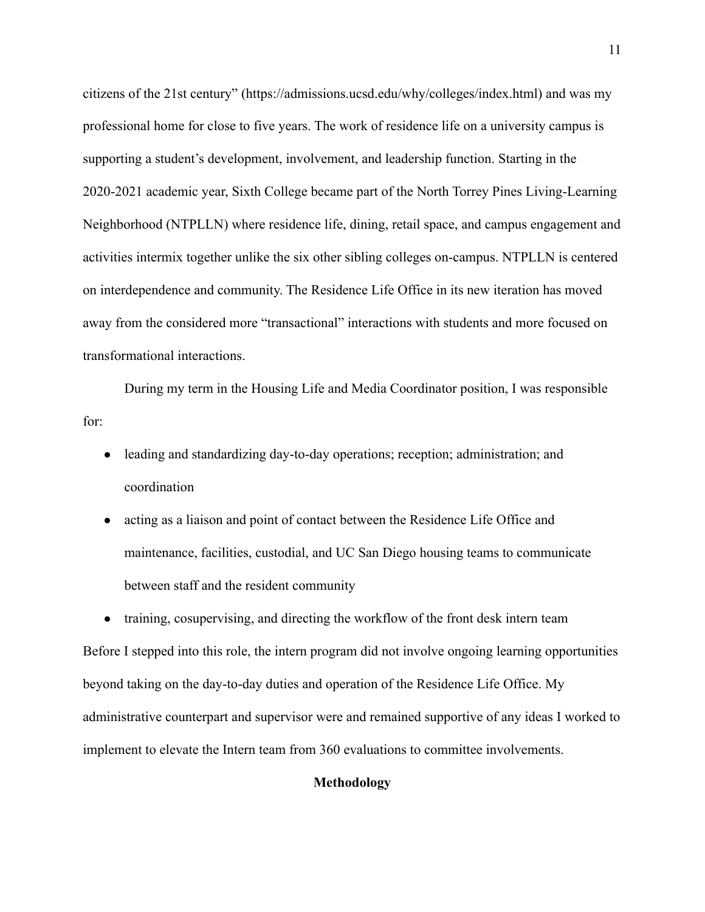citizens of the 21st century" (https://admissions.ucsd.edu/why/colleges/index.html) and was my professional home for close to five years. The work of residence life on a university campus is supporting a student's development, involvement, and leadership function. Starting in the 2020-2021 academic year, Sixth College became part of the North Torrey Pines Living-Learning Neighborhood (NTPLLN) where residence life, dining, retail space, and campus engagement and activities intermix together unlike the six other sibling colleges on-campus. NTPLLN is centered on interdependence and community. The Residence Life Office in its new iteration has moved away from the considered more "transactional" interactions with students and more focused on transformational interactions.

During my term in the Housing Life and Media Coordinator position, I was responsible for:

- leading and standardizing day-to-day operations; reception; administration; and coordination
- acting as a liaison and point of contact between the Residence Life Office and maintenance, facilities, custodial, and UC San Diego housing teams to communicate between staff and the resident community
- training, cosupervising, and directing the workflow of the front desk intern team

Before I stepped into this role, the intern program did not involve ongoing learning opportunities beyond taking on the day-to-day duties and operation of the Residence Life Office. My administrative counterpart and supervisor were and remained supportive of any ideas I worked to implement to elevate the Intern team from 360 evaluations to committee involvements.

## Methodology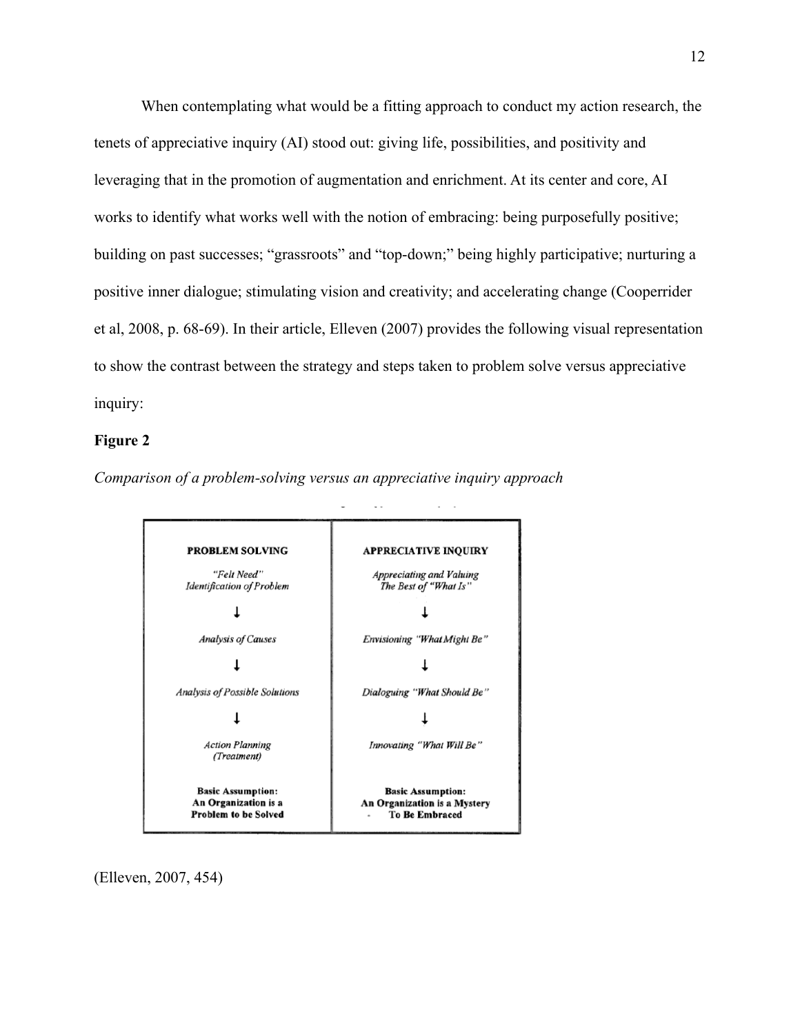When contemplating what would be a fitting approach to conduct my action research, the tenets of appreciative inquiry (AI) stood out: giving life, possibilities, and positivity and leveraging that in the promotion of augmentation and enrichment. At its center and core, AI works to identify what works well with the notion of embracing: being purposefully positive; building on past successes; "grassroots" and "top-down;" being highly participative; nurturing a positive inner dialogue; stimulating vision and creativity; and accelerating change (Cooperrider et al, 2008, p. 68-69). In their article, Elleven (2007) provides the following visual representation to show the contrast between the strategy and steps taken to problem solve versus appreciative inquiry:

**Figure 2**

*Comparison of a problem-solving versus an appreciative inquiry approach*

| **PROBLEM SOLVING** | **APPRECIATIVE INQUIRY** |
| --- | --- |
| *"Felt Need" Identification of Problem* | *Appreciating and Valuing The Best of "What Is"* |
| ↓ | ↓ |
| *Analysis of Causes* | *Envisioning "What Might Be"* |
| ↓ | ↓ |
| *Analysis of Possible Solutions* | *Dialoguing "What Should Be"* |
| ↓ | ↓ |
| *Action Planning (Treatment)* | *Innovating "What Will Be"* |
| **Basic Assumption: An Organization is a Problem to be Solved** | **Basic Assumption: An Organization is a Mystery To Be Embraced** |

(Elleven, 2007, 454)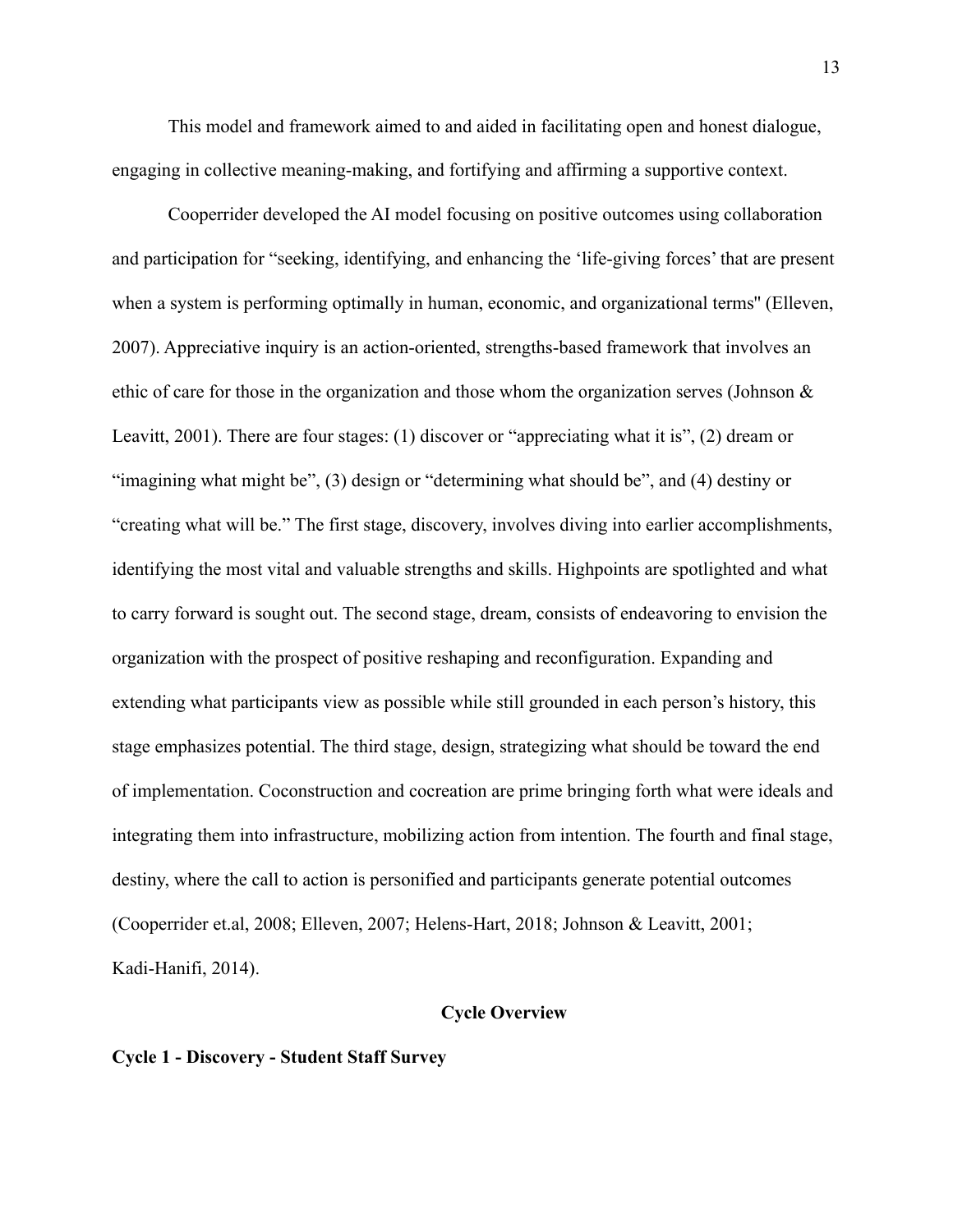This model and framework aimed to and aided in facilitating open and honest dialogue, engaging in collective meaning-making, and fortifying and affirming a supportive context.

Cooperrider developed the AI model focusing on positive outcomes using collaboration and participation for "seeking, identifying, and enhancing the 'life-giving forces' that are present when a system is performing optimally in human, economic, and organizational terms'' (Elleven, 2007). Appreciative inquiry is an action-oriented, strengths-based framework that involves an ethic of care for those in the organization and those whom the organization serves (Johnson & Leavitt, 2001). There are four stages: (1) discover or "appreciating what it is", (2) dream or "imagining what might be", (3) design or "determining what should be", and (4) destiny or "creating what will be." The first stage, discovery, involves diving into earlier accomplishments, identifying the most vital and valuable strengths and skills. Highpoints are spotlighted and what to carry forward is sought out. The second stage, dream, consists of endeavoring to envision the organization with the prospect of positive reshaping and reconfiguration. Expanding and extending what participants view as possible while still grounded in each person's history, this stage emphasizes potential. The third stage, design, strategizing what should be toward the end of implementation. Coconstruction and cocreation are prime bringing forth what were ideals and integrating them into infrastructure, mobilizing action from intention. The fourth and final stage, destiny, where the call to action is personified and participants generate potential outcomes (Cooperrider et.al, 2008; Elleven, 2007; Helens-Hart, 2018; Johnson & Leavitt, 2001; Kadi-Hanifi, 2014).

## Cycle Overview

### Cycle 1 - Discovery - Student Staff Survey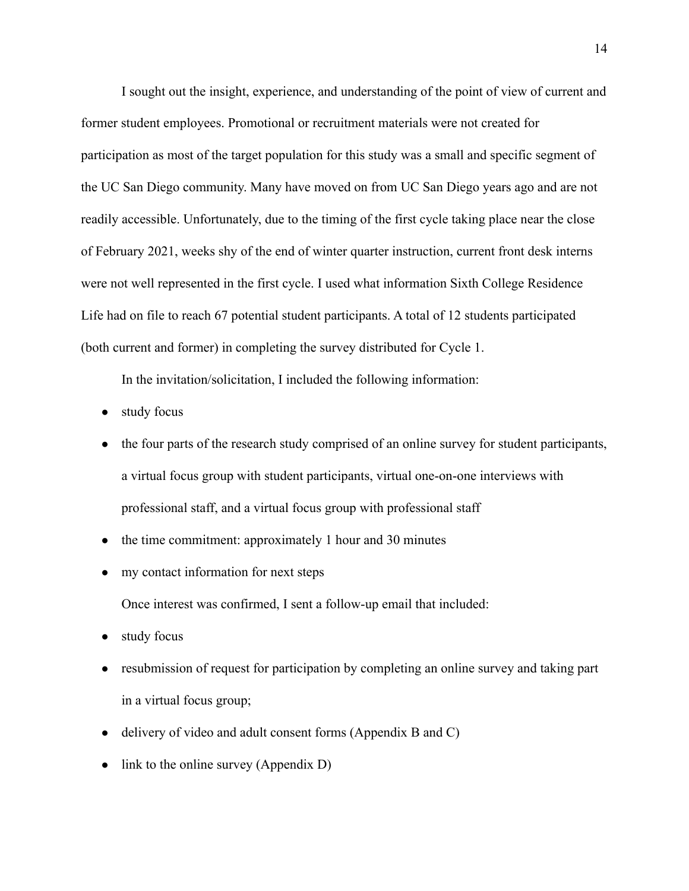I sought out the insight, experience, and understanding of the point of view of current and former student employees. Promotional or recruitment materials were not created for participation as most of the target population for this study was a small and specific segment of the UC San Diego community. Many have moved on from UC San Diego years ago and are not readily accessible. Unfortunately, due to the timing of the first cycle taking place near the close of February 2021, weeks shy of the end of winter quarter instruction, current front desk interns were not well represented in the first cycle. I used what information Sixth College Residence Life had on file to reach 67 potential student participants. A total of 12 students participated (both current and former) in completing the survey distributed for Cycle 1.

In the invitation/solicitation, I included the following information:

- study focus
- the four parts of the research study comprised of an online survey for student participants, a virtual focus group with student participants, virtual one-on-one interviews with professional staff, and a virtual focus group with professional staff
- the time commitment: approximately 1 hour and 30 minutes
- my contact information for next steps

Once interest was confirmed, I sent a follow-up email that included:

- study focus
- resubmission of request for participation by completing an online survey and taking part in a virtual focus group;
- delivery of video and adult consent forms (Appendix B and C)
- link to the online survey (Appendix D)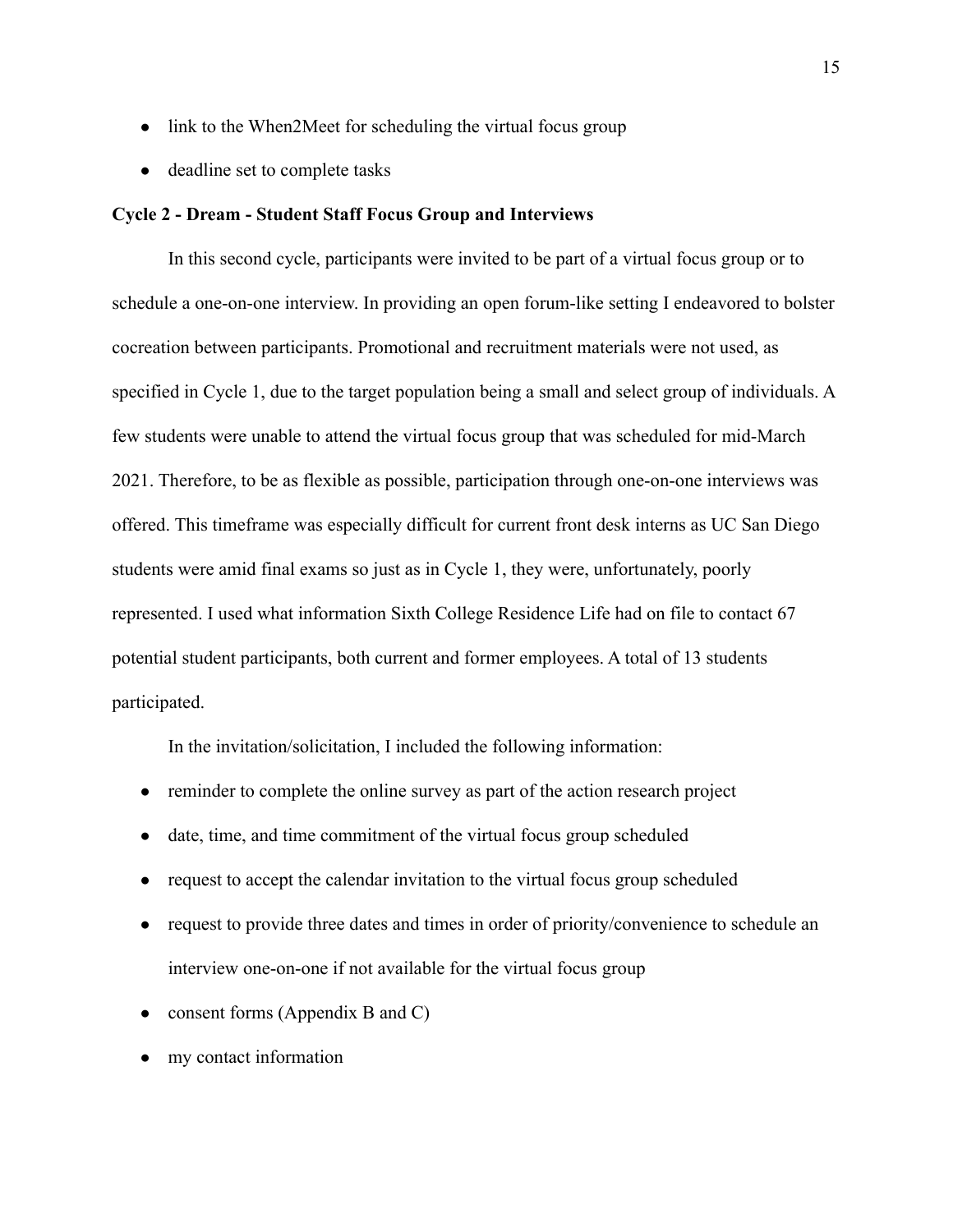- link to the When2Meet for scheduling the virtual focus group
- deadline set to complete tasks

**Cycle 2 - Dream - Student Staff Focus Group and Interviews**

In this second cycle, participants were invited to be part of a virtual focus group or to schedule a one-on-one interview. In providing an open forum-like setting I endeavored to bolster cocreation between participants. Promotional and recruitment materials were not used, as specified in Cycle 1, due to the target population being a small and select group of individuals. A few students were unable to attend the virtual focus group that was scheduled for mid-March 2021. Therefore, to be as flexible as possible, participation through one-on-one interviews was offered. This timeframe was especially difficult for current front desk interns as UC San Diego students were amid final exams so just as in Cycle 1, they were, unfortunately, poorly represented. I used what information Sixth College Residence Life had on file to contact 67 potential student participants, both current and former employees. A total of 13 students participated.

In the invitation/solicitation, I included the following information:

- reminder to complete the online survey as part of the action research project
- date, time, and time commitment of the virtual focus group scheduled
- request to accept the calendar invitation to the virtual focus group scheduled
- request to provide three dates and times in order of priority/convenience to schedule an interview one-on-one if not available for the virtual focus group
- consent forms (Appendix B and C)
- my contact information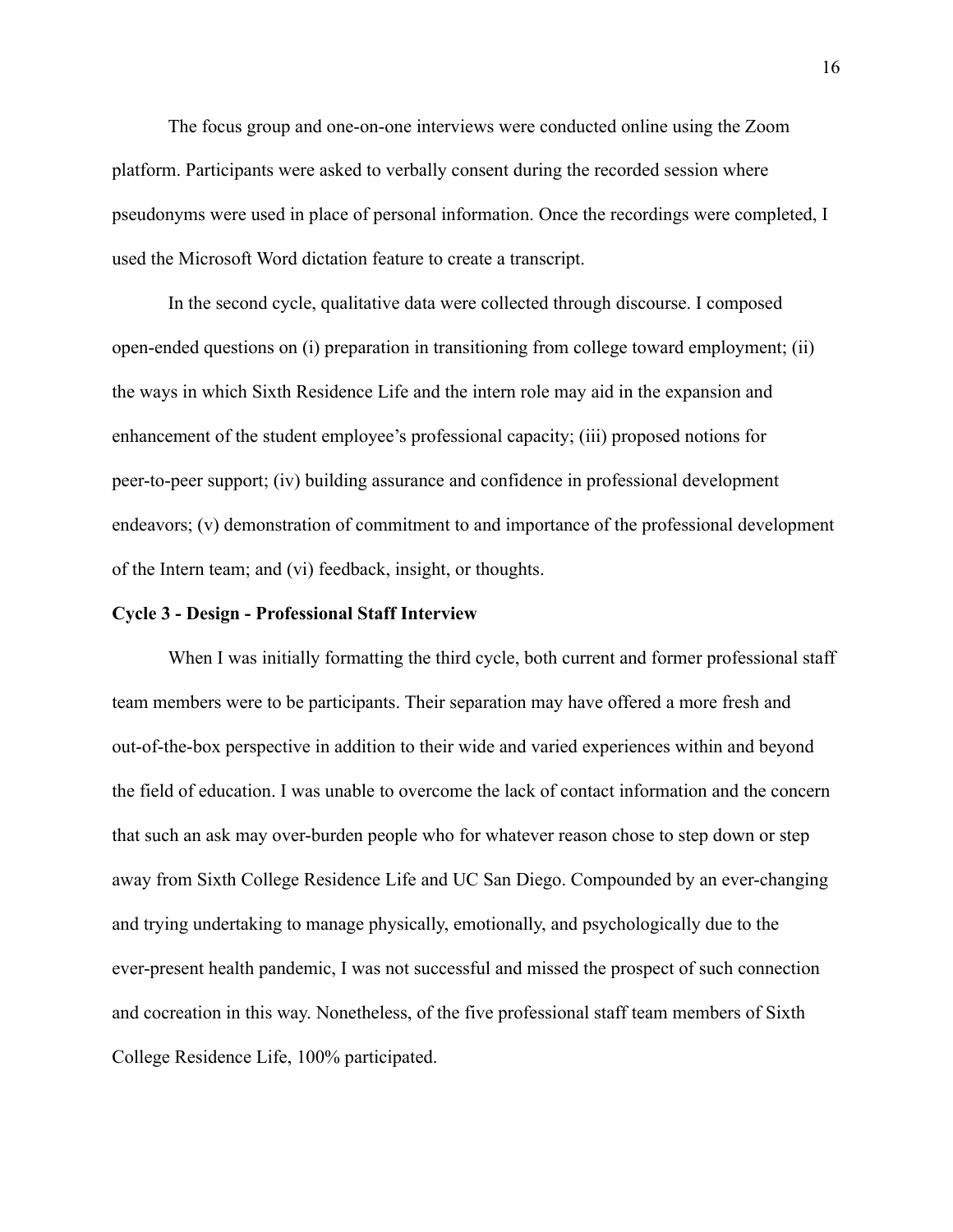The focus group and one-on-one interviews were conducted online using the Zoom platform. Participants were asked to verbally consent during the recorded session where pseudonyms were used in place of personal information. Once the recordings were completed, I used the Microsoft Word dictation feature to create a transcript.

In the second cycle, qualitative data were collected through discourse. I composed open-ended questions on (i) preparation in transitioning from college toward employment; (ii) the ways in which Sixth Residence Life and the intern role may aid in the expansion and enhancement of the student employee's professional capacity; (iii) proposed notions for peer-to-peer support; (iv) building assurance and confidence in professional development endeavors; (v) demonstration of commitment to and importance of the professional development of the Intern team; and (vi) feedback, insight, or thoughts.

**Cycle 3 - Design - Professional Staff Interview**

When I was initially formatting the third cycle, both current and former professional staff team members were to be participants. Their separation may have offered a more fresh and out-of-the-box perspective in addition to their wide and varied experiences within and beyond the field of education. I was unable to overcome the lack of contact information and the concern that such an ask may over-burden people who for whatever reason chose to step down or step away from Sixth College Residence Life and UC San Diego. Compounded by an ever-changing and trying undertaking to manage physically, emotionally, and psychologically due to the ever-present health pandemic, I was not successful and missed the prospect of such connection and cocreation in this way. Nonetheless, of the five professional staff team members of Sixth College Residence Life, 100% participated.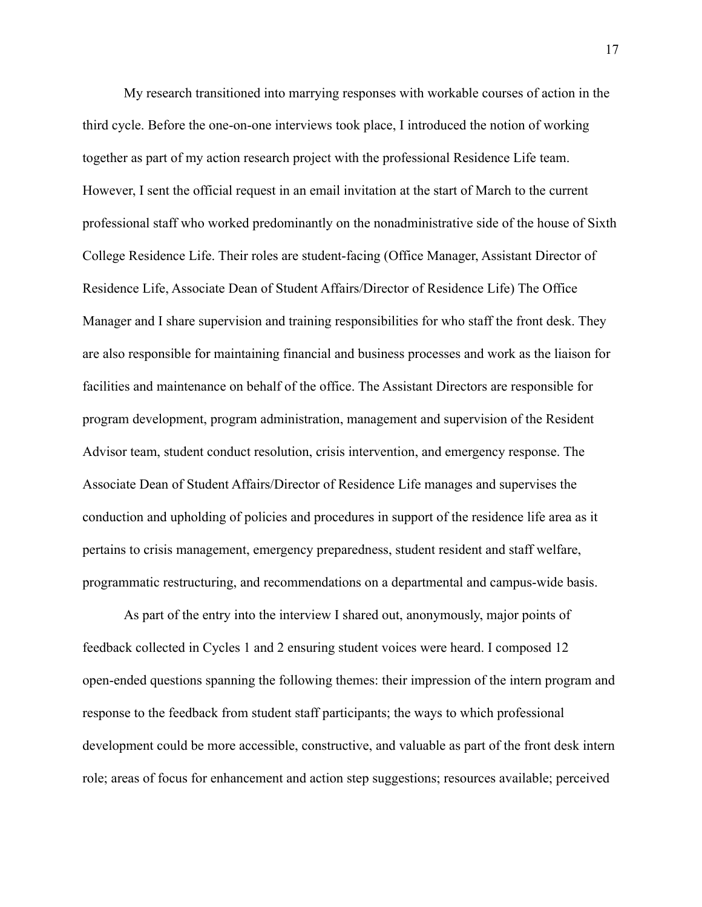My research transitioned into marrying responses with workable courses of action in the third cycle. Before the one-on-one interviews took place, I introduced the notion of working together as part of my action research project with the professional Residence Life team. However, I sent the official request in an email invitation at the start of March to the current professional staff who worked predominantly on the nonadministrative side of the house of Sixth College Residence Life. Their roles are student-facing (Office Manager, Assistant Director of Residence Life, Associate Dean of Student Affairs/Director of Residence Life) The Office Manager and I share supervision and training responsibilities for who staff the front desk. They are also responsible for maintaining financial and business processes and work as the liaison for facilities and maintenance on behalf of the office. The Assistant Directors are responsible for program development, program administration, management and supervision of the Resident Advisor team, student conduct resolution, crisis intervention, and emergency response. The Associate Dean of Student Affairs/Director of Residence Life manages and supervises the conduction and upholding of policies and procedures in support of the residence life area as it pertains to crisis management, emergency preparedness, student resident and staff welfare, programmatic restructuring, and recommendations on a departmental and campus-wide basis.

As part of the entry into the interview I shared out, anonymously, major points of feedback collected in Cycles 1 and 2 ensuring student voices were heard. I composed 12 open-ended questions spanning the following themes: their impression of the intern program and response to the feedback from student staff participants; the ways to which professional development could be more accessible, constructive, and valuable as part of the front desk intern role; areas of focus for enhancement and action step suggestions; resources available; perceived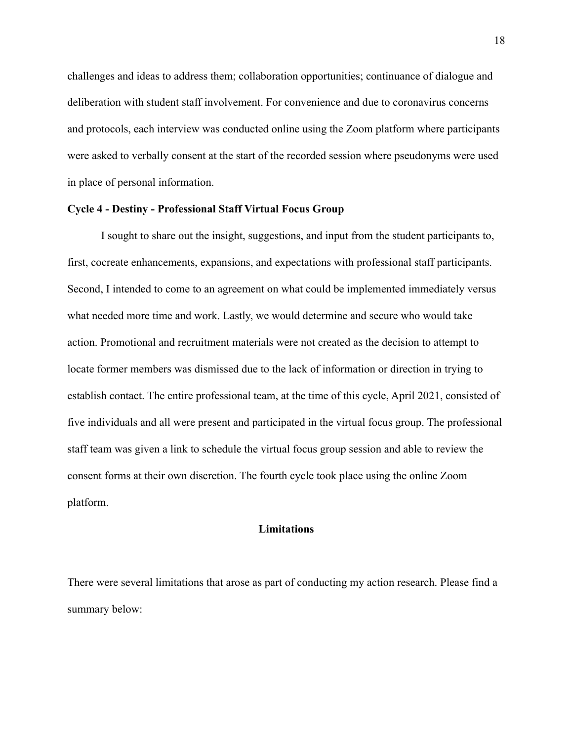challenges and ideas to address them; collaboration opportunities; continuance of dialogue and deliberation with student staff involvement. For convenience and due to coronavirus concerns and protocols, each interview was conducted online using the Zoom platform where participants were asked to verbally consent at the start of the recorded session where pseudonyms were used in place of personal information.

**Cycle 4 - Destiny - Professional Staff Virtual Focus Group**

I sought to share out the insight, suggestions, and input from the student participants to, first, cocreate enhancements, expansions, and expectations with professional staff participants. Second, I intended to come to an agreement on what could be implemented immediately versus what needed more time and work. Lastly, we would determine and secure who would take action. Promotional and recruitment materials were not created as the decision to attempt to locate former members was dismissed due to the lack of information or direction in trying to establish contact. The entire professional team, at the time of this cycle, April 2021, consisted of five individuals and all were present and participated in the virtual focus group. The professional staff team was given a link to schedule the virtual focus group session and able to review the consent forms at their own discretion. The fourth cycle took place using the online Zoom platform.

## Limitations

There were several limitations that arose as part of conducting my action research. Please find a summary below: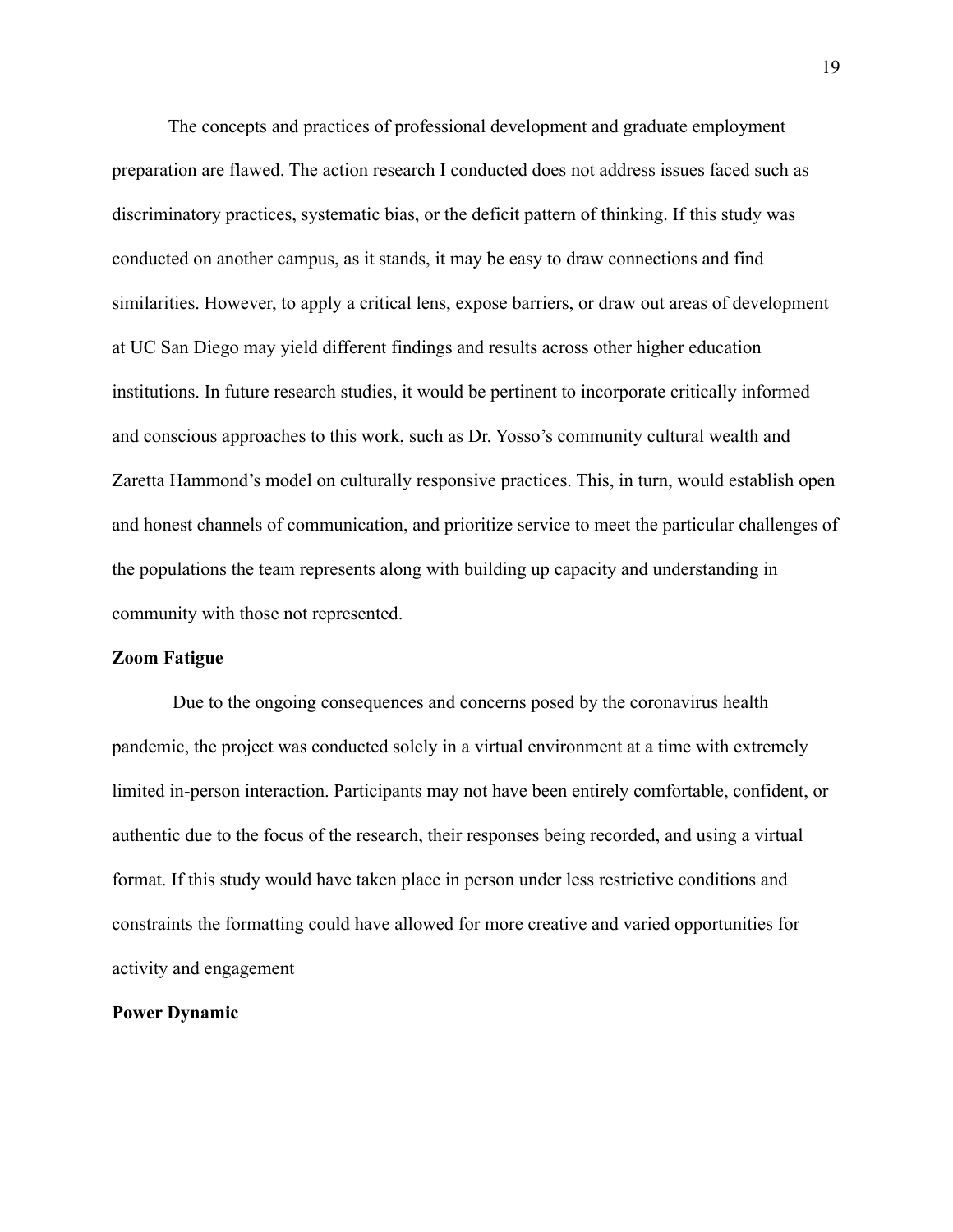The concepts and practices of professional development and graduate employment preparation are flawed. The action research I conducted does not address issues faced such as discriminatory practices, systematic bias, or the deficit pattern of thinking. If this study was conducted on another campus, as it stands, it may be easy to draw connections and find similarities. However, to apply a critical lens, expose barriers, or draw out areas of development at UC San Diego may yield different findings and results across other higher education institutions. In future research studies, it would be pertinent to incorporate critically informed and conscious approaches to this work, such as Dr. Yosso's community cultural wealth and Zaretta Hammond's model on culturally responsive practices. This, in turn, would establish open and honest channels of communication, and prioritize service to meet the particular challenges of the populations the team represents along with building up capacity and understanding in community with those not represented.

**Zoom Fatigue**

Due to the ongoing consequences and concerns posed by the coronavirus health pandemic, the project was conducted solely in a virtual environment at a time with extremely limited in-person interaction. Participants may not have been entirely comfortable, confident, or authentic due to the focus of the research, their responses being recorded, and using a virtual format. If this study would have taken place in person under less restrictive conditions and constraints the formatting could have allowed for more creative and varied opportunities for activity and engagement

**Power Dynamic**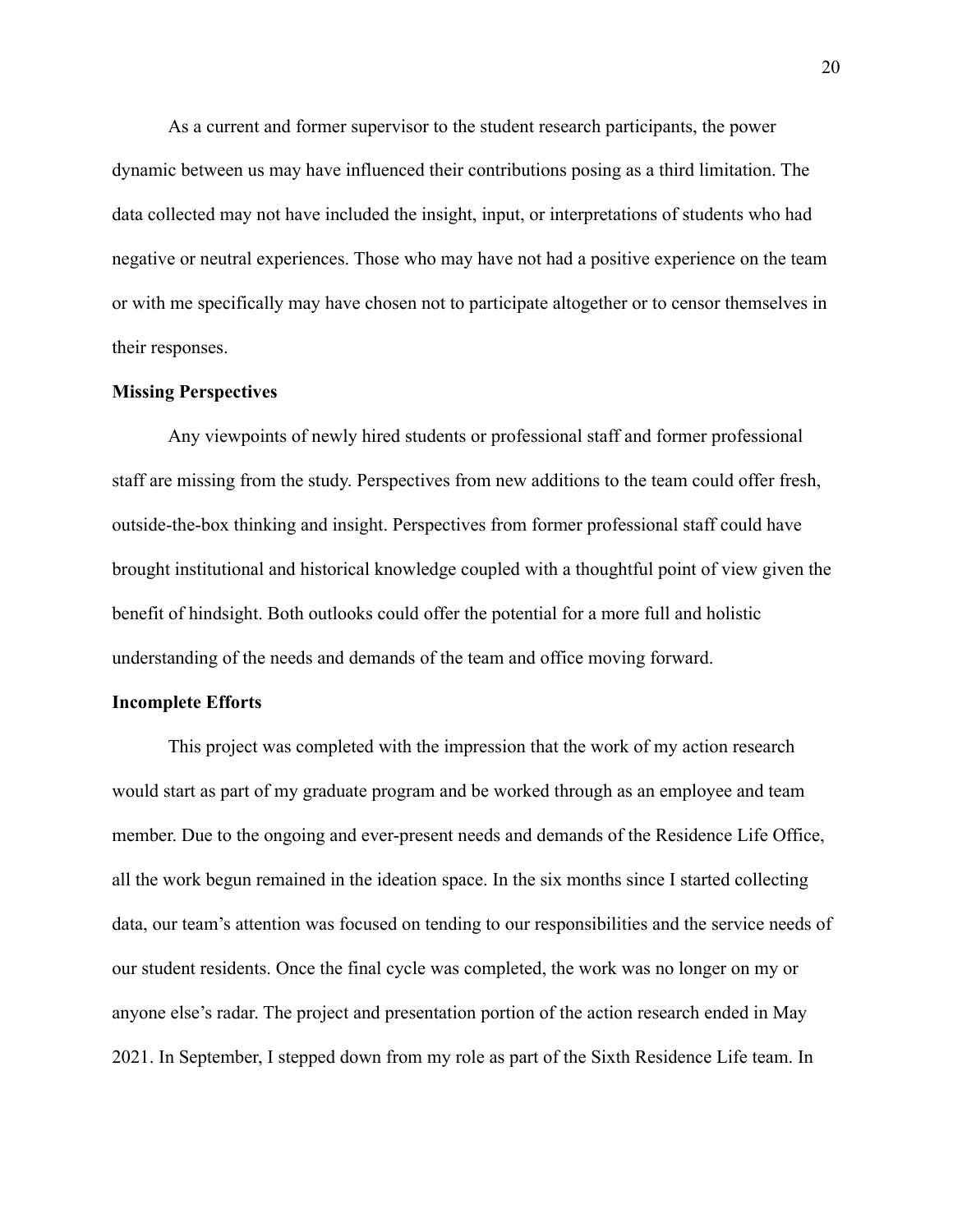As a current and former supervisor to the student research participants, the power dynamic between us may have influenced their contributions posing as a third limitation. The data collected may not have included the insight, input, or interpretations of students who had negative or neutral experiences. Those who may have not had a positive experience on the team or with me specifically may have chosen not to participate altogether or to censor themselves in their responses.

**Missing Perspectives**

Any viewpoints of newly hired students or professional staff and former professional staff are missing from the study. Perspectives from new additions to the team could offer fresh, outside-the-box thinking and insight. Perspectives from former professional staff could have brought institutional and historical knowledge coupled with a thoughtful point of view given the benefit of hindsight. Both outlooks could offer the potential for a more full and holistic understanding of the needs and demands of the team and office moving forward.

**Incomplete Efforts**

This project was completed with the impression that the work of my action research would start as part of my graduate program and be worked through as an employee and team member. Due to the ongoing and ever-present needs and demands of the Residence Life Office, all the work begun remained in the ideation space. In the six months since I started collecting data, our team's attention was focused on tending to our responsibilities and the service needs of our student residents. Once the final cycle was completed, the work was no longer on my or anyone else's radar. The project and presentation portion of the action research ended in May 2021. In September, I stepped down from my role as part of the Sixth Residence Life team. In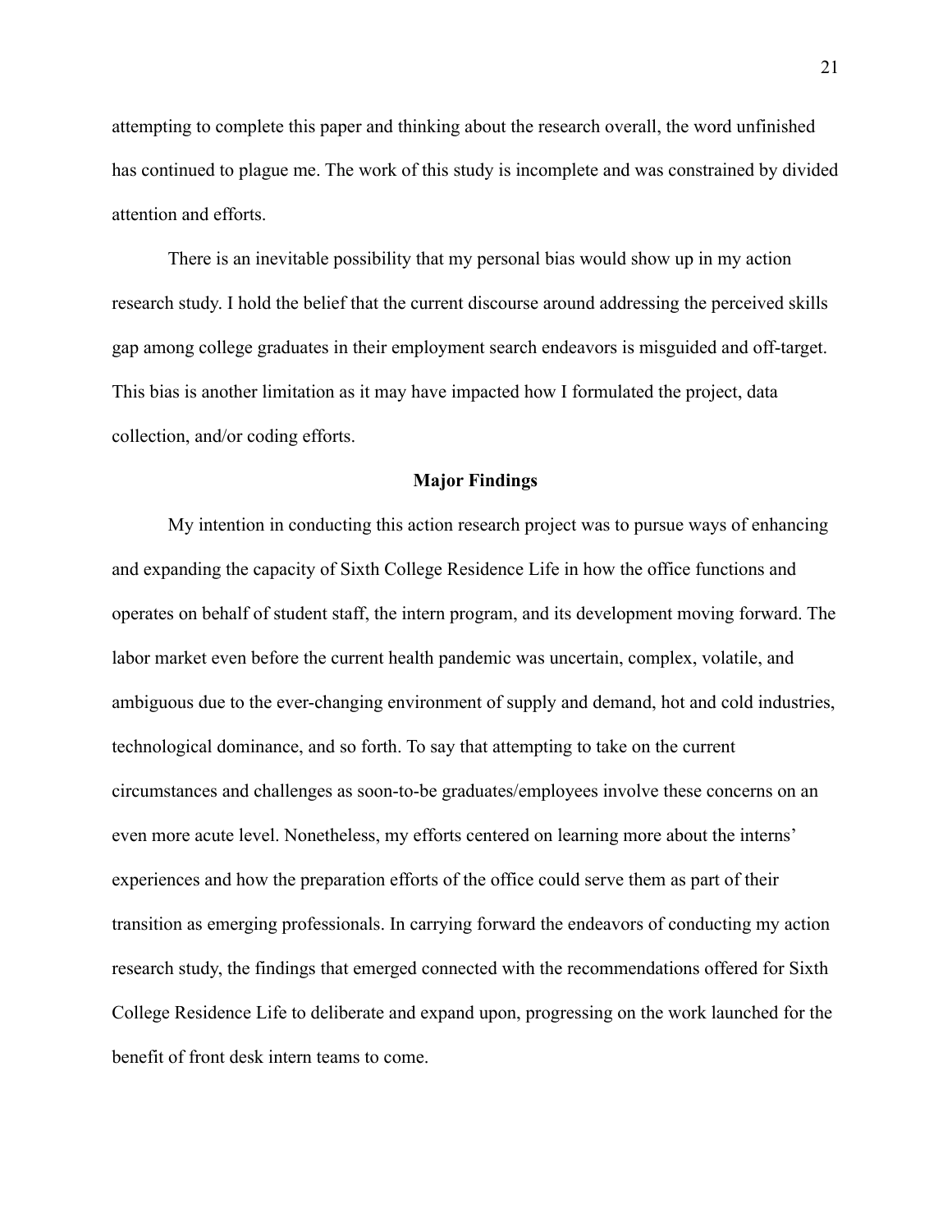attempting to complete this paper and thinking about the research overall, the word unfinished has continued to plague me. The work of this study is incomplete and was constrained by divided attention and efforts.

There is an inevitable possibility that my personal bias would show up in my action research study. I hold the belief that the current discourse around addressing the perceived skills gap among college graduates in their employment search endeavors is misguided and off-target. This bias is another limitation as it may have impacted how I formulated the project, data collection, and/or coding efforts.

## Major Findings

My intention in conducting this action research project was to pursue ways of enhancing and expanding the capacity of Sixth College Residence Life in how the office functions and operates on behalf of student staff, the intern program, and its development moving forward. The labor market even before the current health pandemic was uncertain, complex, volatile, and ambiguous due to the ever-changing environment of supply and demand, hot and cold industries, technological dominance, and so forth. To say that attempting to take on the current circumstances and challenges as soon-to-be graduates/employees involve these concerns on an even more acute level. Nonetheless, my efforts centered on learning more about the interns' experiences and how the preparation efforts of the office could serve them as part of their transition as emerging professionals. In carrying forward the endeavors of conducting my action research study, the findings that emerged connected with the recommendations offered for Sixth College Residence Life to deliberate and expand upon, progressing on the work launched for the benefit of front desk intern teams to come.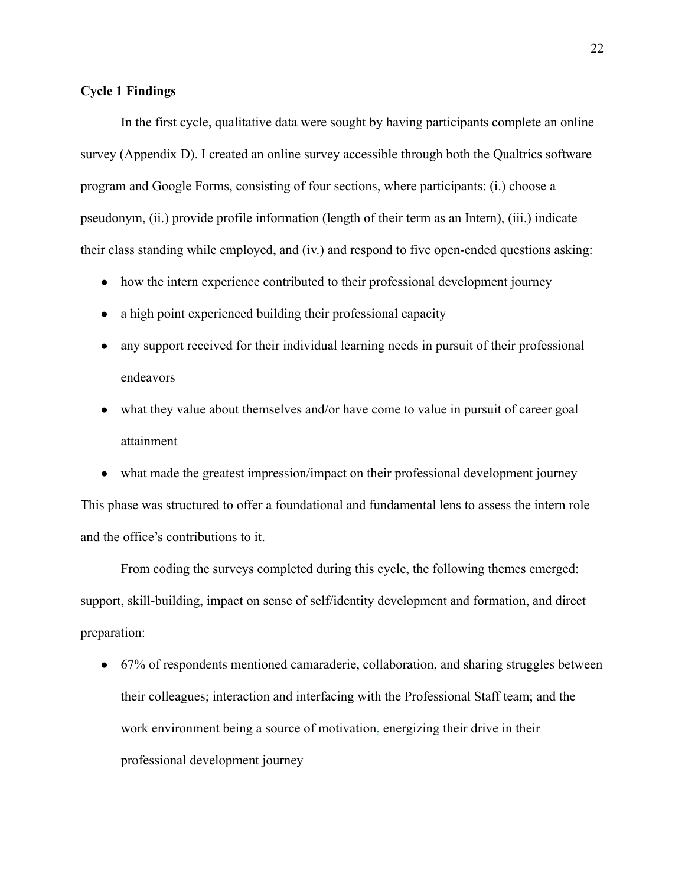**Cycle 1 Findings**

In the first cycle, qualitative data were sought by having participants complete an online survey (Appendix D). I created an online survey accessible through both the Qualtrics software program and Google Forms, consisting of four sections, where participants: (i.) choose a pseudonym, (ii.) provide profile information (length of their term as an Intern), (iii.) indicate their class standing while employed, and (iv.) and respond to five open-ended questions asking:

- how the intern experience contributed to their professional development journey
- a high point experienced building their professional capacity
- any support received for their individual learning needs in pursuit of their professional endeavors
- what they value about themselves and/or have come to value in pursuit of career goal attainment
- what made the greatest impression/impact on their professional development journey

This phase was structured to offer a foundational and fundamental lens to assess the intern role and the office's contributions to it.

From coding the surveys completed during this cycle, the following themes emerged: support, skill-building, impact on sense of self/identity development and formation, and direct preparation:

- 67% of respondents mentioned camaraderie, collaboration, and sharing struggles between their colleagues; interaction and interfacing with the Professional Staff team; and the work environment being a source of motivation, energizing their drive in their professional development journey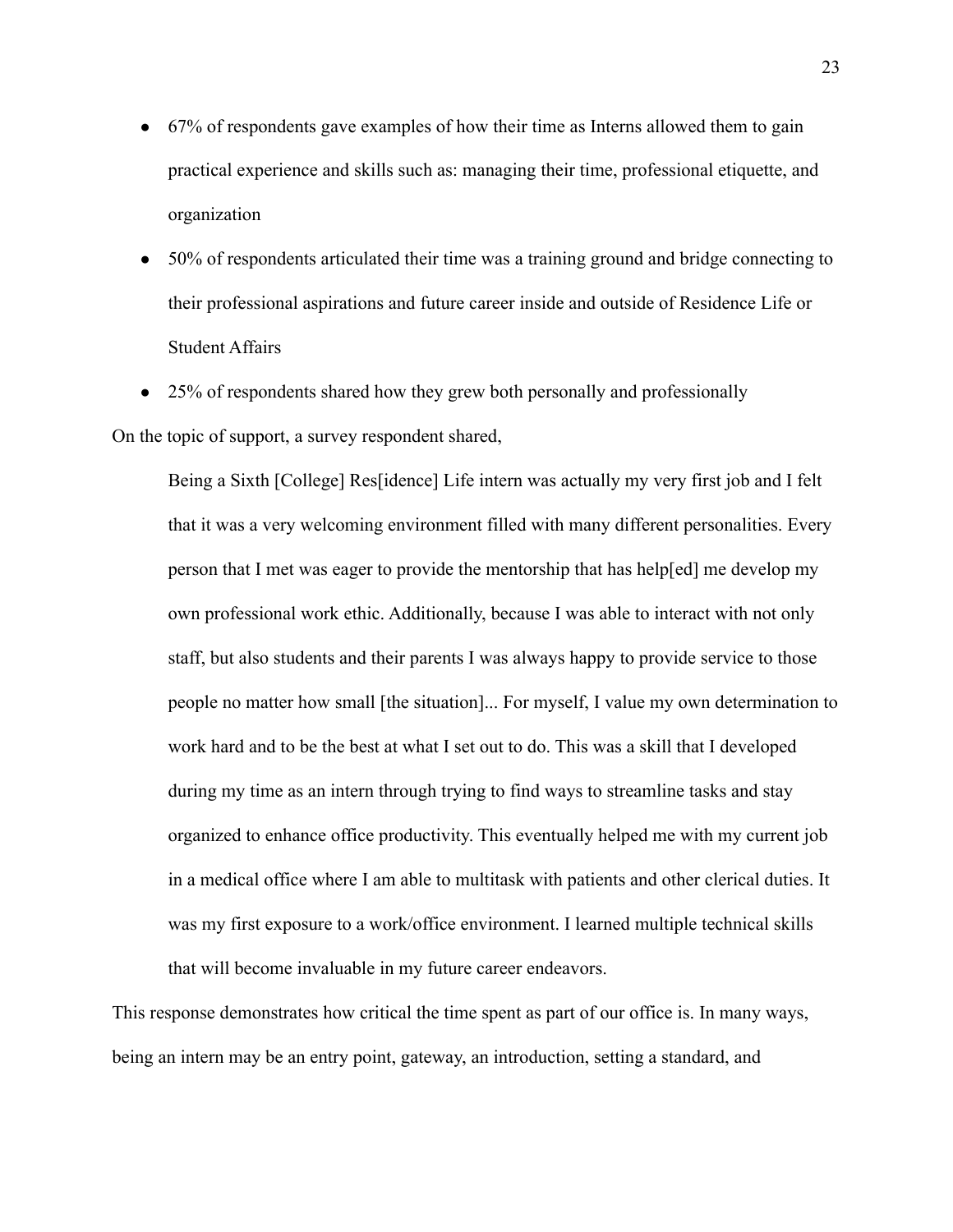- 67% of respondents gave examples of how their time as Interns allowed them to gain practical experience and skills such as: managing their time, professional etiquette, and organization
- 50% of respondents articulated their time was a training ground and bridge connecting to their professional aspirations and future career inside and outside of Residence Life or Student Affairs
- 25% of respondents shared how they grew both personally and professionally

On the topic of support, a survey respondent shared,

> Being a Sixth [College] Res[idence] Life intern was actually my very first job and I felt that it was a very welcoming environment filled with many different personalities. Every person that I met was eager to provide the mentorship that has help[ed] me develop my own professional work ethic. Additionally, because I was able to interact with not only staff, but also students and their parents I was always happy to provide service to those people no matter how small [the situation]... For myself, I value my own determination to work hard and to be the best at what I set out to do. This was a skill that I developed during my time as an intern through trying to find ways to streamline tasks and stay organized to enhance office productivity. This eventually helped me with my current job in a medical office where I am able to multitask with patients and other clerical duties. It was my first exposure to a work/office environment. I learned multiple technical skills that will become invaluable in my future career endeavors.

This response demonstrates how critical the time spent as part of our office is. In many ways, being an intern may be an entry point, gateway, an introduction, setting a standard, and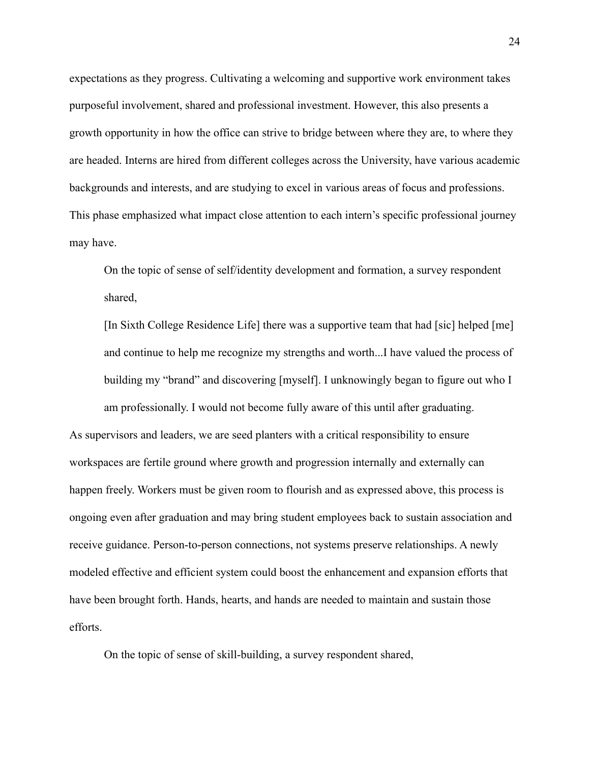expectations as they progress. Cultivating a welcoming and supportive work environment takes purposeful involvement, shared and professional investment. However, this also presents a growth opportunity in how the office can strive to bridge between where they are, to where they are headed. Interns are hired from different colleges across the University, have various academic backgrounds and interests, and are studying to excel in various areas of focus and professions. This phase emphasized what impact close attention to each intern's specific professional journey may have.

> On the topic of sense of self/identity development and formation, a survey respondent shared,
>
> [In Sixth College Residence Life] there was a supportive team that had [sic] helped [me] and continue to help me recognize my strengths and worth...I have valued the process of building my "brand" and discovering [myself]. I unknowingly began to figure out who I am professionally. I would not become fully aware of this until after graduating.

As supervisors and leaders, we are seed planters with a critical responsibility to ensure workspaces are fertile ground where growth and progression internally and externally can happen freely. Workers must be given room to flourish and as expressed above, this process is ongoing even after graduation and may bring student employees back to sustain association and receive guidance. Person-to-person connections, not systems preserve relationships. A newly modeled effective and efficient system could boost the enhancement and expansion efforts that have been brought forth. Hands, hearts, and hands are needed to maintain and sustain those efforts.

On the topic of sense of skill-building, a survey respondent shared,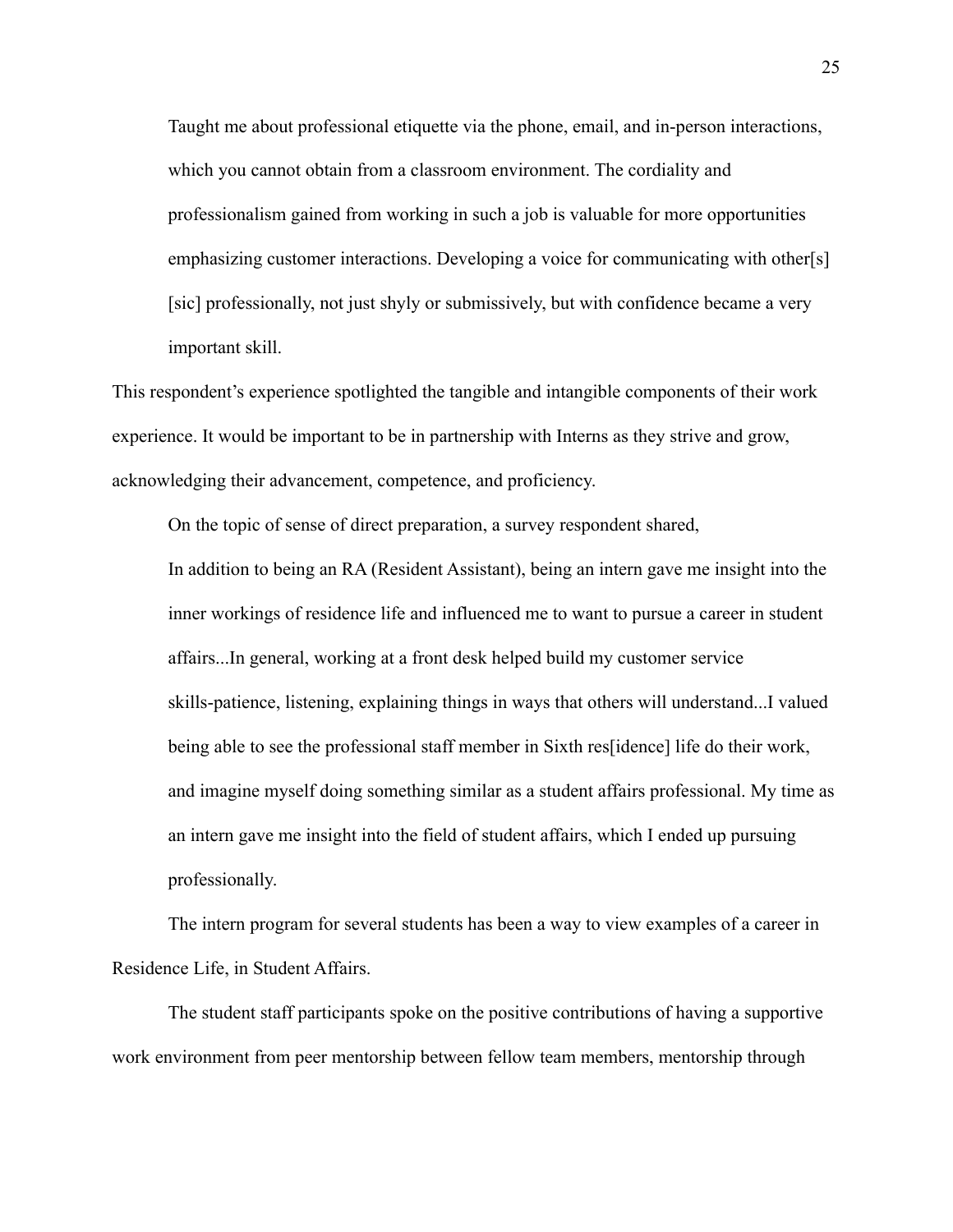> Taught me about professional etiquette via the phone, email, and in-person interactions, which you cannot obtain from a classroom environment. The cordiality and professionalism gained from working in such a job is valuable for more opportunities emphasizing customer interactions. Developing a voice for communicating with other[s] [sic] professionally, not just shyly or submissively, but with confidence became a very important skill.

This respondent's experience spotlighted the tangible and intangible components of their work experience. It would be important to be in partnership with Interns as they strive and grow, acknowledging their advancement, competence, and proficiency.

On the topic of sense of direct preparation, a survey respondent shared,

> In addition to being an RA (Resident Assistant), being an intern gave me insight into the inner workings of residence life and influenced me to want to pursue a career in student affairs...In general, working at a front desk helped build my customer service skills-patience, listening, explaining things in ways that others will understand...I valued being able to see the professional staff member in Sixth res[idence] life do their work, and imagine myself doing something similar as a student affairs professional. My time as an intern gave me insight into the field of student affairs, which I ended up pursuing professionally.

The intern program for several students has been a way to view examples of a career in Residence Life, in Student Affairs.

The student staff participants spoke on the positive contributions of having a supportive work environment from peer mentorship between fellow team members, mentorship through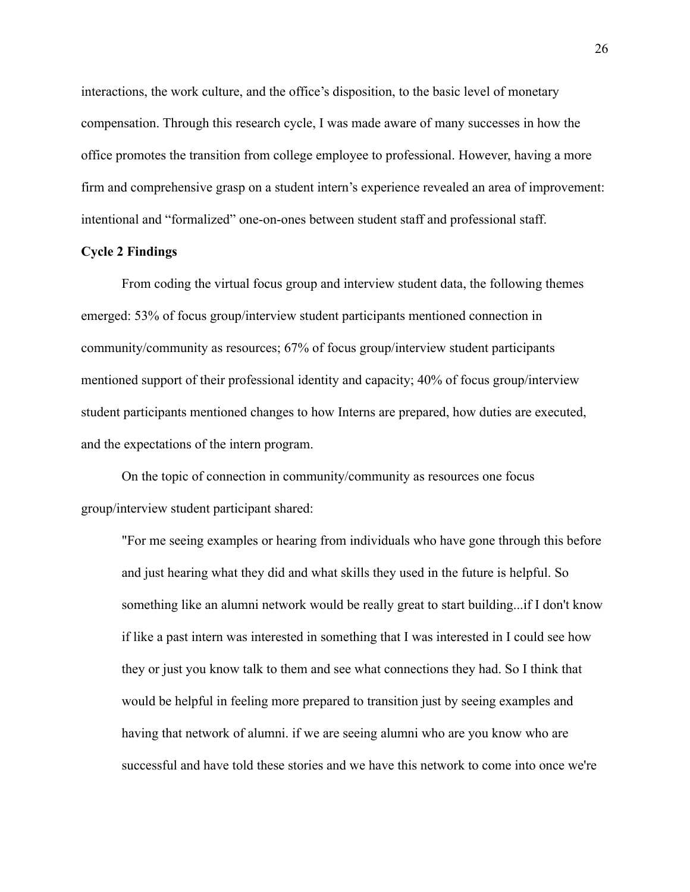interactions, the work culture, and the office's disposition, to the basic level of monetary compensation. Through this research cycle, I was made aware of many successes in how the office promotes the transition from college employee to professional. However, having a more firm and comprehensive grasp on a student intern's experience revealed an area of improvement: intentional and "formalized" one-on-ones between student staff and professional staff.

**Cycle 2 Findings**

From coding the virtual focus group and interview student data, the following themes emerged: 53% of focus group/interview student participants mentioned connection in community/community as resources; 67% of focus group/interview student participants mentioned support of their professional identity and capacity; 40% of focus group/interview student participants mentioned changes to how Interns are prepared, how duties are executed, and the expectations of the intern program.

On the topic of connection in community/community as resources one focus group/interview student participant shared:

> "For me seeing examples or hearing from individuals who have gone through this before and just hearing what they did and what skills they used in the future is helpful. So something like an alumni network would be really great to start building...if I don't know if like a past intern was interested in something that I was interested in I could see how they or just you know talk to them and see what connections they had. So I think that would be helpful in feeling more prepared to transition just by seeing examples and having that network of alumni. if we are seeing alumni who are you know who are successful and have told these stories and we have this network to come into once we're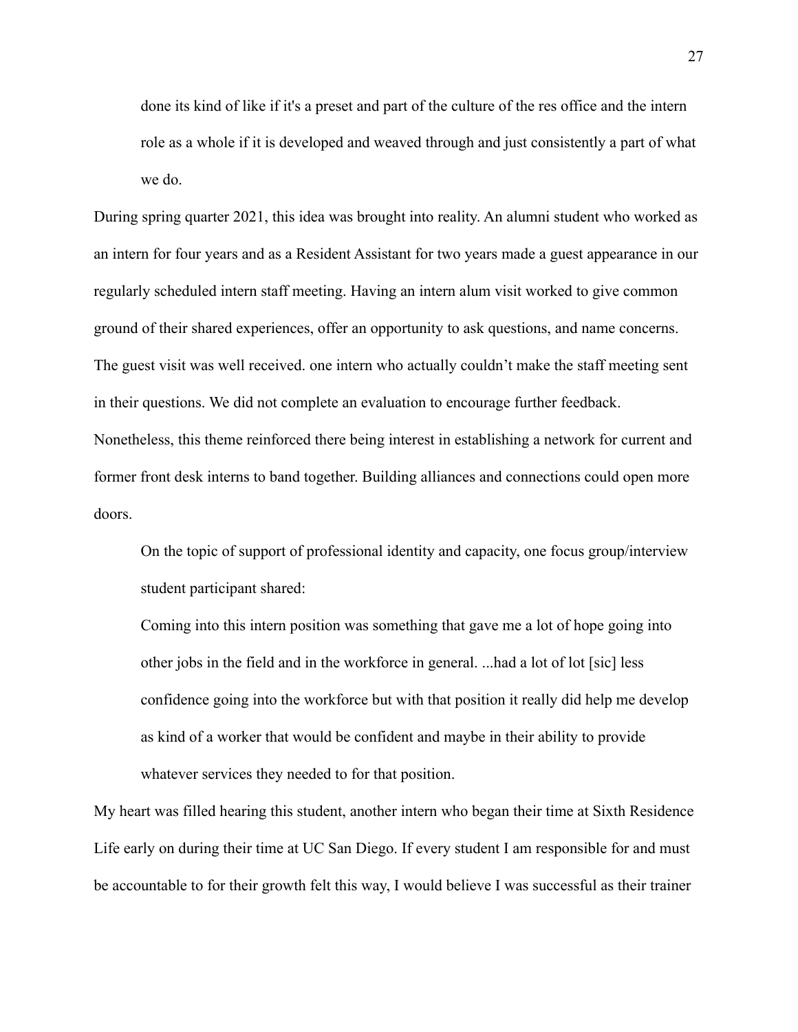> done its kind of like if it's a preset and part of the culture of the res office and the intern role as a whole if it is developed and weaved through and just consistently a part of what we do.

During spring quarter 2021, this idea was brought into reality. An alumni student who worked as an intern for four years and as a Resident Assistant for two years made a guest appearance in our regularly scheduled intern staff meeting. Having an intern alum visit worked to give common ground of their shared experiences, offer an opportunity to ask questions, and name concerns. The guest visit was well received. one intern who actually couldn't make the staff meeting sent in their questions. We did not complete an evaluation to encourage further feedback. Nonetheless, this theme reinforced there being interest in establishing a network for current and former front desk interns to band together. Building alliances and connections could open more doors.

> On the topic of support of professional identity and capacity, one focus group/interview student participant shared:
>
> Coming into this intern position was something that gave me a lot of hope going into other jobs in the field and in the workforce in general. ...had a lot of lot [sic] less confidence going into the workforce but with that position it really did help me develop as kind of a worker that would be confident and maybe in their ability to provide whatever services they needed to for that position.

My heart was filled hearing this student, another intern who began their time at Sixth Residence Life early on during their time at UC San Diego. If every student I am responsible for and must be accountable to for their growth felt this way, I would believe I was successful as their trainer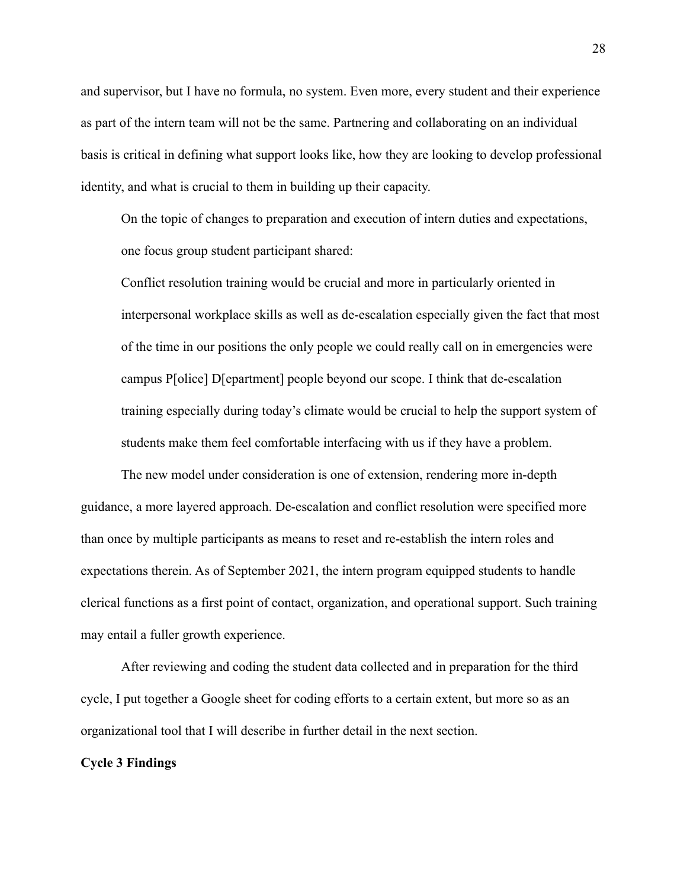and supervisor, but I have no formula, no system. Even more, every student and their experience as part of the intern team will not be the same. Partnering and collaborating on an individual basis is critical in defining what support looks like, how they are looking to develop professional identity, and what is crucial to them in building up their capacity.

> On the topic of changes to preparation and execution of intern duties and expectations, one focus group student participant shared:
>
> Conflict resolution training would be crucial and more in particularly oriented in interpersonal workplace skills as well as de-escalation especially given the fact that most of the time in our positions the only people we could really call on in emergencies were campus P[olice] D[epartment] people beyond our scope. I think that de-escalation training especially during today's climate would be crucial to help the support system of students make them feel comfortable interfacing with us if they have a problem.

The new model under consideration is one of extension, rendering more in-depth guidance, a more layered approach. De-escalation and conflict resolution were specified more than once by multiple participants as means to reset and re-establish the intern roles and expectations therein. As of September 2021, the intern program equipped students to handle clerical functions as a first point of contact, organization, and operational support. Such training may entail a fuller growth experience.

After reviewing and coding the student data collected and in preparation for the third cycle, I put together a Google sheet for coding efforts to a certain extent, but more so as an organizational tool that I will describe in further detail in the next section.

**Cycle 3 Findings**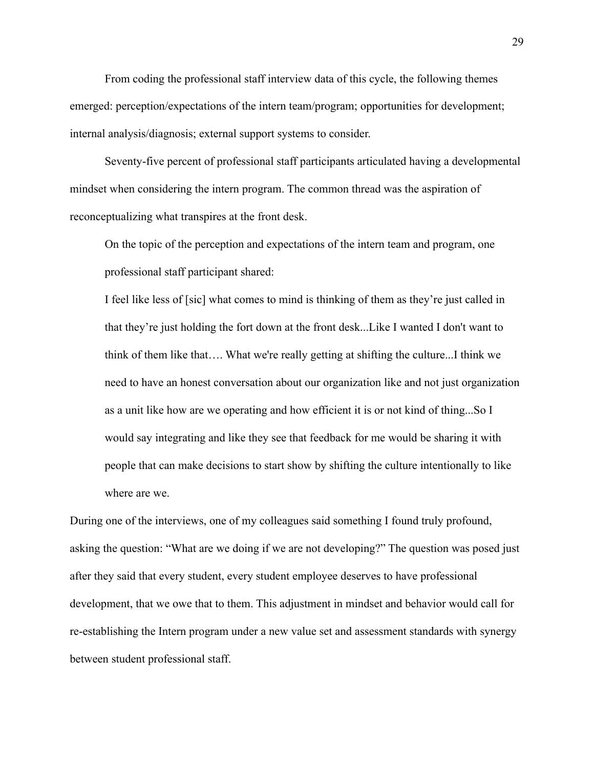From coding the professional staff interview data of this cycle, the following themes emerged: perception/expectations of the intern team/program; opportunities for development; internal analysis/diagnosis; external support systems to consider.

Seventy-five percent of professional staff participants articulated having a developmental mindset when considering the intern program. The common thread was the aspiration of reconceptualizing what transpires at the front desk.

On the topic of the perception and expectations of the intern team and program, one professional staff participant shared:

> I feel like less of [sic] what comes to mind is thinking of them as they're just called in that they're just holding the fort down at the front desk...Like I wanted I don't want to think of them like that…. What we're really getting at shifting the culture...I think we need to have an honest conversation about our organization like and not just organization as a unit like how are we operating and how efficient it is or not kind of thing...So I would say integrating and like they see that feedback for me would be sharing it with people that can make decisions to start show by shifting the culture intentionally to like where are we.

During one of the interviews, one of my colleagues said something I found truly profound, asking the question: "What are we doing if we are not developing?" The question was posed just after they said that every student, every student employee deserves to have professional development, that we owe that to them. This adjustment in mindset and behavior would call for re-establishing the Intern program under a new value set and assessment standards with synergy between student professional staff.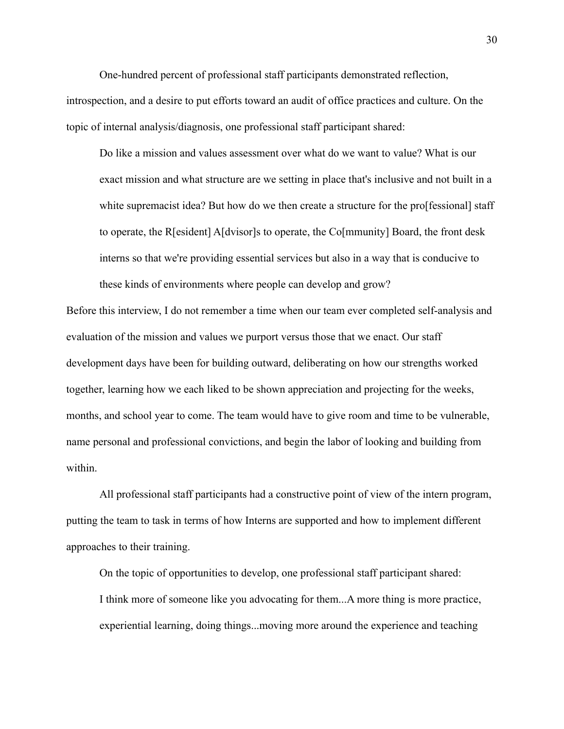One-hundred percent of professional staff participants demonstrated reflection, introspection, and a desire to put efforts toward an audit of office practices and culture. On the topic of internal analysis/diagnosis, one professional staff participant shared:

> Do like a mission and values assessment over what do we want to value? What is our exact mission and what structure are we setting in place that's inclusive and not built in a white supremacist idea? But how do we then create a structure for the pro[fessional] staff to operate, the R[esident] A[dvisor]s to operate, the Co[mmunity] Board, the front desk interns so that we're providing essential services but also in a way that is conducive to these kinds of environments where people can develop and grow?

Before this interview, I do not remember a time when our team ever completed self-analysis and evaluation of the mission and values we purport versus those that we enact. Our staff development days have been for building outward, deliberating on how our strengths worked together, learning how we each liked to be shown appreciation and projecting for the weeks, months, and school year to come. The team would have to give room and time to be vulnerable, name personal and professional convictions, and begin the labor of looking and building from within.

All professional staff participants had a constructive point of view of the intern program, putting the team to task in terms of how Interns are supported and how to implement different approaches to their training.

On the topic of opportunities to develop, one professional staff participant shared:

> I think more of someone like you advocating for them...A more thing is more practice, experiential learning, doing things...moving more around the experience and teaching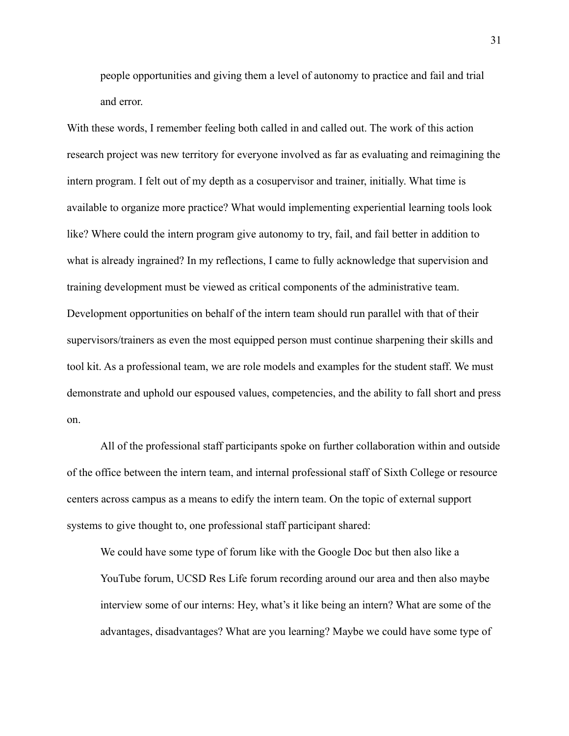> people opportunities and giving them a level of autonomy to practice and fail and trial and error.

With these words, I remember feeling both called in and called out. The work of this action research project was new territory for everyone involved as far as evaluating and reimagining the intern program. I felt out of my depth as a cosupervisor and trainer, initially. What time is available to organize more practice? What would implementing experiential learning tools look like? Where could the intern program give autonomy to try, fail, and fail better in addition to what is already ingrained? In my reflections, I came to fully acknowledge that supervision and training development must be viewed as critical components of the administrative team. Development opportunities on behalf of the intern team should run parallel with that of their supervisors/trainers as even the most equipped person must continue sharpening their skills and tool kit. As a professional team, we are role models and examples for the student staff. We must demonstrate and uphold our espoused values, competencies, and the ability to fall short and press on.

All of the professional staff participants spoke on further collaboration within and outside of the office between the intern team, and internal professional staff of Sixth College or resource centers across campus as a means to edify the intern team. On the topic of external support systems to give thought to, one professional staff participant shared:

> We could have some type of forum like with the Google Doc but then also like a YouTube forum, UCSD Res Life forum recording around our area and then also maybe interview some of our interns: Hey, what's it like being an intern? What are some of the advantages, disadvantages? What are you learning? Maybe we could have some type of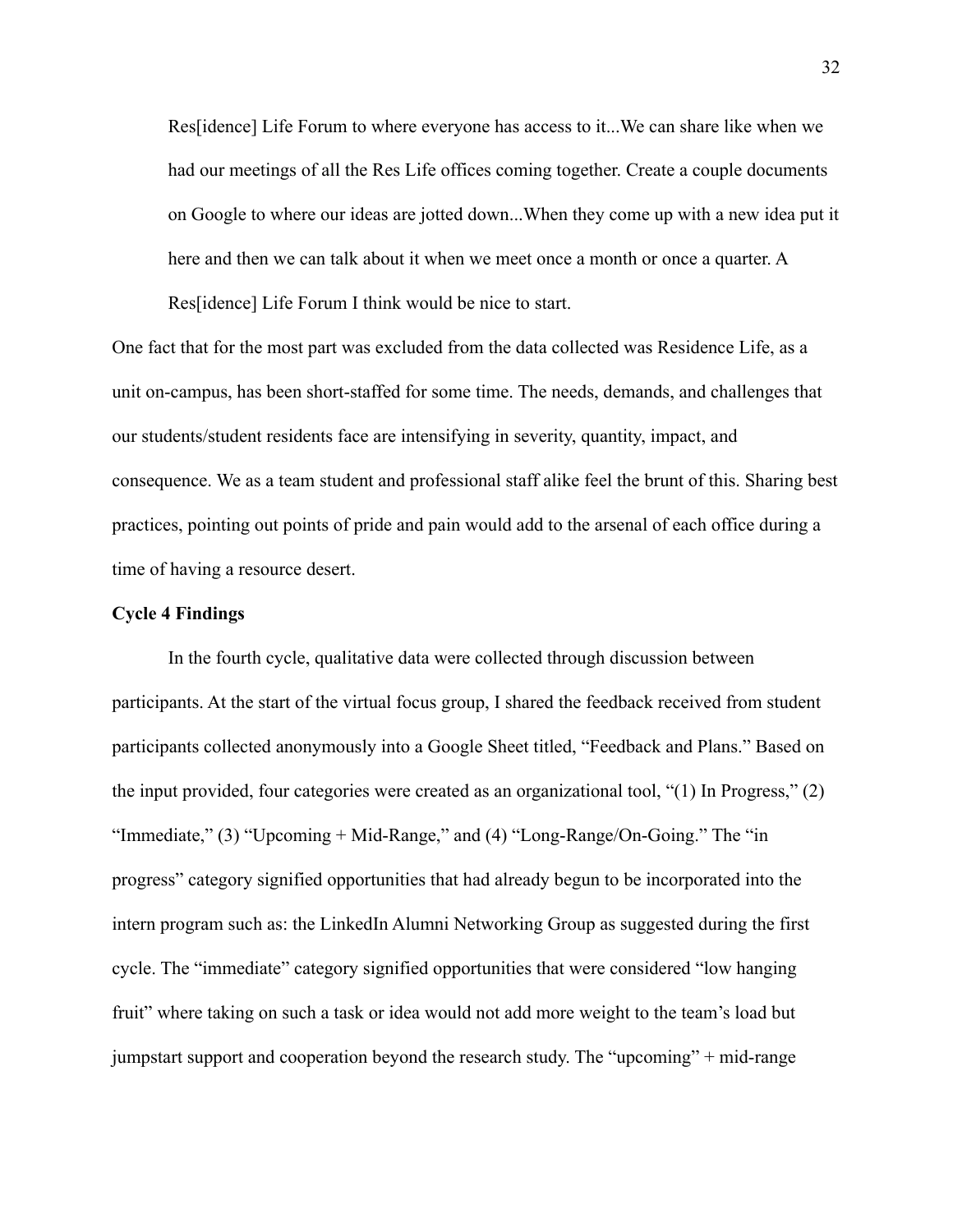> Res[idence] Life Forum to where everyone has access to it...We can share like when we had our meetings of all the Res Life offices coming together. Create a couple documents on Google to where our ideas are jotted down...When they come up with a new idea put it here and then we can talk about it when we meet once a month or once a quarter. A Res[idence] Life Forum I think would be nice to start.

One fact that for the most part was excluded from the data collected was Residence Life, as a unit on-campus, has been short-staffed for some time. The needs, demands, and challenges that our students/student residents face are intensifying in severity, quantity, impact, and consequence. We as a team student and professional staff alike feel the brunt of this. Sharing best practices, pointing out points of pride and pain would add to the arsenal of each office during a time of having a resource desert.

**Cycle 4 Findings**

In the fourth cycle, qualitative data were collected through discussion between participants. At the start of the virtual focus group, I shared the feedback received from student participants collected anonymously into a Google Sheet titled, "Feedback and Plans." Based on the input provided, four categories were created as an organizational tool, "(1) In Progress," (2) "Immediate," (3) "Upcoming + Mid-Range," and (4) "Long-Range/On-Going." The "in progress" category signified opportunities that had already begun to be incorporated into the intern program such as: the LinkedIn Alumni Networking Group as suggested during the first cycle. The "immediate" category signified opportunities that were considered "low hanging fruit" where taking on such a task or idea would not add more weight to the team's load but jumpstart support and cooperation beyond the research study. The "upcoming" + mid-range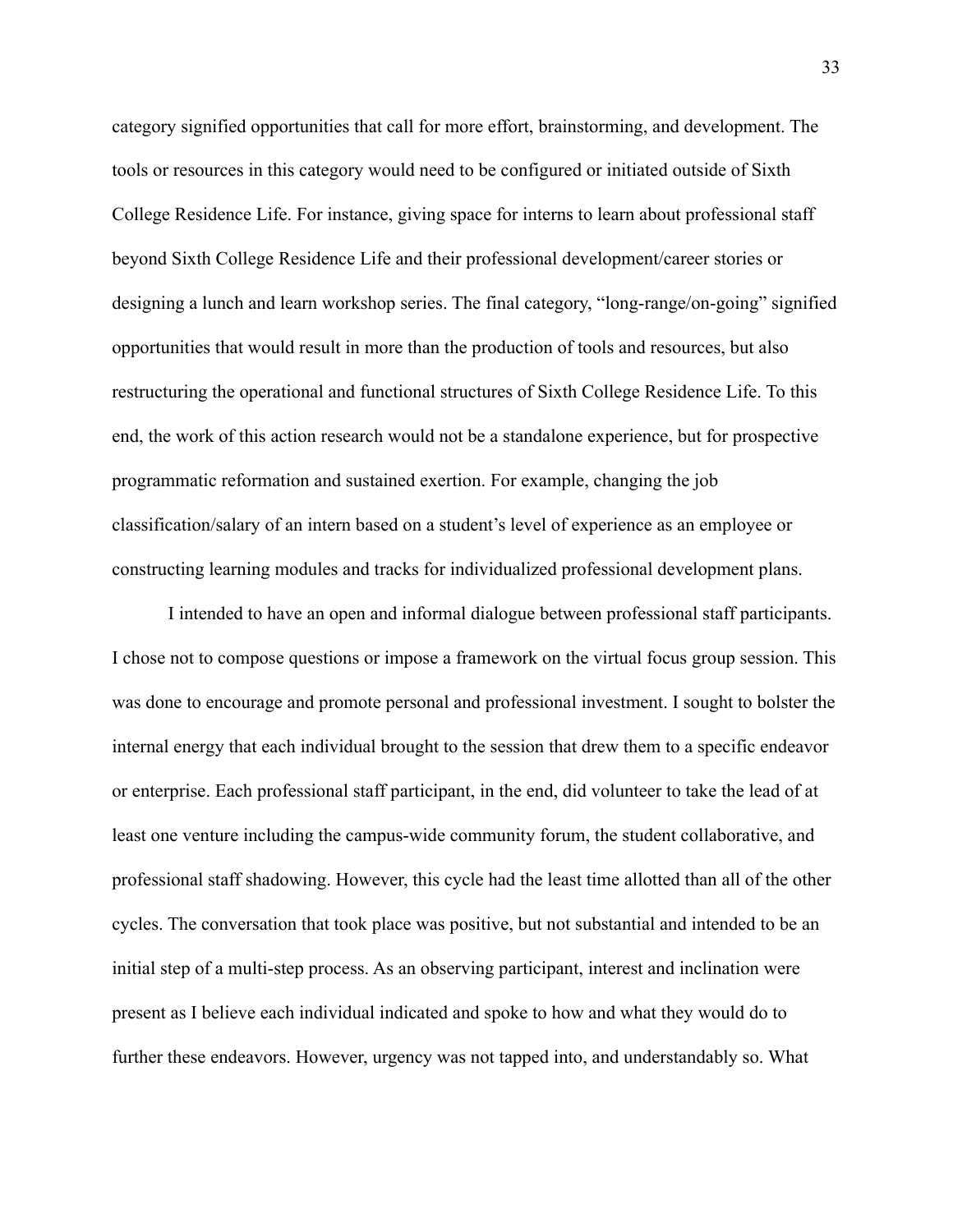category signified opportunities that call for more effort, brainstorming, and development. The tools or resources in this category would need to be configured or initiated outside of Sixth College Residence Life. For instance, giving space for interns to learn about professional staff beyond Sixth College Residence Life and their professional development/career stories or designing a lunch and learn workshop series. The final category, "long-range/on-going" signified opportunities that would result in more than the production of tools and resources, but also restructuring the operational and functional structures of Sixth College Residence Life. To this end, the work of this action research would not be a standalone experience, but for prospective programmatic reformation and sustained exertion. For example, changing the job classification/salary of an intern based on a student's level of experience as an employee or constructing learning modules and tracks for individualized professional development plans.

I intended to have an open and informal dialogue between professional staff participants. I chose not to compose questions or impose a framework on the virtual focus group session. This was done to encourage and promote personal and professional investment. I sought to bolster the internal energy that each individual brought to the session that drew them to a specific endeavor or enterprise. Each professional staff participant, in the end, did volunteer to take the lead of at least one venture including the campus-wide community forum, the student collaborative, and professional staff shadowing. However, this cycle had the least time allotted than all of the other cycles. The conversation that took place was positive, but not substantial and intended to be an initial step of a multi-step process. As an observing participant, interest and inclination were present as I believe each individual indicated and spoke to how and what they would do to further these endeavors. However, urgency was not tapped into, and understandably so. What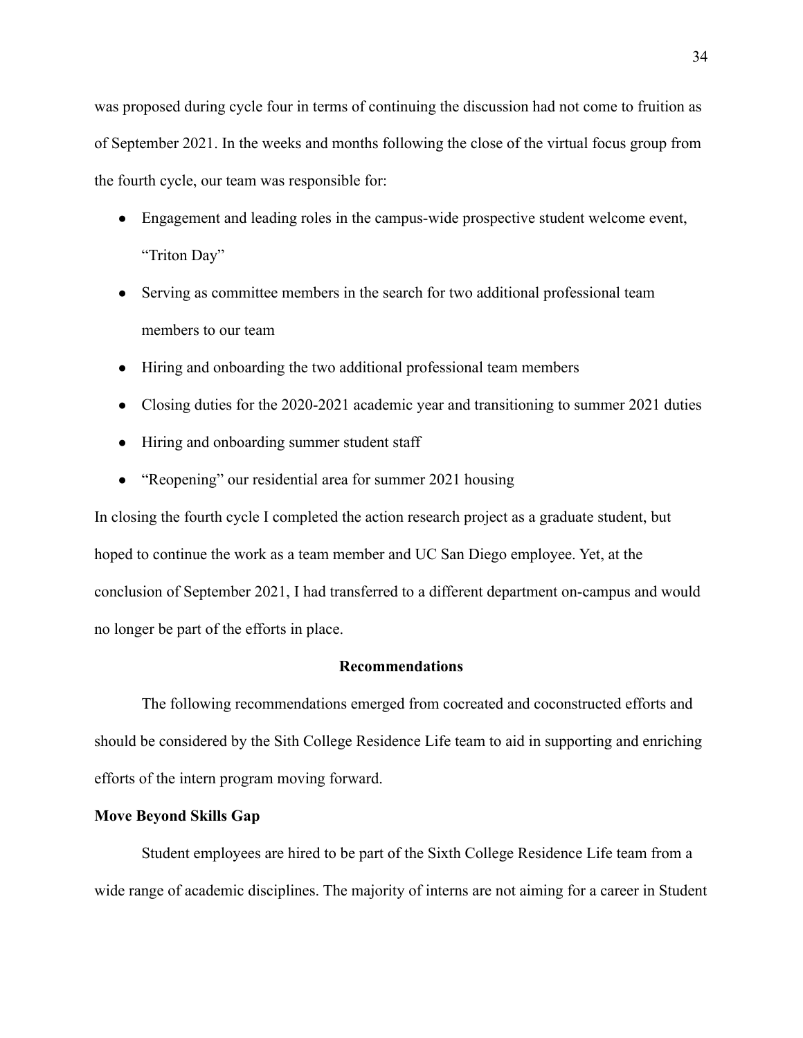was proposed during cycle four in terms of continuing the discussion had not come to fruition as of September 2021. In the weeks and months following the close of the virtual focus group from the fourth cycle, our team was responsible for:

- Engagement and leading roles in the campus-wide prospective student welcome event, "Triton Day"
- Serving as committee members in the search for two additional professional team members to our team
- Hiring and onboarding the two additional professional team members
- Closing duties for the 2020-2021 academic year and transitioning to summer 2021 duties
- Hiring and onboarding summer student staff
- "Reopening" our residential area for summer 2021 housing

In closing the fourth cycle I completed the action research project as a graduate student, but hoped to continue the work as a team member and UC San Diego employee. Yet, at the conclusion of September 2021, I had transferred to a different department on-campus and would no longer be part of the efforts in place.

## Recommendations

The following recommendations emerged from cocreated and coconstructed efforts and should be considered by the Sith College Residence Life team to aid in supporting and enriching efforts of the intern program moving forward.

### Move Beyond Skills Gap

Student employees are hired to be part of the Sixth College Residence Life team from a wide range of academic disciplines. The majority of interns are not aiming for a career in Student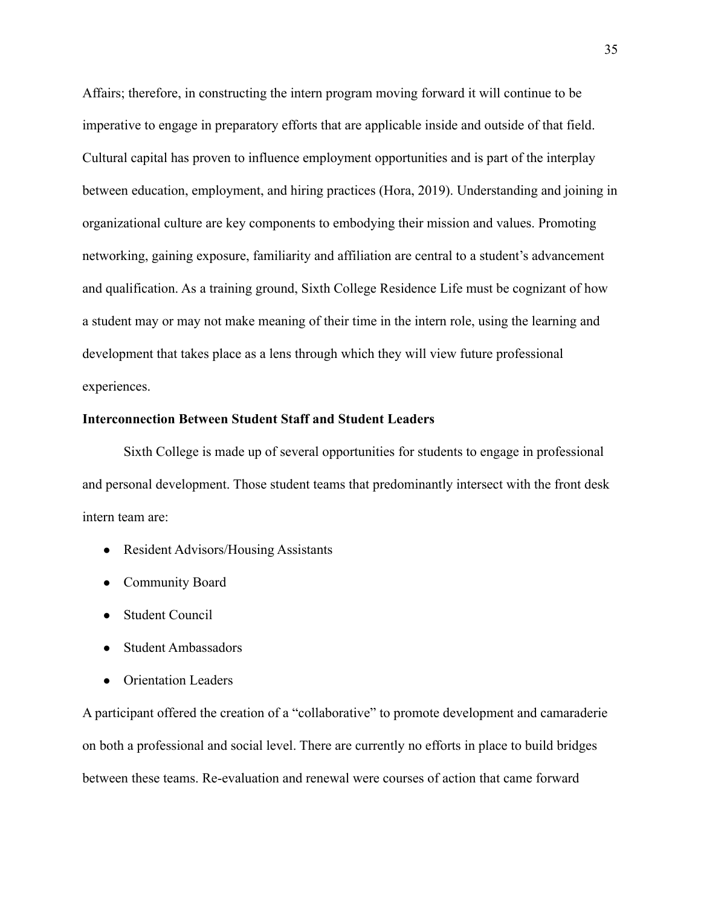Affairs; therefore, in constructing the intern program moving forward it will continue to be imperative to engage in preparatory efforts that are applicable inside and outside of that field. Cultural capital has proven to influence employment opportunities and is part of the interplay between education, employment, and hiring practices (Hora, 2019). Understanding and joining in organizational culture are key components to embodying their mission and values. Promoting networking, gaining exposure, familiarity and affiliation are central to a student's advancement and qualification. As a training ground, Sixth College Residence Life must be cognizant of how a student may or may not make meaning of their time in the intern role, using the learning and development that takes place as a lens through which they will view future professional experiences.

**Interconnection Between Student Staff and Student Leaders**

Sixth College is made up of several opportunities for students to engage in professional and personal development. Those student teams that predominantly intersect with the front desk intern team are:

- Resident Advisors/Housing Assistants
- Community Board
- Student Council
- Student Ambassadors
- Orientation Leaders

A participant offered the creation of a "collaborative" to promote development and camaraderie on both a professional and social level. There are currently no efforts in place to build bridges between these teams. Re-evaluation and renewal were courses of action that came forward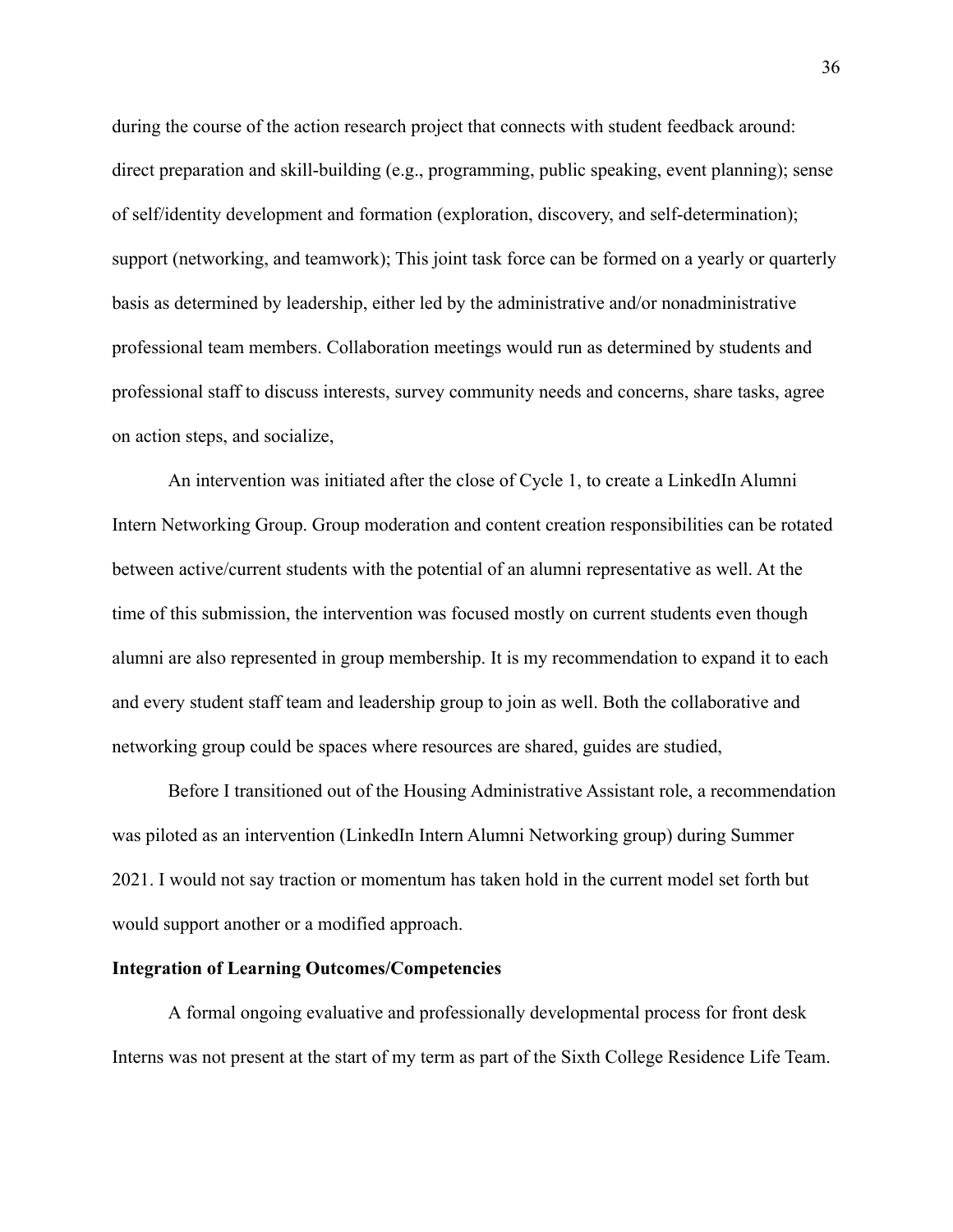during the course of the action research project that connects with student feedback around: direct preparation and skill-building (e.g., programming, public speaking, event planning); sense of self/identity development and formation (exploration, discovery, and self-determination); support (networking, and teamwork); This joint task force can be formed on a yearly or quarterly basis as determined by leadership, either led by the administrative and/or nonadministrative professional team members. Collaboration meetings would run as determined by students and professional staff to discuss interests, survey community needs and concerns, share tasks, agree on action steps, and socialize,

An intervention was initiated after the close of Cycle 1, to create a LinkedIn Alumni Intern Networking Group. Group moderation and content creation responsibilities can be rotated between active/current students with the potential of an alumni representative as well. At the time of this submission, the intervention was focused mostly on current students even though alumni are also represented in group membership. It is my recommendation to expand it to each and every student staff team and leadership group to join as well. Both the collaborative and networking group could be spaces where resources are shared, guides are studied,

Before I transitioned out of the Housing Administrative Assistant role, a recommendation was piloted as an intervention (LinkedIn Intern Alumni Networking group) during Summer 2021. I would not say traction or momentum has taken hold in the current model set forth but would support another or a modified approach.

**Integration of Learning Outcomes/Competencies**

A formal ongoing evaluative and professionally developmental process for front desk Interns was not present at the start of my term as part of the Sixth College Residence Life Team.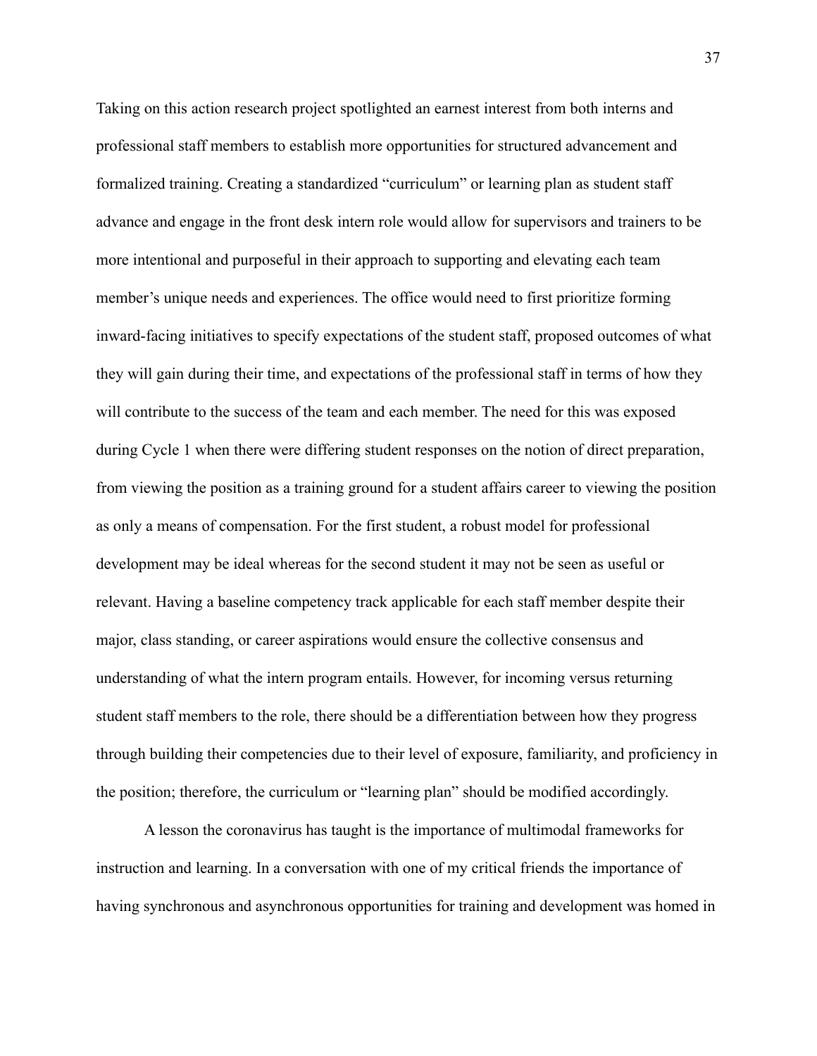Taking on this action research project spotlighted an earnest interest from both interns and professional staff members to establish more opportunities for structured advancement and formalized training. Creating a standardized "curriculum" or learning plan as student staff advance and engage in the front desk intern role would allow for supervisors and trainers to be more intentional and purposeful in their approach to supporting and elevating each team member's unique needs and experiences. The office would need to first prioritize forming inward-facing initiatives to specify expectations of the student staff, proposed outcomes of what they will gain during their time, and expectations of the professional staff in terms of how they will contribute to the success of the team and each member. The need for this was exposed during Cycle 1 when there were differing student responses on the notion of direct preparation, from viewing the position as a training ground for a student affairs career to viewing the position as only a means of compensation. For the first student, a robust model for professional development may be ideal whereas for the second student it may not be seen as useful or relevant. Having a baseline competency track applicable for each staff member despite their major, class standing, or career aspirations would ensure the collective consensus and understanding of what the intern program entails. However, for incoming versus returning student staff members to the role, there should be a differentiation between how they progress through building their competencies due to their level of exposure, familiarity, and proficiency in the position; therefore, the curriculum or "learning plan" should be modified accordingly.

A lesson the coronavirus has taught is the importance of multimodal frameworks for instruction and learning. In a conversation with one of my critical friends the importance of having synchronous and asynchronous opportunities for training and development was homed in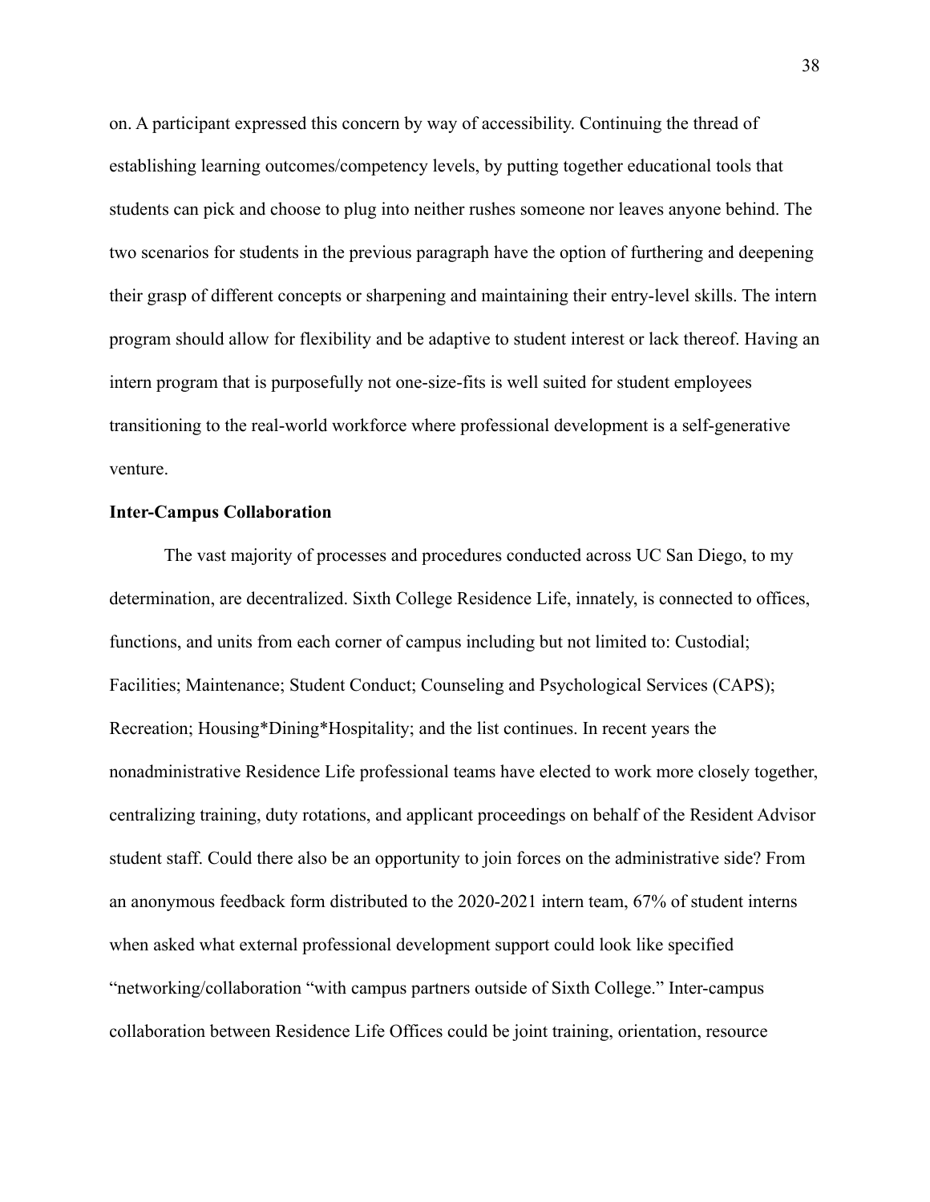on. A participant expressed this concern by way of accessibility. Continuing the thread of establishing learning outcomes/competency levels, by putting together educational tools that students can pick and choose to plug into neither rushes someone nor leaves anyone behind. The two scenarios for students in the previous paragraph have the option of furthering and deepening their grasp of different concepts or sharpening and maintaining their entry-level skills. The intern program should allow for flexibility and be adaptive to student interest or lack thereof. Having an intern program that is purposefully not one-size-fits is well suited for student employees transitioning to the real-world workforce where professional development is a self-generative venture.

**Inter-Campus Collaboration**

The vast majority of processes and procedures conducted across UC San Diego, to my determination, are decentralized. Sixth College Residence Life, innately, is connected to offices, functions, and units from each corner of campus including but not limited to: Custodial; Facilities; Maintenance; Student Conduct; Counseling and Psychological Services (CAPS); Recreation; Housing*Dining*Hospitality; and the list continues. In recent years the nonadministrative Residence Life professional teams have elected to work more closely together, centralizing training, duty rotations, and applicant proceedings on behalf of the Resident Advisor student staff. Could there also be an opportunity to join forces on the administrative side? From an anonymous feedback form distributed to the 2020-2021 intern team, 67% of student interns when asked what external professional development support could look like specified "networking/collaboration "with campus partners outside of Sixth College." Inter-campus collaboration between Residence Life Offices could be joint training, orientation, resource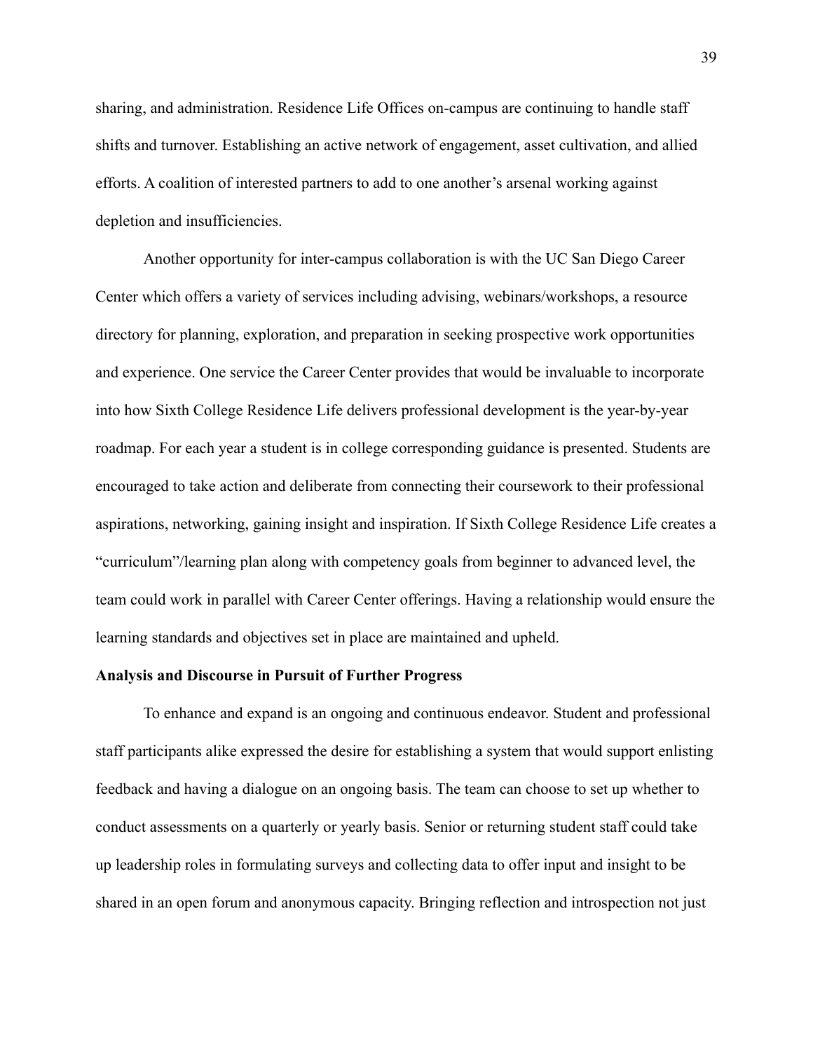sharing, and administration. Residence Life Offices on-campus are continuing to handle staff shifts and turnover. Establishing an active network of engagement, asset cultivation, and allied efforts. A coalition of interested partners to add to one another's arsenal working against depletion and insufficiencies.

Another opportunity for inter-campus collaboration is with the UC San Diego Career Center which offers a variety of services including advising, webinars/workshops, a resource directory for planning, exploration, and preparation in seeking prospective work opportunities and experience. One service the Career Center provides that would be invaluable to incorporate into how Sixth College Residence Life delivers professional development is the year-by-year roadmap. For each year a student is in college corresponding guidance is presented. Students are encouraged to take action and deliberate from connecting their coursework to their professional aspirations, networking, gaining insight and inspiration. If Sixth College Residence Life creates a "curriculum"/learning plan along with competency goals from beginner to advanced level, the team could work in parallel with Career Center offerings. Having a relationship would ensure the learning standards and objectives set in place are maintained and upheld.

**Analysis and Discourse in Pursuit of Further Progress**

To enhance and expand is an ongoing and continuous endeavor. Student and professional staff participants alike expressed the desire for establishing a system that would support enlisting feedback and having a dialogue on an ongoing basis. The team can choose to set up whether to conduct assessments on a quarterly or yearly basis. Senior or returning student staff could take up leadership roles in formulating surveys and collecting data to offer input and insight to be shared in an open forum and anonymous capacity. Bringing reflection and introspection not just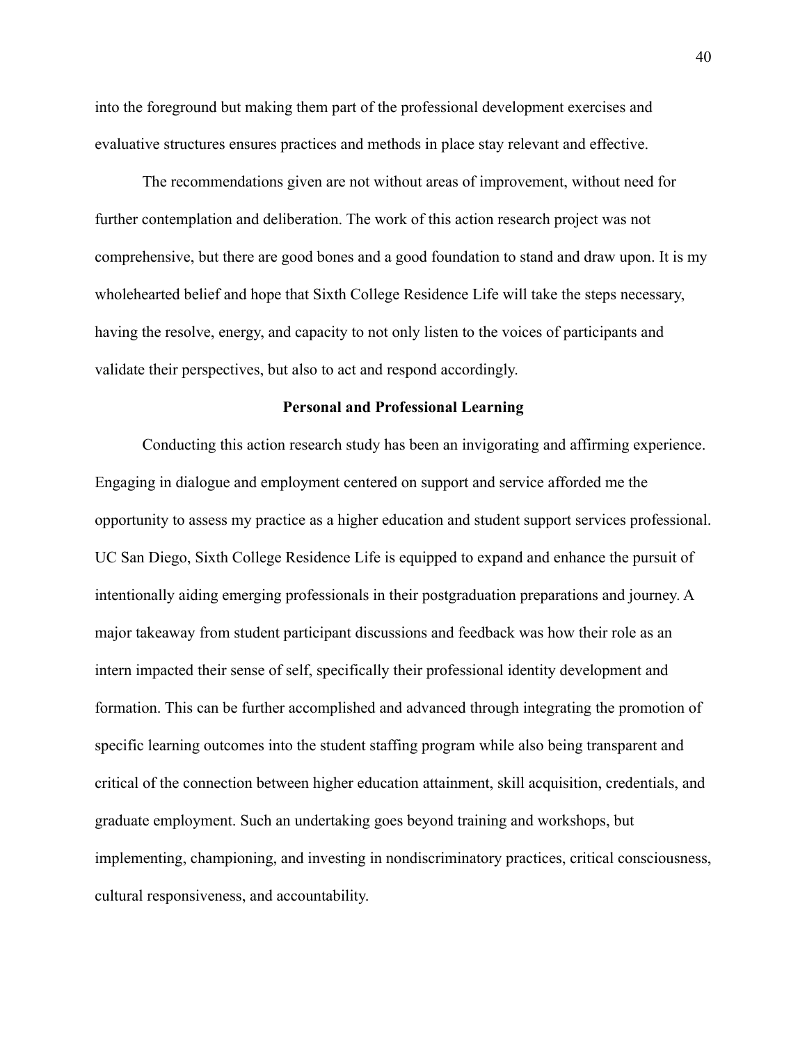into the foreground but making them part of the professional development exercises and evaluative structures ensures practices and methods in place stay relevant and effective.

The recommendations given are not without areas of improvement, without need for further contemplation and deliberation. The work of this action research project was not comprehensive, but there are good bones and a good foundation to stand and draw upon. It is my wholehearted belief and hope that Sixth College Residence Life will take the steps necessary, having the resolve, energy, and capacity to not only listen to the voices of participants and validate their perspectives, but also to act and respond accordingly.

## Personal and Professional Learning

Conducting this action research study has been an invigorating and affirming experience. Engaging in dialogue and employment centered on support and service afforded me the opportunity to assess my practice as a higher education and student support services professional. UC San Diego, Sixth College Residence Life is equipped to expand and enhance the pursuit of intentionally aiding emerging professionals in their postgraduation preparations and journey. A major takeaway from student participant discussions and feedback was how their role as an intern impacted their sense of self, specifically their professional identity development and formation. This can be further accomplished and advanced through integrating the promotion of specific learning outcomes into the student staffing program while also being transparent and critical of the connection between higher education attainment, skill acquisition, credentials, and graduate employment. Such an undertaking goes beyond training and workshops, but implementing, championing, and investing in nondiscriminatory practices, critical consciousness, cultural responsiveness, and accountability.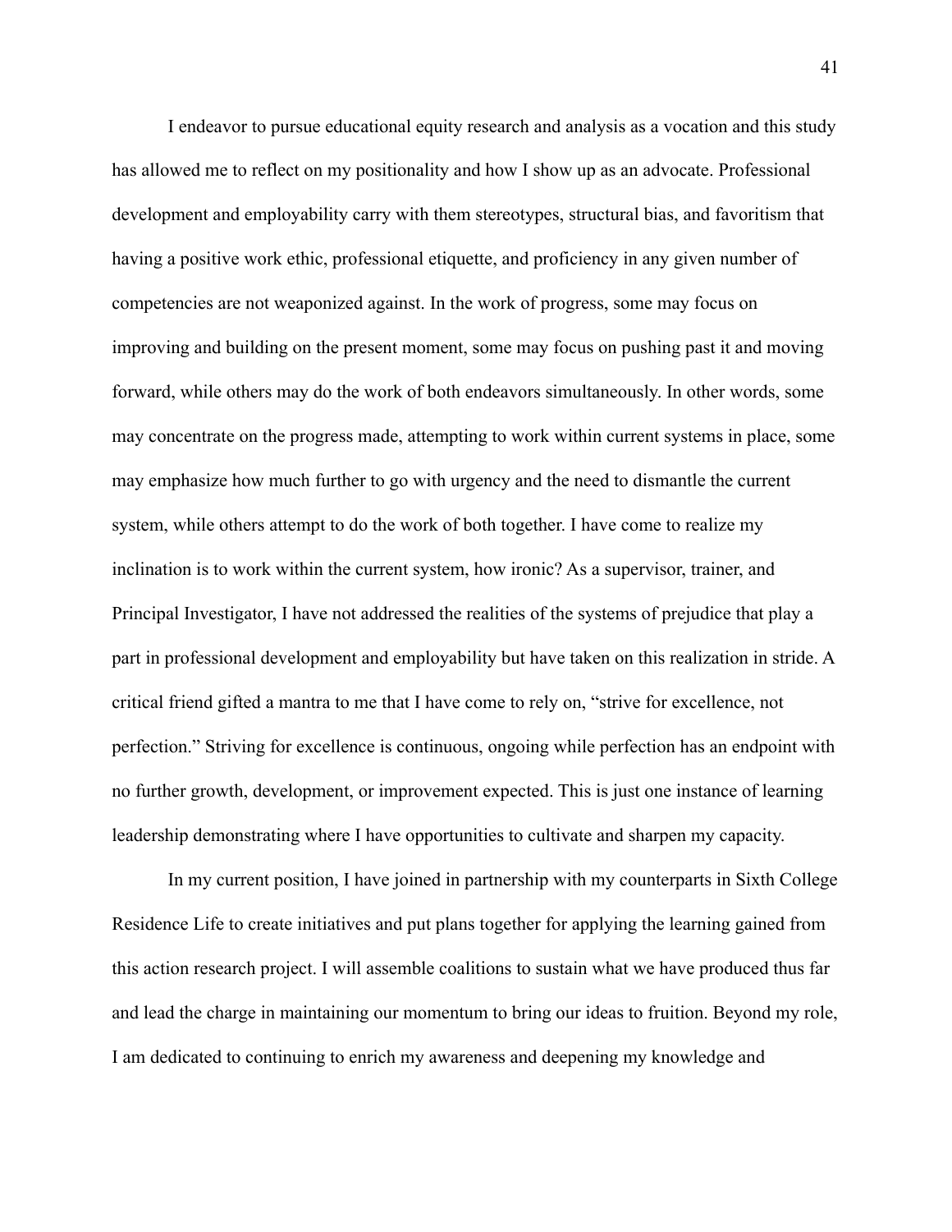I endeavor to pursue educational equity research and analysis as a vocation and this study has allowed me to reflect on my positionality and how I show up as an advocate. Professional development and employability carry with them stereotypes, structural bias, and favoritism that having a positive work ethic, professional etiquette, and proficiency in any given number of competencies are not weaponized against. In the work of progress, some may focus on improving and building on the present moment, some may focus on pushing past it and moving forward, while others may do the work of both endeavors simultaneously. In other words, some may concentrate on the progress made, attempting to work within current systems in place, some may emphasize how much further to go with urgency and the need to dismantle the current system, while others attempt to do the work of both together. I have come to realize my inclination is to work within the current system, how ironic? As a supervisor, trainer, and Principal Investigator, I have not addressed the realities of the systems of prejudice that play a part in professional development and employability but have taken on this realization in stride. A critical friend gifted a mantra to me that I have come to rely on, "strive for excellence, not perfection." Striving for excellence is continuous, ongoing while perfection has an endpoint with no further growth, development, or improvement expected. This is just one instance of learning leadership demonstrating where I have opportunities to cultivate and sharpen my capacity.

In my current position, I have joined in partnership with my counterparts in Sixth College Residence Life to create initiatives and put plans together for applying the learning gained from this action research project. I will assemble coalitions to sustain what we have produced thus far and lead the charge in maintaining our momentum to bring our ideas to fruition. Beyond my role, I am dedicated to continuing to enrich my awareness and deepening my knowledge and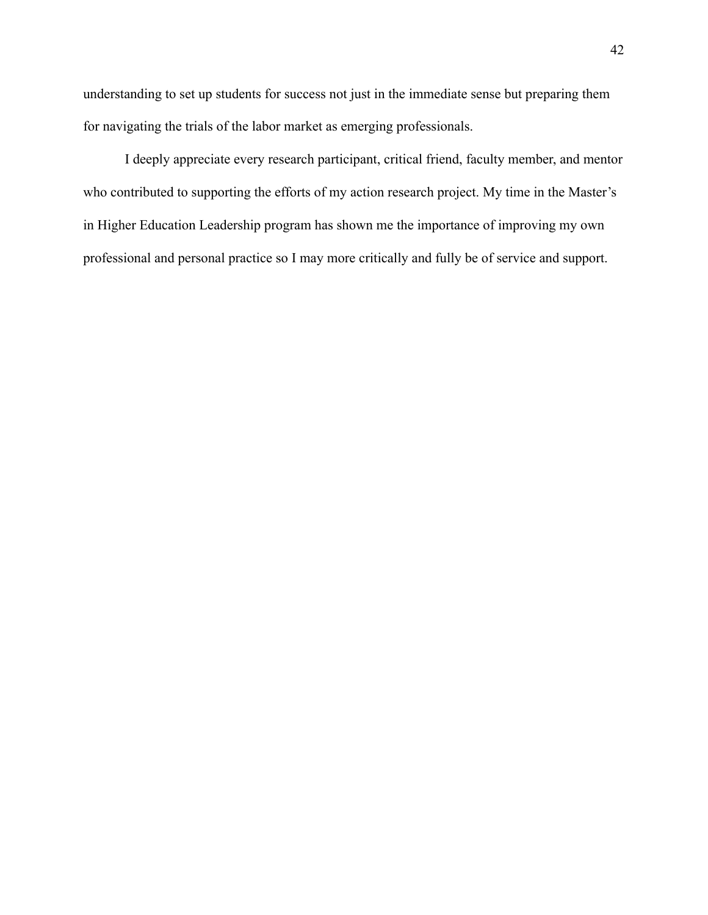understanding to set up students for success not just in the immediate sense but preparing them for navigating the trials of the labor market as emerging professionals.

I deeply appreciate every research participant, critical friend, faculty member, and mentor who contributed to supporting the efforts of my action research project. My time in the Master's in Higher Education Leadership program has shown me the importance of improving my own professional and personal practice so I may more critically and fully be of service and support.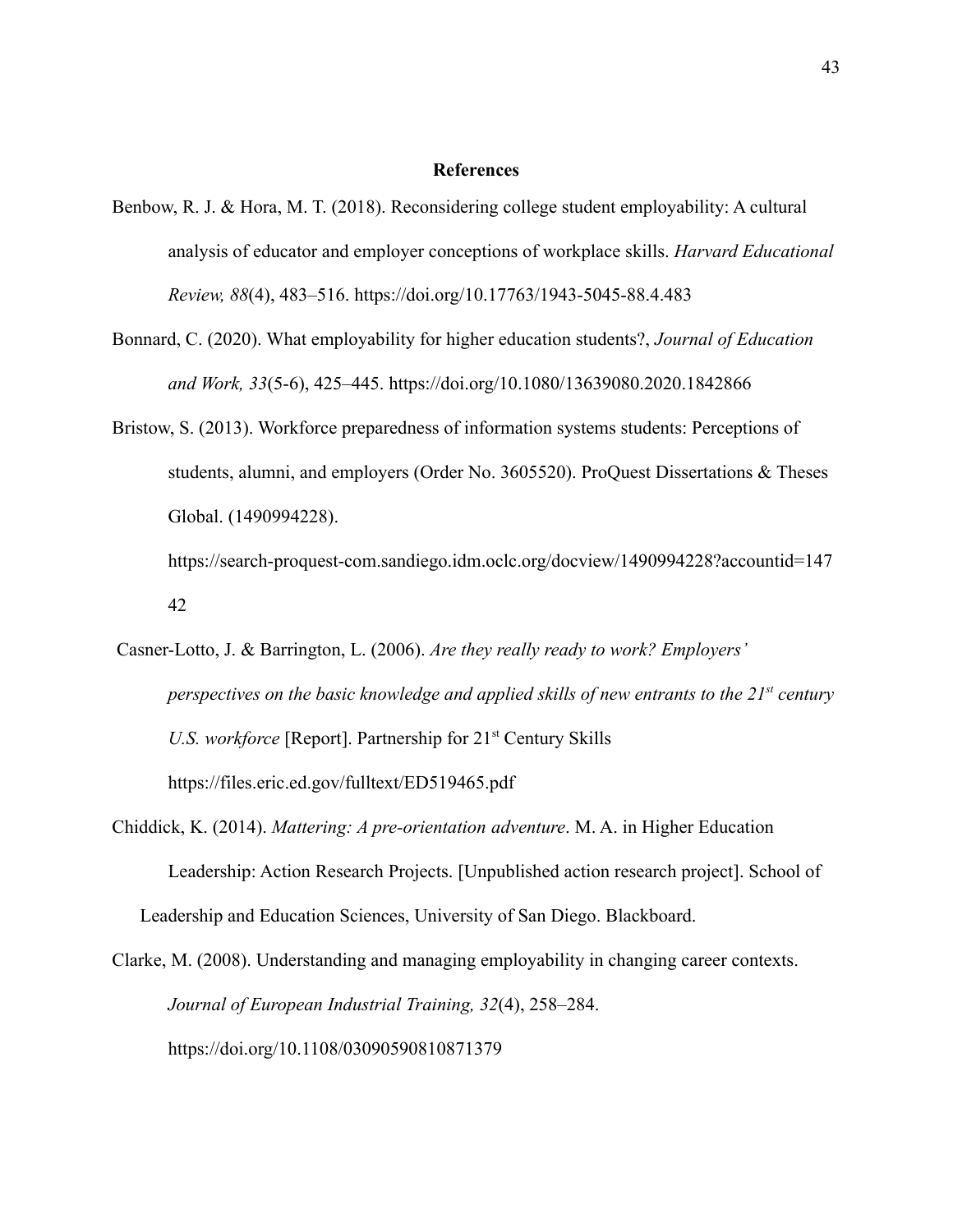## References

Benbow, R. J. & Hora, M. T. (2018). Reconsidering college student employability: A cultural analysis of educator and employer conceptions of workplace skills. *Harvard Educational Review, 88*(4), 483–516. https://doi.org/10.17763/1943-5045-88.4.483

Bonnard, C. (2020). What employability for higher education students?, *Journal of Education and Work, 33*(5-6), 425–445. https://doi.org/10.1080/13639080.2020.1842866

Bristow, S. (2013). Workforce preparedness of information systems students: Perceptions of students, alumni, and employers (Order No. 3605520). ProQuest Dissertations & Theses Global. (1490994228). https://search-proquest-com.sandiego.idm.oclc.org/docview/1490994228?accountid=14742

Casner-Lotto, J. & Barrington, L. (2006). *Are they really ready to work? Employers' perspectives on the basic knowledge and applied skills of new entrants to the 21st century U.S. workforce* [Report]. Partnership for 21st Century Skills https://files.eric.ed.gov/fulltext/ED519465.pdf

Chiddick, K. (2014). *Mattering: A pre-orientation adventure*. M. A. in Higher Education Leadership: Action Research Projects. [Unpublished action research project]. School of Leadership and Education Sciences, University of San Diego. Blackboard.

Clarke, M. (2008). Understanding and managing employability in changing career contexts. *Journal of European Industrial Training, 32*(4), 258–284. https://doi.org/10.1108/03090590810871379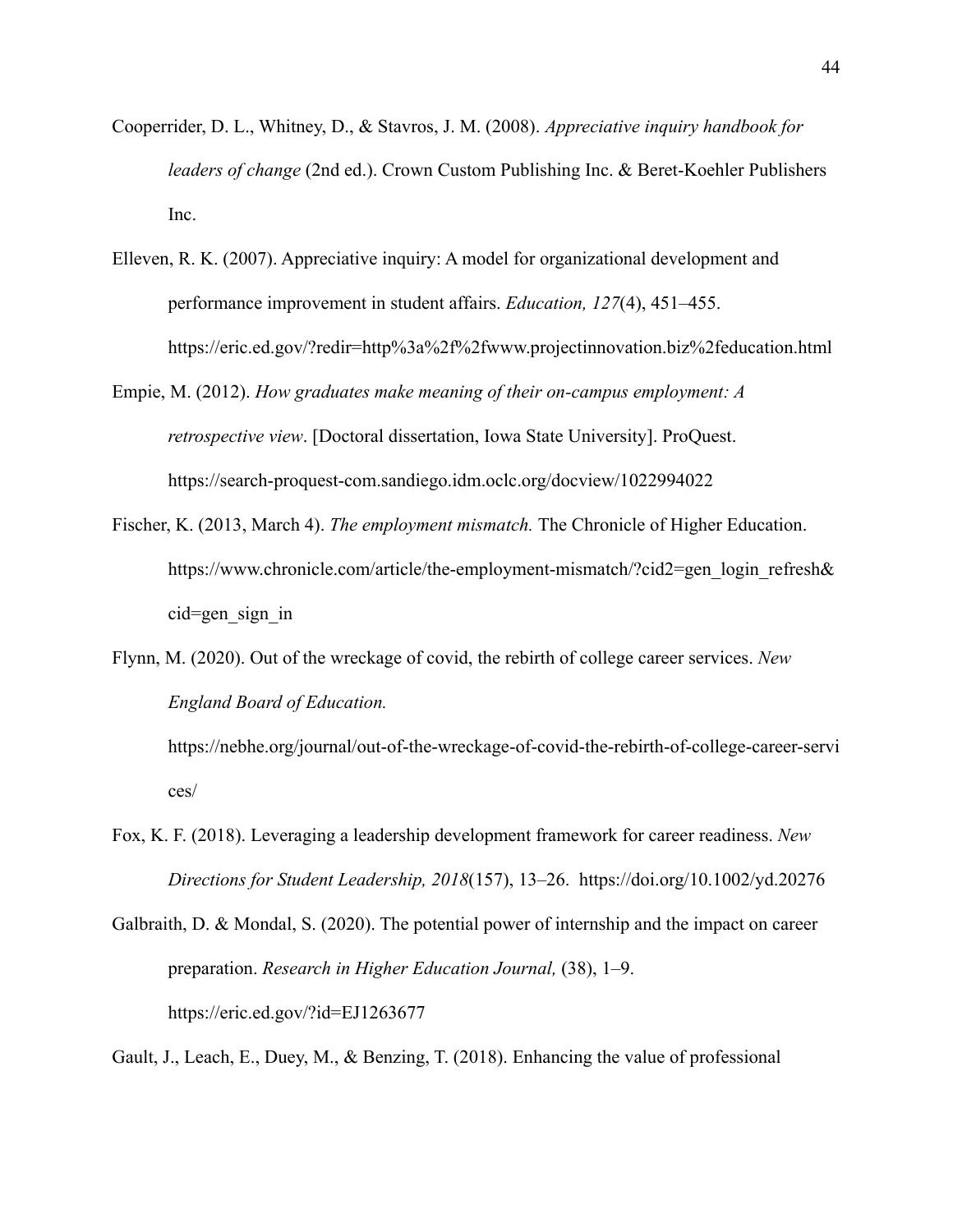Cooperrider, D. L., Whitney, D., & Stavros, J. M. (2008). *Appreciative inquiry handbook for leaders of change* (2nd ed.). Crown Custom Publishing Inc. & Beret-Koehler Publishers Inc.

Elleven, R. K. (2007). Appreciative inquiry: A model for organizational development and performance improvement in student affairs. *Education, 127*(4), 451–455. https://eric.ed.gov/?redir=http%3a%2f%2fwww.projectinnovation.biz%2feducation.html

Empie, M. (2012). *How graduates make meaning of their on-campus employment: A retrospective view*. [Doctoral dissertation, Iowa State University]. ProQuest. https://search-proquest-com.sandiego.idm.oclc.org/docview/1022994022

Fischer, K. (2013, March 4). *The employment mismatch.* The Chronicle of Higher Education. https://www.chronicle.com/article/the-employment-mismatch/?cid2=gen_login_refresh&cid=gen_sign_in

Flynn, M. (2020). Out of the wreckage of covid, the rebirth of college career services. *New England Board of Education.* https://nebhe.org/journal/out-of-the-wreckage-of-covid-the-rebirth-of-college-career-services/

Fox, K. F. (2018). Leveraging a leadership development framework for career readiness. *New Directions for Student Leadership, 2018*(157), 13–26. https://doi.org/10.1002/yd.20276

Galbraith, D. & Mondal, S. (2020). The potential power of internship and the impact on career preparation. *Research in Higher Education Journal,* (38), 1–9. https://eric.ed.gov/?id=EJ1263677

Gault, J., Leach, E., Duey, M., & Benzing, T. (2018). Enhancing the value of professional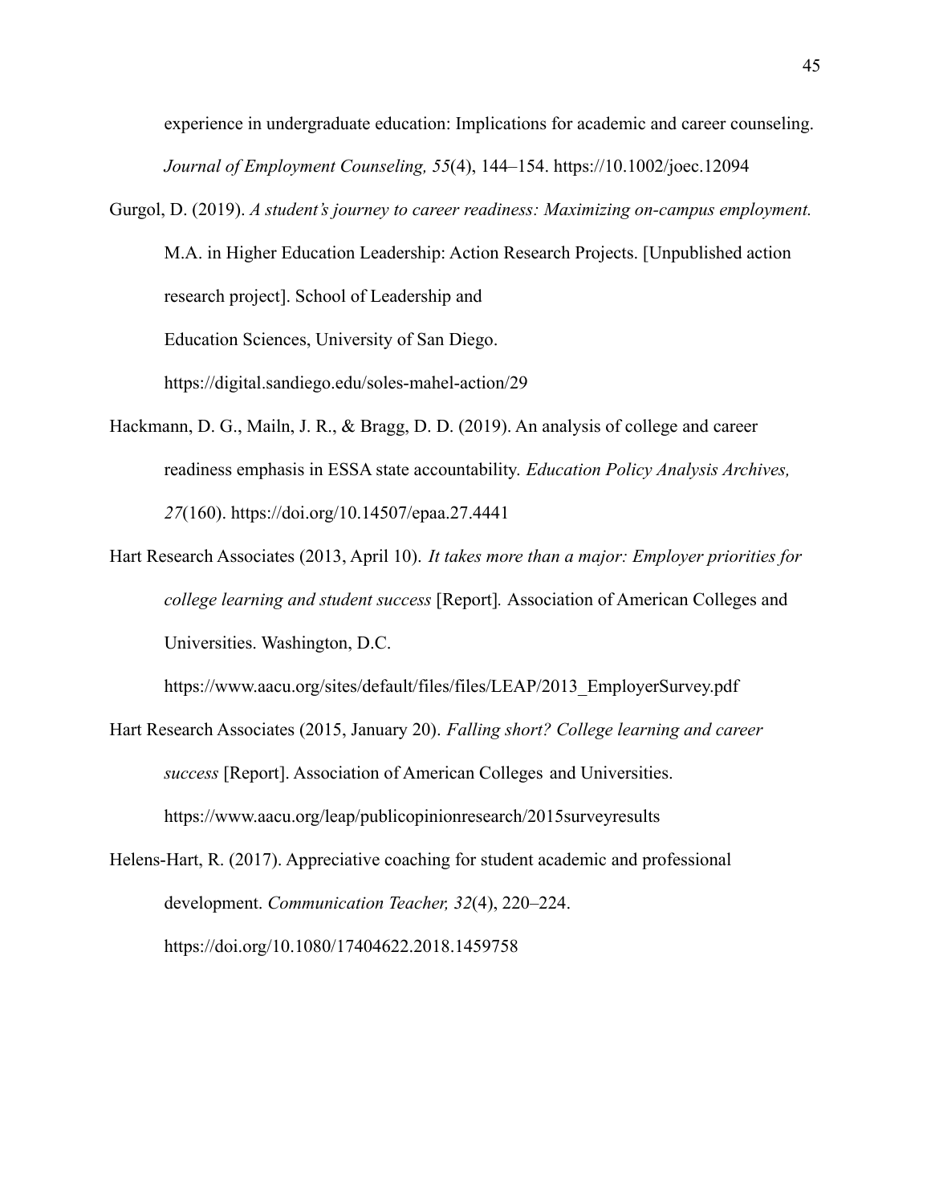experience in undergraduate education: Implications for academic and career counseling. *Journal of Employment Counseling, 55*(4), 144–154. https://10.1002/joec.12094

Gurgol, D. (2019). *A student's journey to career readiness: Maximizing on-campus employment.* M.A. in Higher Education Leadership: Action Research Projects. [Unpublished action research project]. School of Leadership and Education Sciences, University of San Diego. https://digital.sandiego.edu/soles-mahel-action/29

Hackmann, D. G., Mailn, J. R., & Bragg, D. D. (2019). An analysis of college and career readiness emphasis in ESSA state accountability. *Education Policy Analysis Archives, 27*(160). https://doi.org/10.14507/epaa.27.4441

Hart Research Associates (2013, April 10). *It takes more than a major: Employer priorities for college learning and student success* [Report]. Association of American Colleges and Universities. Washington, D.C. https://www.aacu.org/sites/default/files/files/LEAP/2013_EmployerSurvey.pdf

Hart Research Associates (2015, January 20). *Falling short? College learning and career success* [Report]. Association of American Colleges and Universities. https://www.aacu.org/leap/publicopinionresearch/2015surveyresults

Helens-Hart, R. (2017). Appreciative coaching for student academic and professional development. *Communication Teacher, 32*(4), 220–224. https://doi.org/10.1080/17404622.2018.1459758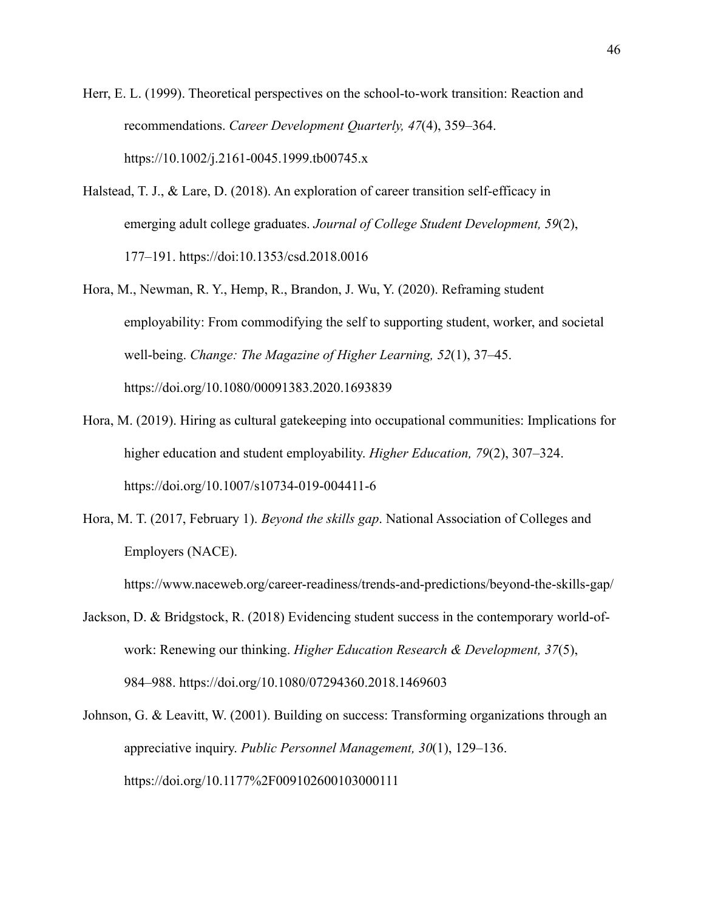Herr, E. L. (1999). Theoretical perspectives on the school-to-work transition: Reaction and recommendations. *Career Development Quarterly, 47*(4), 359–364. https://10.1002/j.2161-0045.1999.tb00745.x

Halstead, T. J., & Lare, D. (2018). An exploration of career transition self-efficacy in emerging adult college graduates. *Journal of College Student Development, 59*(2), 177–191. https://doi:10.1353/csd.2018.0016

Hora, M., Newman, R. Y., Hemp, R., Brandon, J. Wu, Y. (2020). Reframing student employability: From commodifying the self to supporting student, worker, and societal well-being. *Change: The Magazine of Higher Learning, 52*(1), 37–45. https://doi.org/10.1080/00091383.2020.1693839

Hora, M. (2019). Hiring as cultural gatekeeping into occupational communities: Implications for higher education and student employability. *Higher Education, 79*(2), 307–324. https://doi.org/10.1007/s10734-019-004411-6

Hora, M. T. (2017, February 1). *Beyond the skills gap*. National Association of Colleges and Employers (NACE). https://www.naceweb.org/career-readiness/trends-and-predictions/beyond-the-skills-gap/

Jackson, D. & Bridgstock, R. (2018) Evidencing student success in the contemporary world-of-work: Renewing our thinking. *Higher Education Research & Development, 37*(5), 984–988. https://doi.org/10.1080/07294360.2018.1469603

Johnson, G. & Leavitt, W. (2001). Building on success: Transforming organizations through an appreciative inquiry. *Public Personnel Management, 30*(1), 129–136. https://doi.org/10.1177%2F009102600103000111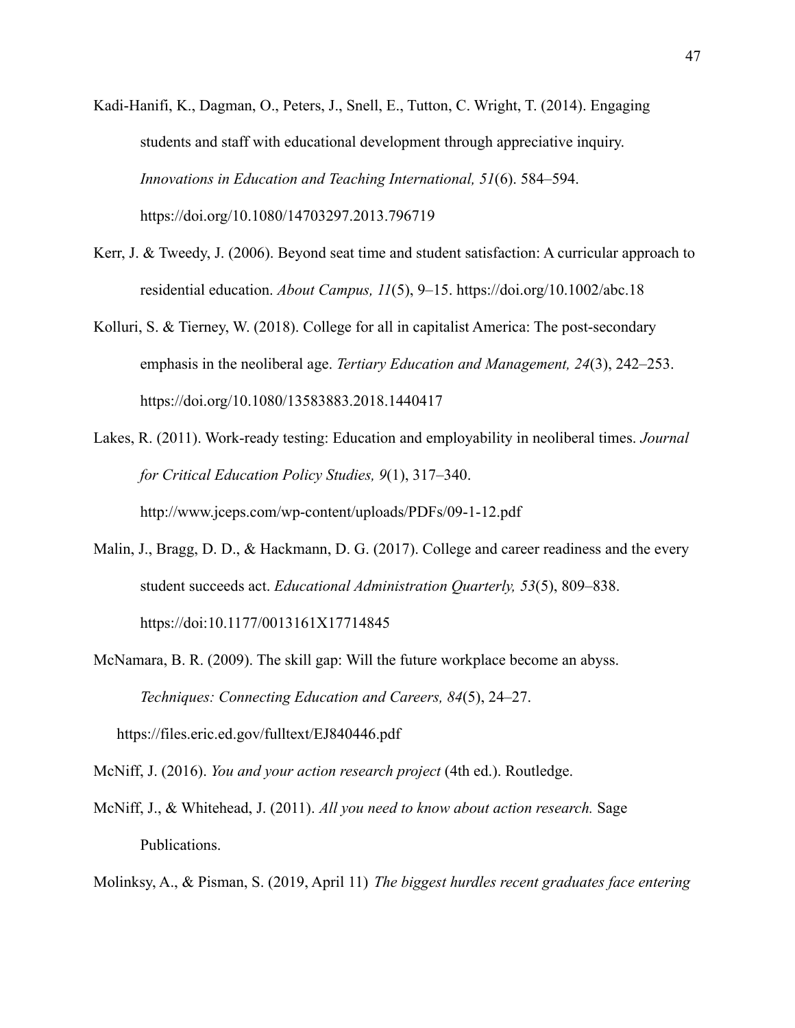Kadi-Hanifi, K., Dagman, O., Peters, J., Snell, E., Tutton, C. Wright, T. (2014). Engaging students and staff with educational development through appreciative inquiry. *Innovations in Education and Teaching International, 51*(6). 584–594. https://doi.org/10.1080/14703297.2013.796719

Kerr, J. & Tweedy, J. (2006). Beyond seat time and student satisfaction: A curricular approach to residential education. *About Campus, 11*(5), 9–15. https://doi.org/10.1002/abc.18

Kolluri, S. & Tierney, W. (2018). College for all in capitalist America: The post-secondary emphasis in the neoliberal age. *Tertiary Education and Management, 24*(3), 242–253. https://doi.org/10.1080/13583883.2018.1440417

Lakes, R. (2011). Work-ready testing: Education and employability in neoliberal times. *Journal for Critical Education Policy Studies, 9*(1), 317–340. http://www.jceps.com/wp-content/uploads/PDFs/09-1-12.pdf

Malin, J., Bragg, D. D., & Hackmann, D. G. (2017). College and career readiness and the every student succeeds act. *Educational Administration Quarterly, 53*(5), 809–838. https://doi:10.1177/0013161X17714845

McNamara, B. R. (2009). The skill gap: Will the future workplace become an abyss. *Techniques: Connecting Education and Careers, 84*(5), 24–27. https://files.eric.ed.gov/fulltext/EJ840446.pdf

McNiff, J. (2016). *You and your action research project* (4th ed.). Routledge.

McNiff, J., & Whitehead, J. (2011). *All you need to know about action research.* Sage Publications.

Molinksy, A., & Pisman, S. (2019, April 11) *The biggest hurdles recent graduates face entering*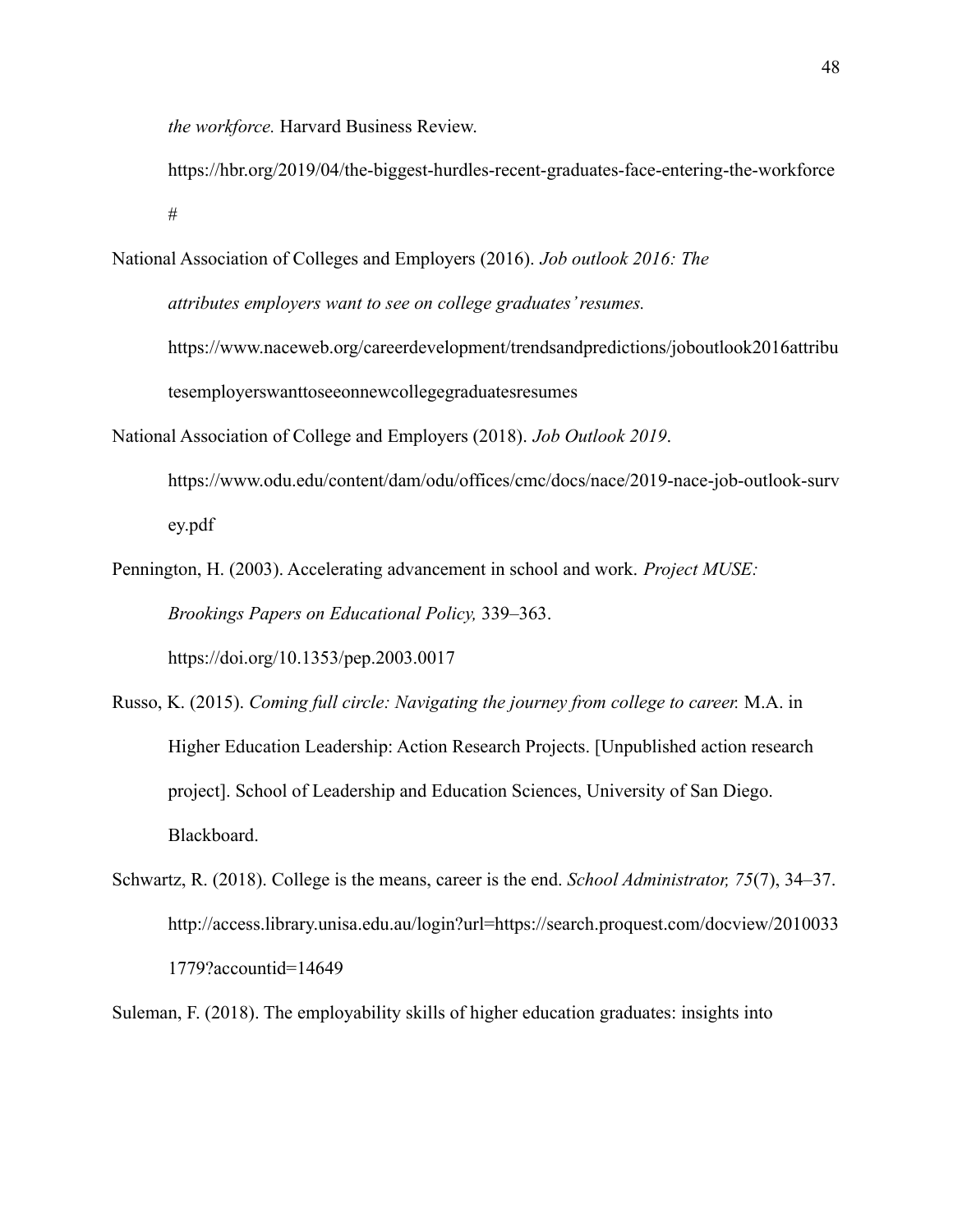*the workforce.* Harvard Business Review.
https://hbr.org/2019/04/the-biggest-hurdles-recent-graduates-face-entering-the-workforce#

National Association of Colleges and Employers (2016). *Job outlook 2016: The attributes employers want to see on college graduates' resumes.* https://www.naceweb.org/careerdevelopment/trendsandpredictions/joboutlook2016attributesemployerswanttoseeonnewcollegegraduatesresumes

National Association of College and Employers (2018). *Job Outlook 2019*. https://www.odu.edu/content/dam/odu/offices/cmc/docs/nace/2019-nace-job-outlook-survey.pdf

Pennington, H. (2003). Accelerating advancement in school and work. *Project MUSE: Brookings Papers on Educational Policy,* 339–363. https://doi.org/10.1353/pep.2003.0017

Russo, K. (2015). *Coming full circle: Navigating the journey from college to career.* M.A. in Higher Education Leadership: Action Research Projects. [Unpublished action research project]. School of Leadership and Education Sciences, University of San Diego. Blackboard.

Schwartz, R. (2018). College is the means, career is the end. *School Administrator, 75*(7), 34–37. http://access.library.unisa.edu.au/login?url=https://search.proquest.com/docview/20100331779?accountid=14649

Suleman, F. (2018). The employability skills of higher education graduates: insights into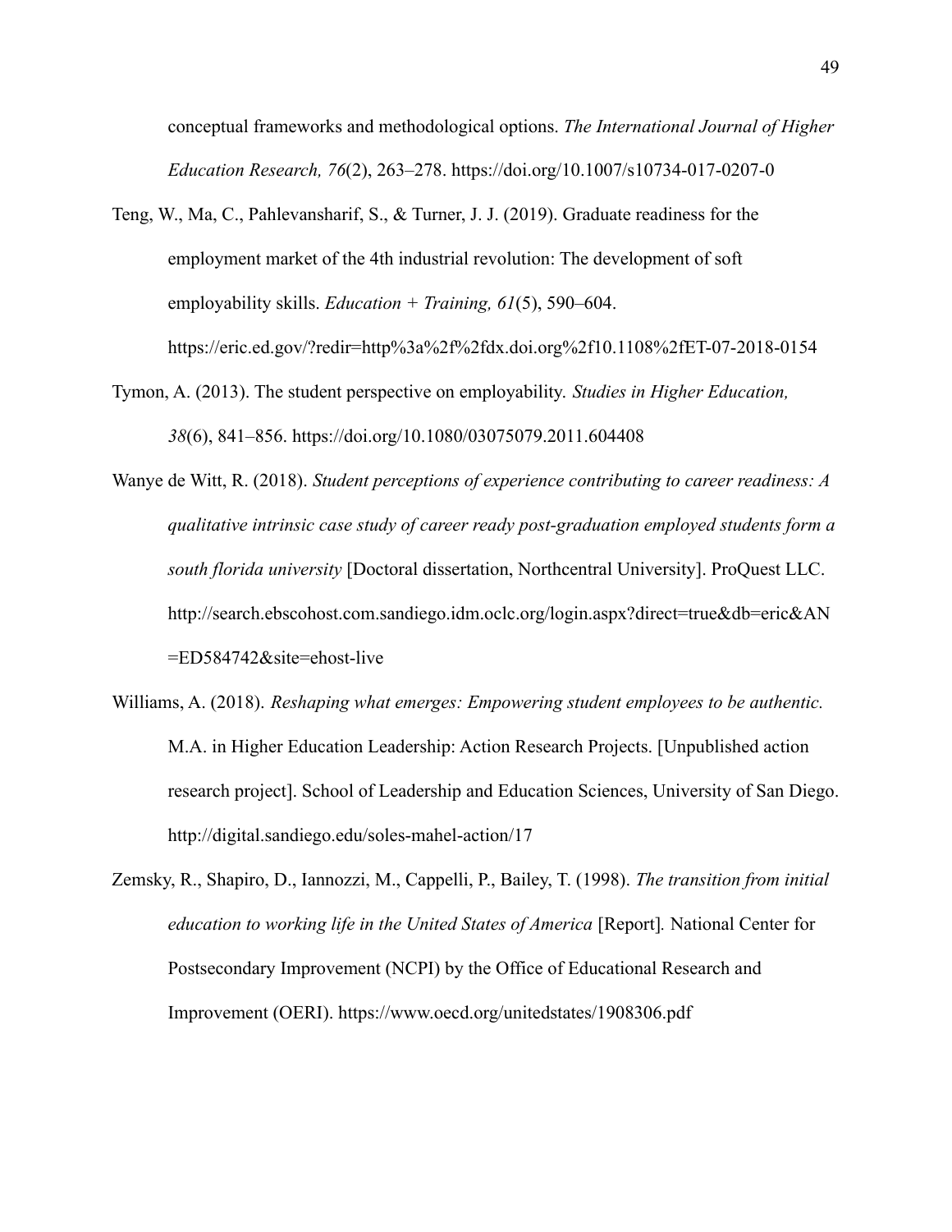conceptual frameworks and methodological options. *The International Journal of Higher Education Research, 76*(2), 263–278. https://doi.org/10.1007/s10734-017-0207-0

Teng, W., Ma, C., Pahlevansharif, S., & Turner, J. J. (2019). Graduate readiness for the employment market of the 4th industrial revolution: The development of soft employability skills. *Education + Training, 61*(5), 590–604. https://eric.ed.gov/?redir=http%3a%2f%2fdx.doi.org%2f10.1108%2fET-07-2018-0154

Tymon, A. (2013). The student perspective on employability. *Studies in Higher Education, 38*(6), 841–856. https://doi.org/10.1080/03075079.2011.604408

Wanye de Witt, R. (2018). *Student perceptions of experience contributing to career readiness: A qualitative intrinsic case study of career ready post-graduation employed students form a south florida university* [Doctoral dissertation, Northcentral University]. ProQuest LLC. http://search.ebscohost.com.sandiego.idm.oclc.org/login.aspx?direct=true&db=eric&AN=ED584742&site=ehost-live

Williams, A. (2018). *Reshaping what emerges: Empowering student employees to be authentic.* M.A. in Higher Education Leadership: Action Research Projects. [Unpublished action research project]. School of Leadership and Education Sciences, University of San Diego. http://digital.sandiego.edu/soles-mahel-action/17

Zemsky, R., Shapiro, D., Iannozzi, M., Cappelli, P., Bailey, T. (1998). *The transition from initial education to working life in the United States of America* [Report]*.* National Center for Postsecondary Improvement (NCPI) by the Office of Educational Research and Improvement (OERI). https://www.oecd.org/unitedstates/1908306.pdf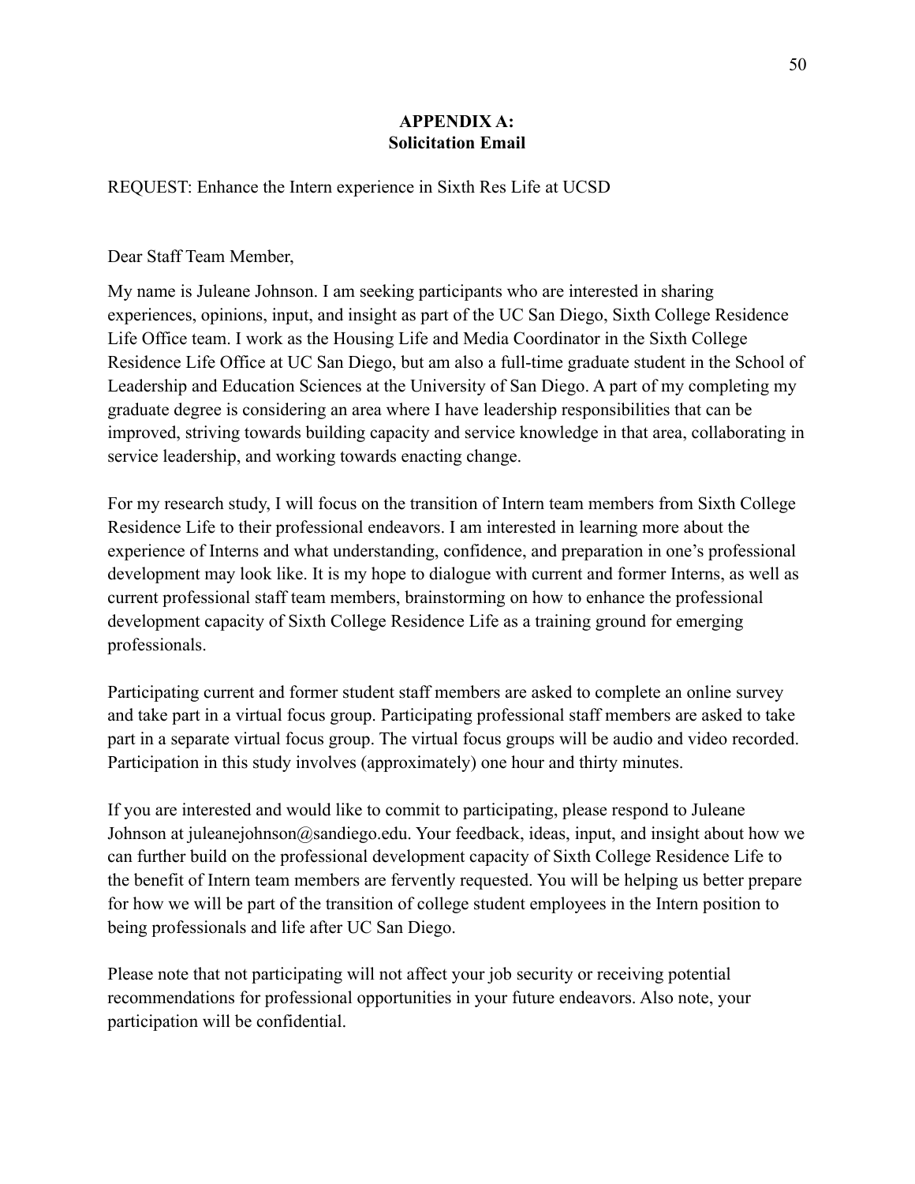## APPENDIX A:
## Solicitation Email

REQUEST: Enhance the Intern experience in Sixth Res Life at UCSD

Dear Staff Team Member,

My name is Juleane Johnson. I am seeking participants who are interested in sharing experiences, opinions, input, and insight as part of the UC San Diego, Sixth College Residence Life Office team. I work as the Housing Life and Media Coordinator in the Sixth College Residence Life Office at UC San Diego, but am also a full-time graduate student in the School of Leadership and Education Sciences at the University of San Diego. A part of my completing my graduate degree is considering an area where I have leadership responsibilities that can be improved, striving towards building capacity and service knowledge in that area, collaborating in service leadership, and working towards enacting change.

For my research study, I will focus on the transition of Intern team members from Sixth College Residence Life to their professional endeavors. I am interested in learning more about the experience of Interns and what understanding, confidence, and preparation in one's professional development may look like. It is my hope to dialogue with current and former Interns, as well as current professional staff team members, brainstorming on how to enhance the professional development capacity of Sixth College Residence Life as a training ground for emerging professionals.

Participating current and former student staff members are asked to complete an online survey and take part in a virtual focus group. Participating professional staff members are asked to take part in a separate virtual focus group. The virtual focus groups will be audio and video recorded. Participation in this study involves (approximately) one hour and thirty minutes.

If you are interested and would like to commit to participating, please respond to Juleane Johnson at juleanejohnson@sandiego.edu. Your feedback, ideas, input, and insight about how we can further build on the professional development capacity of Sixth College Residence Life to the benefit of Intern team members are fervently requested. You will be helping us better prepare for how we will be part of the transition of college student employees in the Intern position to being professionals and life after UC San Diego.

Please note that not participating will not affect your job security or receiving potential recommendations for professional opportunities in your future endeavors. Also note, your participation will be confidential.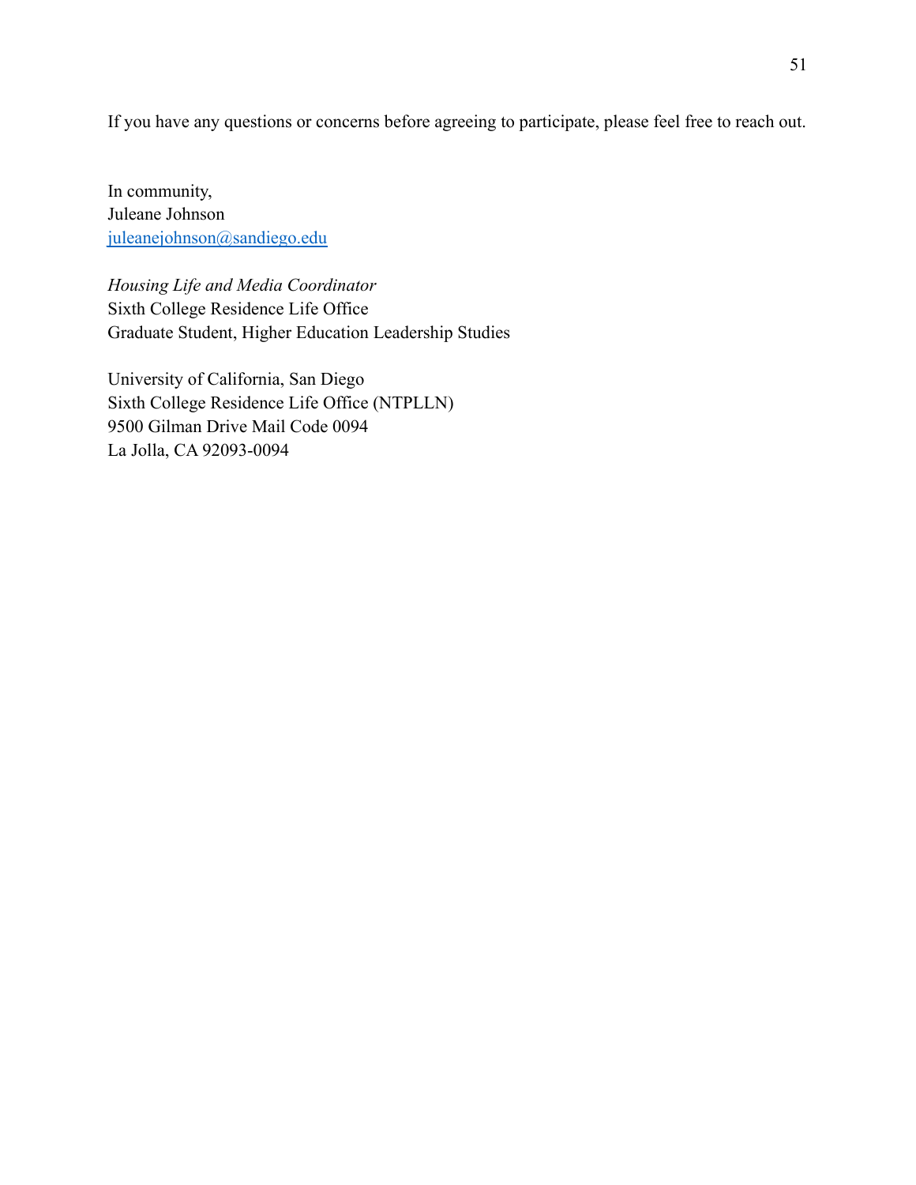If you have any questions or concerns before agreeing to participate, please feel free to reach out.

In community,  
Juleane Johnson  
juleanejohnson@sandiego.edu

*Housing Life and Media Coordinator*  
Sixth College Residence Life Office  
Graduate Student, Higher Education Leadership Studies

University of California, San Diego  
Sixth College Residence Life Office (NTPLLN)  
9500 Gilman Drive Mail Code 0094  
La Jolla, CA 92093-0094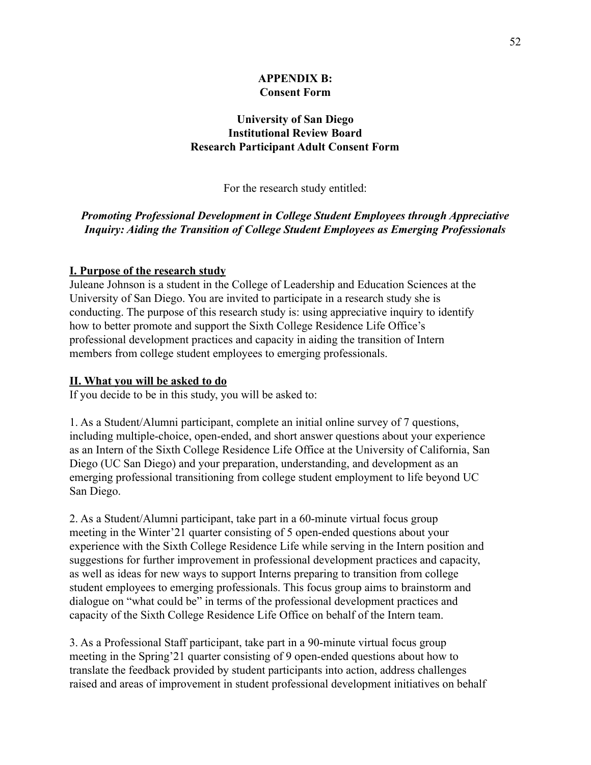**APPENDIX B:**
**Consent Form**

**University of San Diego**
**Institutional Review Board**
**Research Participant Adult Consent Form**

For the research study entitled:

***Promoting Professional Development in College Student Employees through Appreciative Inquiry: Aiding the Transition of College Student Employees as Emerging Professionals***

## I. Purpose of the research study

Juleane Johnson is a student in the College of Leadership and Education Sciences at the University of San Diego. You are invited to participate in a research study she is conducting. The purpose of this research study is: using appreciative inquiry to identify how to better promote and support the Sixth College Residence Life Office's professional development practices and capacity in aiding the transition of Intern members from college student employees to emerging professionals.

## II. What you will be asked to do

If you decide to be in this study, you will be asked to:

1. As a Student/Alumni participant, complete an initial online survey of 7 questions, including multiple-choice, open-ended, and short answer questions about your experience as an Intern of the Sixth College Residence Life Office at the University of California, San Diego (UC San Diego) and your preparation, understanding, and development as an emerging professional transitioning from college student employment to life beyond UC San Diego.

2. As a Student/Alumni participant, take part in a 60-minute virtual focus group meeting in the Winter'21 quarter consisting of 5 open-ended questions about your experience with the Sixth College Residence Life while serving in the Intern position and suggestions for further improvement in professional development practices and capacity, as well as ideas for new ways to support Interns preparing to transition from college student employees to emerging professionals. This focus group aims to brainstorm and dialogue on "what could be" in terms of the professional development practices and capacity of the Sixth College Residence Life Office on behalf of the Intern team.

3. As a Professional Staff participant, take part in a 90-minute virtual focus group meeting in the Spring'21 quarter consisting of 9 open-ended questions about how to translate the feedback provided by student participants into action, address challenges raised and areas of improvement in student professional development initiatives on behalf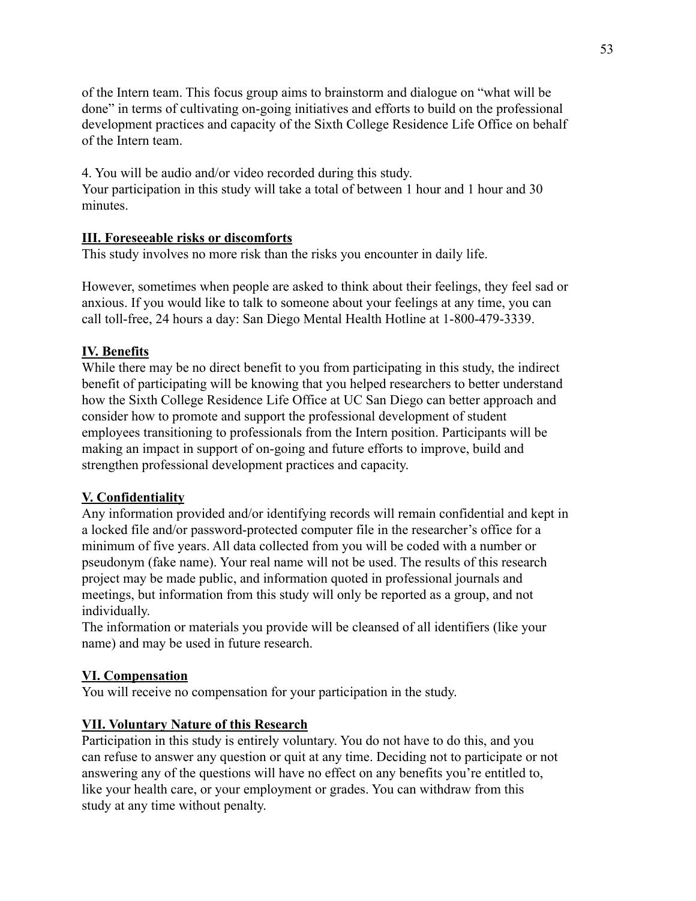of the Intern team. This focus group aims to brainstorm and dialogue on "what will be done" in terms of cultivating on-going initiatives and efforts to build on the professional development practices and capacity of the Sixth College Residence Life Office on behalf of the Intern team.

4. You will be audio and/or video recorded during this study.
Your participation in this study will take a total of between 1 hour and 1 hour and 30 minutes.

**III. Foreseeable risks or discomforts**
This study involves no more risk than the risks you encounter in daily life.

However, sometimes when people are asked to think about their feelings, they feel sad or anxious. If you would like to talk to someone about your feelings at any time, you can call toll-free, 24 hours a day: San Diego Mental Health Hotline at 1-800-479-3339.

**IV. Benefits**
While there may be no direct benefit to you from participating in this study, the indirect benefit of participating will be knowing that you helped researchers to better understand how the Sixth College Residence Life Office at UC San Diego can better approach and consider how to promote and support the professional development of student employees transitioning to professionals from the Intern position. Participants will be making an impact in support of on-going and future efforts to improve, build and strengthen professional development practices and capacity.

**V. Confidentiality**
Any information provided and/or identifying records will remain confidential and kept in a locked file and/or password-protected computer file in the researcher's office for a minimum of five years. All data collected from you will be coded with a number or pseudonym (fake name). Your real name will not be used. The results of this research project may be made public, and information quoted in professional journals and meetings, but information from this study will only be reported as a group, and not individually.
The information or materials you provide will be cleansed of all identifiers (like your name) and may be used in future research.

**VI. Compensation**
You will receive no compensation for your participation in the study.

**VII. Voluntary Nature of this Research**
Participation in this study is entirely voluntary. You do not have to do this, and you can refuse to answer any question or quit at any time. Deciding not to participate or not answering any of the questions will have no effect on any benefits you're entitled to, like your health care, or your employment or grades. You can withdraw from this study at any time without penalty.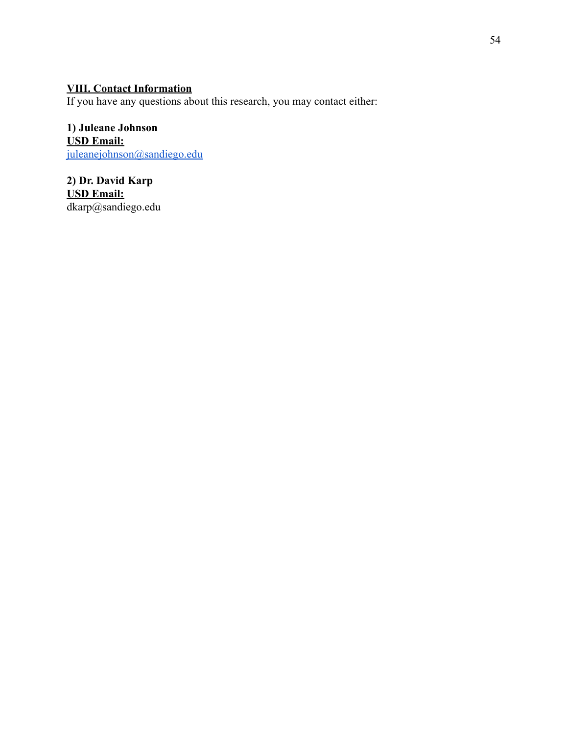## VIII. Contact Information

If you have any questions about this research, you may contact either:

**1) Juleane Johnson**
**USD Email:**
juleanejohnson@sandiego.edu

**2) Dr. David Karp**
**USD Email:**
dkarp@sandiego.edu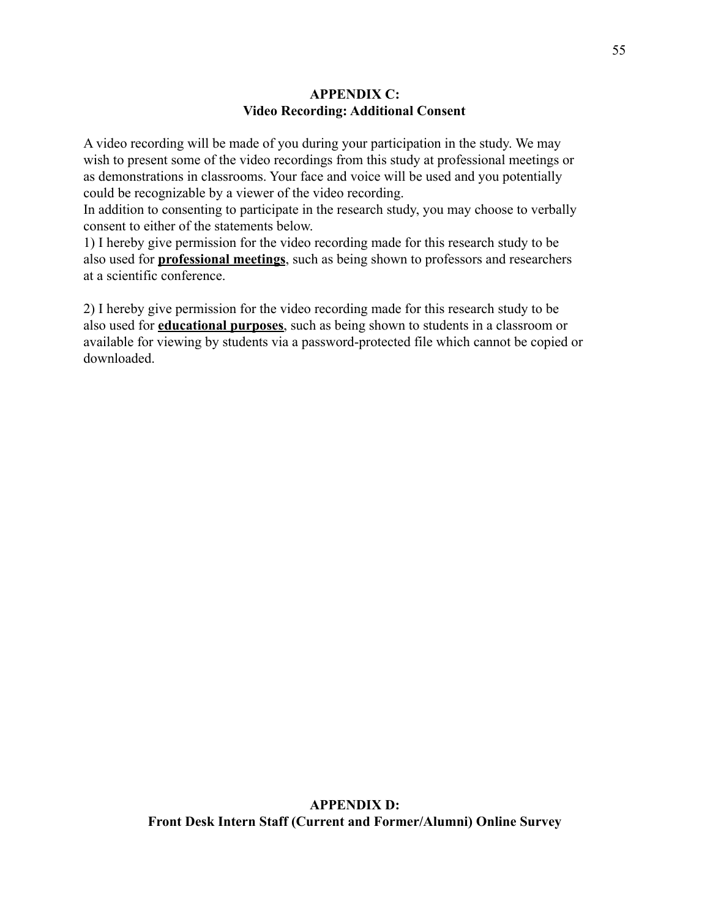## APPENDIX C:
## Video Recording: Additional Consent

A video recording will be made of you during your participation in the study. We may wish to present some of the video recordings from this study at professional meetings or as demonstrations in classrooms. Your face and voice will be used and you potentially could be recognizable by a viewer of the video recording.
In addition to consenting to participate in the research study, you may choose to verbally consent to either of the statements below.
1) I hereby give permission for the video recording made for this research study to be also used for **<u>professional meetings</u>**, such as being shown to professors and researchers at a scientific conference.

2) I hereby give permission for the video recording made for this research study to be also used for **<u>educational purposes</u>**, such as being shown to students in a classroom or available for viewing by students via a password-protected file which cannot be copied or downloaded.

## APPENDIX D:
## Front Desk Intern Staff (Current and Former/Alumni) Online Survey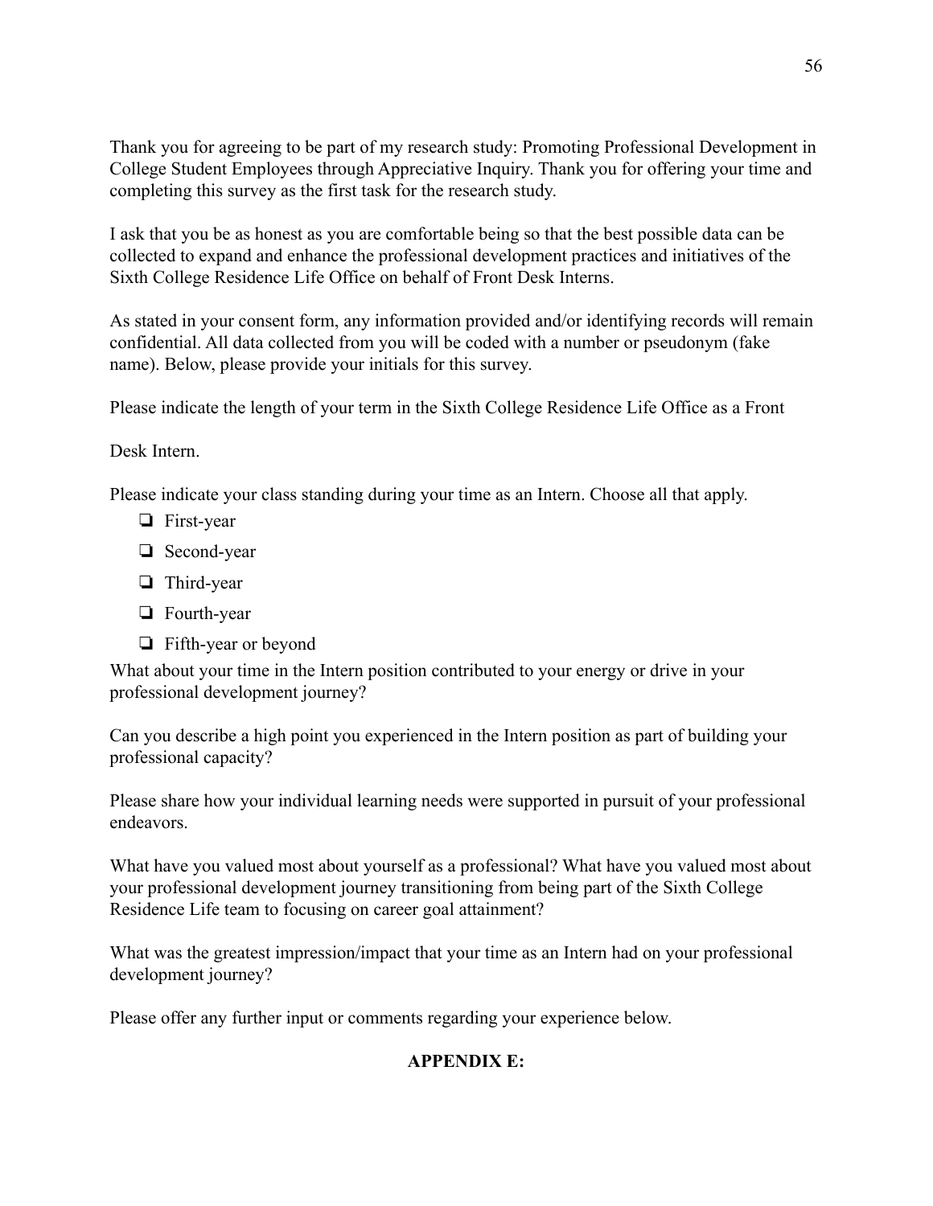Thank you for agreeing to be part of my research study: Promoting Professional Development in College Student Employees through Appreciative Inquiry. Thank you for offering your time and completing this survey as the first task for the research study.

I ask that you be as honest as you are comfortable being so that the best possible data can be collected to expand and enhance the professional development practices and initiatives of the Sixth College Residence Life Office on behalf of Front Desk Interns.

As stated in your consent form, any information provided and/or identifying records will remain confidential. All data collected from you will be coded with a number or pseudonym (fake name). Below, please provide your initials for this survey.

Please indicate the length of your term in the Sixth College Residence Life Office as a Front

Desk Intern.

Please indicate your class standing during your time as an Intern. Choose all that apply.

- ❏ First-year
- ❏ Second-year
- ❏ Third-year
- ❏ Fourth-year
- ❏ Fifth-year or beyond

What about your time in the Intern position contributed to your energy or drive in your professional development journey?

Can you describe a high point you experienced in the Intern position as part of building your professional capacity?

Please share how your individual learning needs were supported in pursuit of your professional endeavors.

What have you valued most about yourself as a professional? What have you valued most about your professional development journey transitioning from being part of the Sixth College Residence Life team to focusing on career goal attainment?

What was the greatest impression/impact that your time as an Intern had on your professional development journey?

Please offer any further input or comments regarding your experience below.

## APPENDIX E: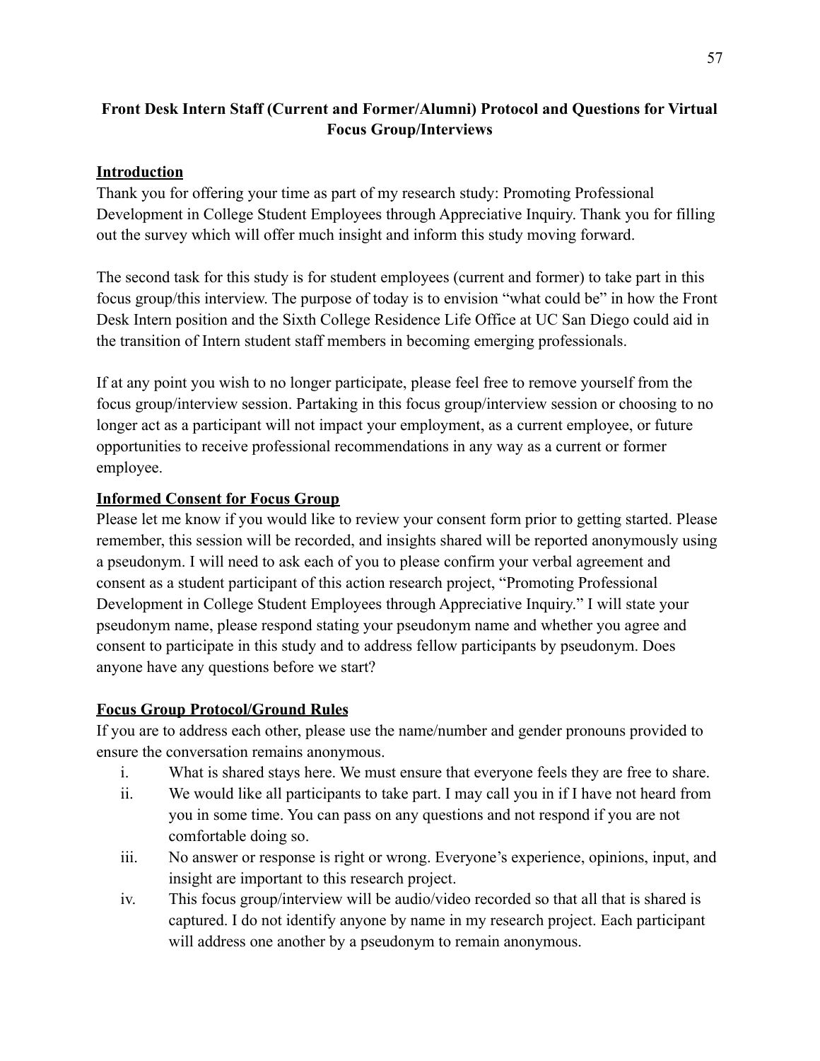**Front Desk Intern Staff (Current and Former/Alumni) Protocol and Questions for Virtual Focus Group/Interviews**

**Introduction**

Thank you for offering your time as part of my research study: Promoting Professional Development in College Student Employees through Appreciative Inquiry. Thank you for filling out the survey which will offer much insight and inform this study moving forward.

The second task for this study is for student employees (current and former) to take part in this focus group/this interview. The purpose of today is to envision "what could be" in how the Front Desk Intern position and the Sixth College Residence Life Office at UC San Diego could aid in the transition of Intern student staff members in becoming emerging professionals.

If at any point you wish to no longer participate, please feel free to remove yourself from the focus group/interview session. Partaking in this focus group/interview session or choosing to no longer act as a participant will not impact your employment, as a current employee, or future opportunities to receive professional recommendations in any way as a current or former employee.

**Informed Consent for Focus Group**

Please let me know if you would like to review your consent form prior to getting started. Please remember, this session will be recorded, and insights shared will be reported anonymously using a pseudonym. I will need to ask each of you to please confirm your verbal agreement and consent as a student participant of this action research project, "Promoting Professional Development in College Student Employees through Appreciative Inquiry." I will state your pseudonym name, please respond stating your pseudonym name and whether you agree and consent to participate in this study and to address fellow participants by pseudonym. Does anyone have any questions before we start?

**Focus Group Protocol/Ground Rules**

If you are to address each other, please use the name/number and gender pronouns provided to ensure the conversation remains anonymous.

i. What is shared stays here. We must ensure that everyone feels they are free to share.
ii. We would like all participants to take part. I may call you in if I have not heard from you in some time. You can pass on any questions and not respond if you are not comfortable doing so.
iii. No answer or response is right or wrong. Everyone's experience, opinions, input, and insight are important to this research project.
iv. This focus group/interview will be audio/video recorded so that all that is shared is captured. I do not identify anyone by name in my research project. Each participant will address one another by a pseudonym to remain anonymous.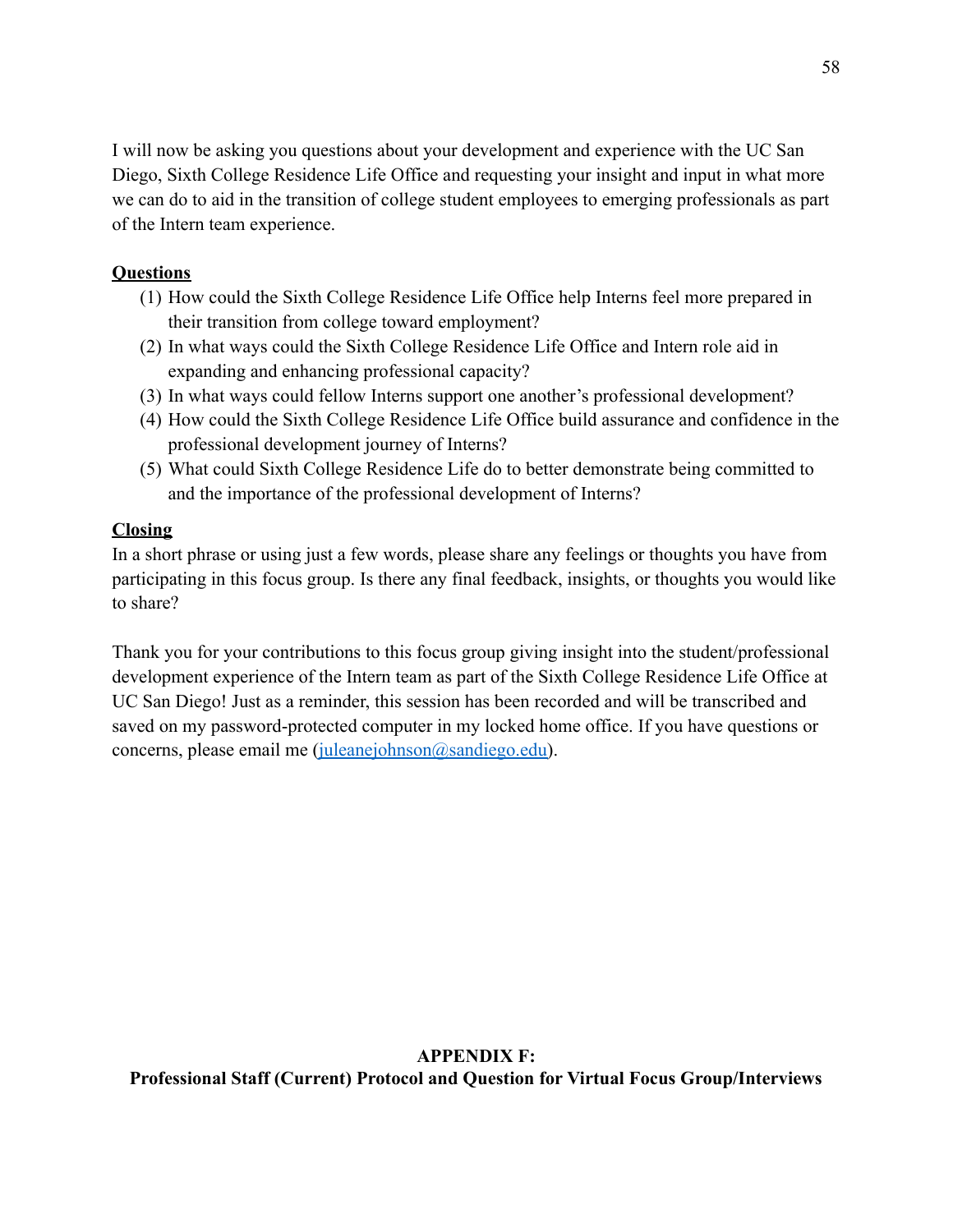I will now be asking you questions about your development and experience with the UC San Diego, Sixth College Residence Life Office and requesting your insight and input in what more we can do to aid in the transition of college student employees to emerging professionals as part of the Intern team experience.

**Questions**

(1) How could the Sixth College Residence Life Office help Interns feel more prepared in their transition from college toward employment?
(2) In what ways could the Sixth College Residence Life Office and Intern role aid in expanding and enhancing professional capacity?
(3) In what ways could fellow Interns support one another's professional development?
(4) How could the Sixth College Residence Life Office build assurance and confidence in the professional development journey of Interns?
(5) What could Sixth College Residence Life do to better demonstrate being committed to and the importance of the professional development of Interns?

**Closing**

In a short phrase or using just a few words, please share any feelings or thoughts you have from participating in this focus group. Is there any final feedback, insights, or thoughts you would like to share?

Thank you for your contributions to this focus group giving insight into the student/professional development experience of the Intern team as part of the Sixth College Residence Life Office at UC San Diego! Just as a reminder, this session has been recorded and will be transcribed and saved on my password-protected computer in my locked home office. If you have questions or concerns, please email me (juleanejohnson@sandiego.edu).

## APPENDIX F: Professional Staff (Current) Protocol and Question for Virtual Focus Group/Interviews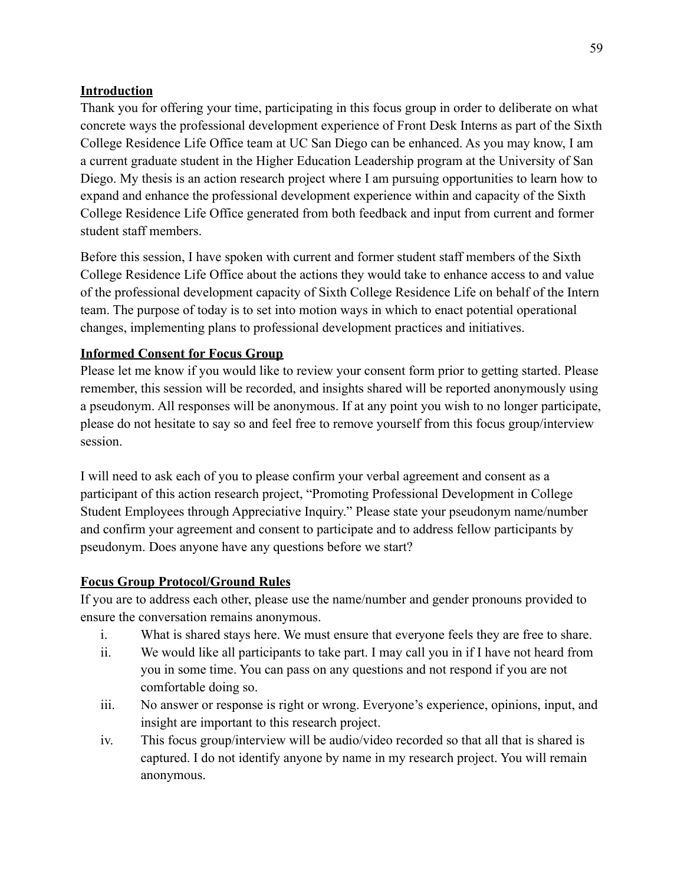**Introduction**

Thank you for offering your time, participating in this focus group in order to deliberate on what concrete ways the professional development experience of Front Desk Interns as part of the Sixth College Residence Life Office team at UC San Diego can be enhanced. As you may know, I am a current graduate student in the Higher Education Leadership program at the University of San Diego. My thesis is an action research project where I am pursuing opportunities to learn how to expand and enhance the professional development experience within and capacity of the Sixth College Residence Life Office generated from both feedback and input from current and former student staff members.

Before this session, I have spoken with current and former student staff members of the Sixth College Residence Life Office about the actions they would take to enhance access to and value of the professional development capacity of Sixth College Residence Life on behalf of the Intern team. The purpose of today is to set into motion ways in which to enact potential operational changes, implementing plans to professional development practices and initiatives.

**Informed Consent for Focus Group**

Please let me know if you would like to review your consent form prior to getting started. Please remember, this session will be recorded, and insights shared will be reported anonymously using a pseudonym. All responses will be anonymous. If at any point you wish to no longer participate, please do not hesitate to say so and feel free to remove yourself from this focus group/interview session.

I will need to ask each of you to please confirm your verbal agreement and consent as a participant of this action research project, "Promoting Professional Development in College Student Employees through Appreciative Inquiry." Please state your pseudonym name/number and confirm your agreement and consent to participate and to address fellow participants by pseudonym. Does anyone have any questions before we start?

**Focus Group Protocol/Ground Rules**

If you are to address each other, please use the name/number and gender pronouns provided to ensure the conversation remains anonymous.

i. What is shared stays here. We must ensure that everyone feels they are free to share.

ii. We would like all participants to take part. I may call you in if I have not heard from you in some time. You can pass on any questions and not respond if you are not comfortable doing so.

iii. No answer or response is right or wrong. Everyone's experience, opinions, input, and insight are important to this research project.

iv. This focus group/interview will be audio/video recorded so that all that is shared is captured. I do not identify anyone by name in my research project. You will remain anonymous.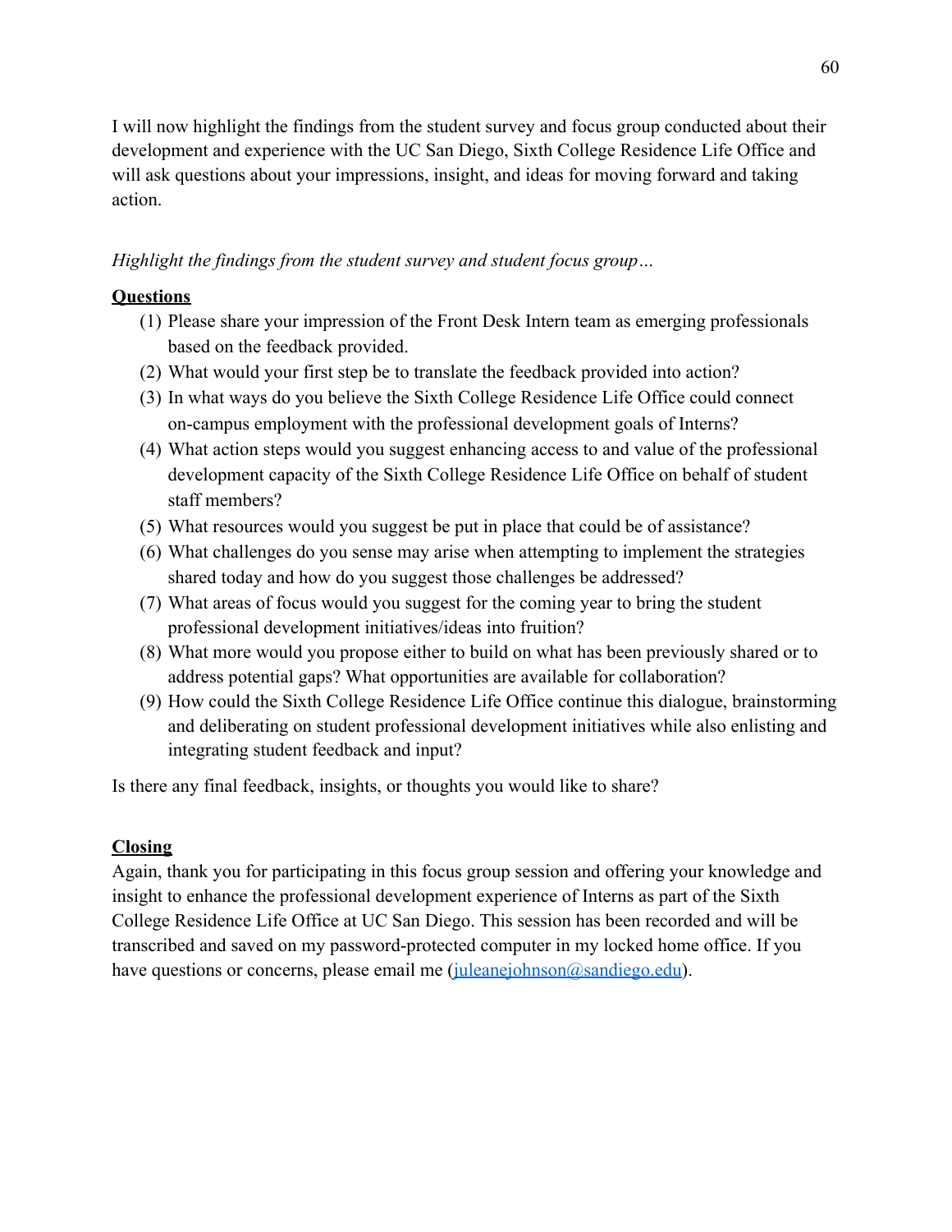I will now highlight the findings from the student survey and focus group conducted about their development and experience with the UC San Diego, Sixth College Residence Life Office and will ask questions about your impressions, insight, and ideas for moving forward and taking action.

*Highlight the findings from the student survey and student focus group…*

**Questions**

(1) Please share your impression of the Front Desk Intern team as emerging professionals based on the feedback provided.
(2) What would your first step be to translate the feedback provided into action?
(3) In what ways do you believe the Sixth College Residence Life Office could connect on-campus employment with the professional development goals of Interns?
(4) What action steps would you suggest enhancing access to and value of the professional development capacity of the Sixth College Residence Life Office on behalf of student staff members?
(5) What resources would you suggest be put in place that could be of assistance?
(6) What challenges do you sense may arise when attempting to implement the strategies shared today and how do you suggest those challenges be addressed?
(7) What areas of focus would you suggest for the coming year to bring the student professional development initiatives/ideas into fruition?
(8) What more would you propose either to build on what has been previously shared or to address potential gaps? What opportunities are available for collaboration?
(9) How could the Sixth College Residence Life Office continue this dialogue, brainstorming and deliberating on student professional development initiatives while also enlisting and integrating student feedback and input?

Is there any final feedback, insights, or thoughts you would like to share?

**Closing**

Again, thank you for participating in this focus group session and offering your knowledge and insight to enhance the professional development experience of Interns as part of the Sixth College Residence Life Office at UC San Diego. This session has been recorded and will be transcribed and saved on my password-protected computer in my locked home office. If you have questions or concerns, please email me (juleanejohnson@sandiego.edu).